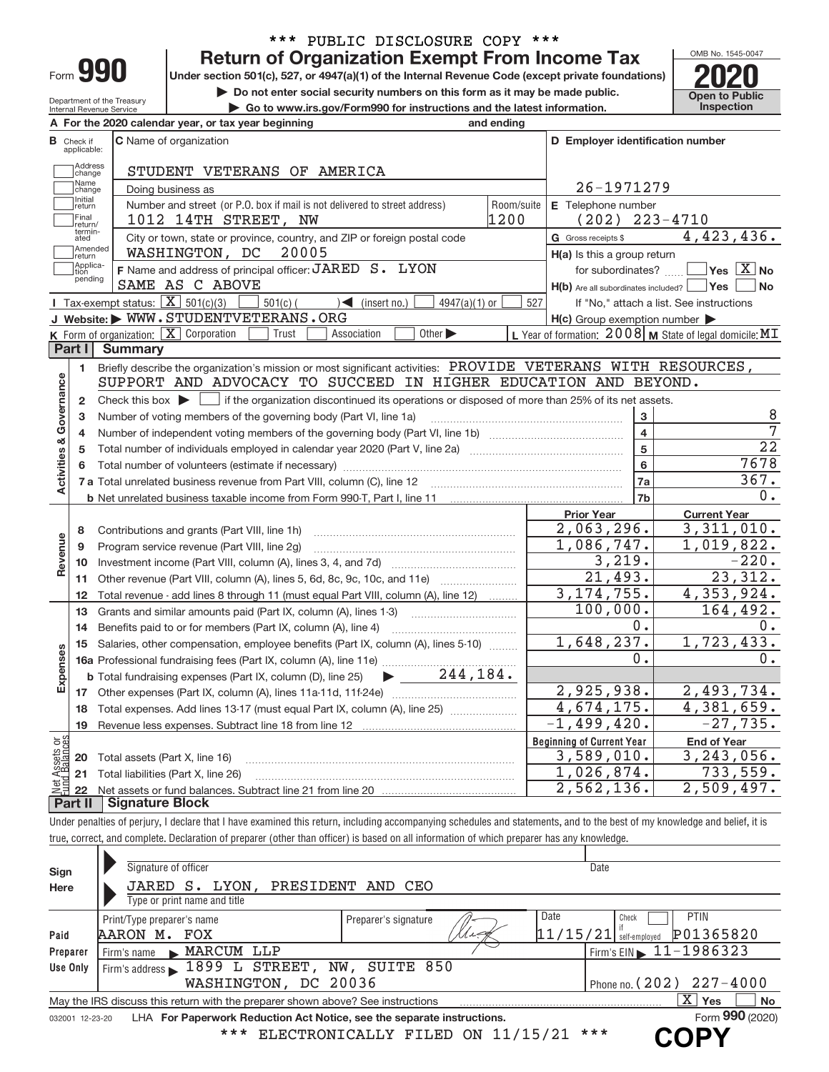\*\*\* PUBLIC DISCLOSURE COPY \*\*\*

# Form 990 — Return of Organization Exempt From Income Tax — 2020

Under section 501(c), 527, or 4947(a)(1) of the Internal Revenue Code (except private foundations)

▶ Do not enter social security numbers on this form as it may be made public.

▶ Go to www.irs.gov/Form990 for instructions and the latest information.

Department of the Treasury
Internal Revenue Service

OMB No. 1545-0047

Open to Public Inspection

**A** For the 2020 calendar year, or tax year beginning and ending

**B** Check if applicable: Address change / Name change / Initial return / Final return/terminated / Amended return / Application pending

**C** Name of organization: STUDENT VETERANS OF AMERICA

Doing business as

Number and street (or P.O. box if mail is not delivered to street address): 1012 14TH STREET, NW — Room/suite: 1200

City or town, state or province, country, and ZIP or foreign postal code: WASHINGTON, DC 20005

**D** Employer identification number: 26-1971279

**E** Telephone number: (202) 223-4710

**G** Gross receipts $ 4,423,436.

**F** Name and address of principal officer: JARED S. LYON, SAME AS C ABOVE

**H(a)** Is this a group return for subordinates? Yes [ ] No [X]

**H(b)** Are all subordinates included? Yes [ ] No [ ]
If "No," attach a list. See instructions

**H(c)** Group exemption number ▶

**I** Tax-exempt status: [X] 501(c)(3) [ ] 501(c) ( ) ◀ (insert no.) [ ] 4947(a)(1) or [ ] 527

**J** Website: ▶ WWW.STUDENTVETERANS.ORG

**K** Form of organization: [X] Corporation [ ] Trust [ ] Association [ ] Other ▶

**L** Year of formation: 2008 **M** State of legal domicile: MI

## Part I Summary

**Activities & Governance**

1. Briefly describe the organization's mission or most significant activities: PROVIDE VETERANS WITH RESOURCES, SUPPORT AND ADVOCACY TO SUCCEED IN HIGHER EDUCATION AND BEYOND.
2. Check this box ▶ [ ] if the organization discontinued its operations or disposed of more than 25% of its net assets.

| | | Line | |
|---|---|---|---|
| 3 | Number of voting members of the governing body (Part VI, line 1a) | 3 | 8 |
| 4 | Number of independent voting members of the governing body (Part VI, line 1b) | 4 | 7 |
| 5 | Total number of individuals employed in calendar year 2020 (Part V, line 2a) | 5 | 22 |
| 6 | Total number of volunteers (estimate if necessary) | 6 | 7678 |
| 7a | Total unrelated business revenue from Part VIII, column (C), line 12 | 7a | 367. |
| b | Net unrelated business taxable income from Form 990-T, Part I, line 11 | 7b | 0. |

| | | Prior Year | Current Year |
|---|---|---|---|
| **Revenue** | | | |
| 8 | Contributions and grants (Part VIII, line 1h) | 2,063,296. | 3,311,010. |
| 9 | Program service revenue (Part VIII, line 2g) | 1,086,747. | 1,019,822. |
| 10 | Investment income (Part VIII, column (A), lines 3, 4, and 7d) | 3,219. | -220. |
| 11 | Other revenue (Part VIII, column (A), lines 5, 6d, 8c, 9c, 10c, and 11e) | 21,493. | 23,312. |
| 12 | Total revenue - add lines 8 through 11 (must equal Part VIII, column (A), line 12) | 3,174,755. | 4,353,924. |
| **Expenses** | | | |
| 13 | Grants and similar amounts paid (Part IX, column (A), lines 1-3) | 100,000. | 164,492. |
| 14 | Benefits paid to or for members (Part IX, column (A), line 4) | 0. | 0. |
| 15 | Salaries, other compensation, employee benefits (Part IX, column (A), lines 5-10) | 1,648,237. | 1,723,433. |
| 16a | Professional fundraising fees (Part IX, column (A), line 11e) | 0. | 0. |
| b | Total fundraising expenses (Part IX, column (D), line 25) ▶ 244,184. | | |
| 17 | Other expenses (Part IX, column (A), lines 11a-11d, 11f-24e) | 2,925,938. | 2,493,734. |
| 18 | Total expenses. Add lines 13-17 (must equal Part IX, column (A), line 25) | 4,674,175. | 4,381,659. |
| 19 | Revenue less expenses. Subtract line 18 from line 12 | -1,499,420. | -27,735. |

| **Net Assets or Fund Balances** | | Beginning of Current Year | End of Year |
|---|---|---|---|
| 20 | Total assets (Part X, line 16) | 3,589,010. | 3,243,056. |
| 21 | Total liabilities (Part X, line 26) | 1,026,874. | 733,559. |
| 22 | Net assets or fund balances. Subtract line 21 from line 20 | 2,562,136. | 2,509,497. |

## Part II Signature Block

Under penalties of perjury, I declare that I have examined this return, including accompanying schedules and statements, and to the best of my knowledge and belief, it is true, correct, and complete. Declaration of preparer (other than officer) is based on all information of which preparer has any knowledge.

**Sign Here**

Signature of officer — Date

JARED S. LYON, PRESIDENT AND CEO
Type or print name and title

**Paid Preparer Use Only**

| Print/Type preparer's name | Preparer's signature | Date | Check if self-employed | PTIN |
|---|---|---|---|---|
| AARON M. FOX | | 11/15/21 | [ ] | P01365820 |

Firm's name ▶ MARCUM LLP — Firm's EIN ▶ 11-1986323

Firm's address ▶ 1899 L STREET, NW, SUITE 850, WASHINGTON, DC 20036 — Phone no. (202) 227-4000

May the IRS discuss this return with the preparer shown above? See instructions [X] Yes [ ] No

032001 12-23-20 LHA For Paperwork Reduction Act Notice, see the separate instructions. Form **990** (2020)

\*\*\* ELECTRONICALLY FILED ON 11/15/21 \*\*\*

**COPY**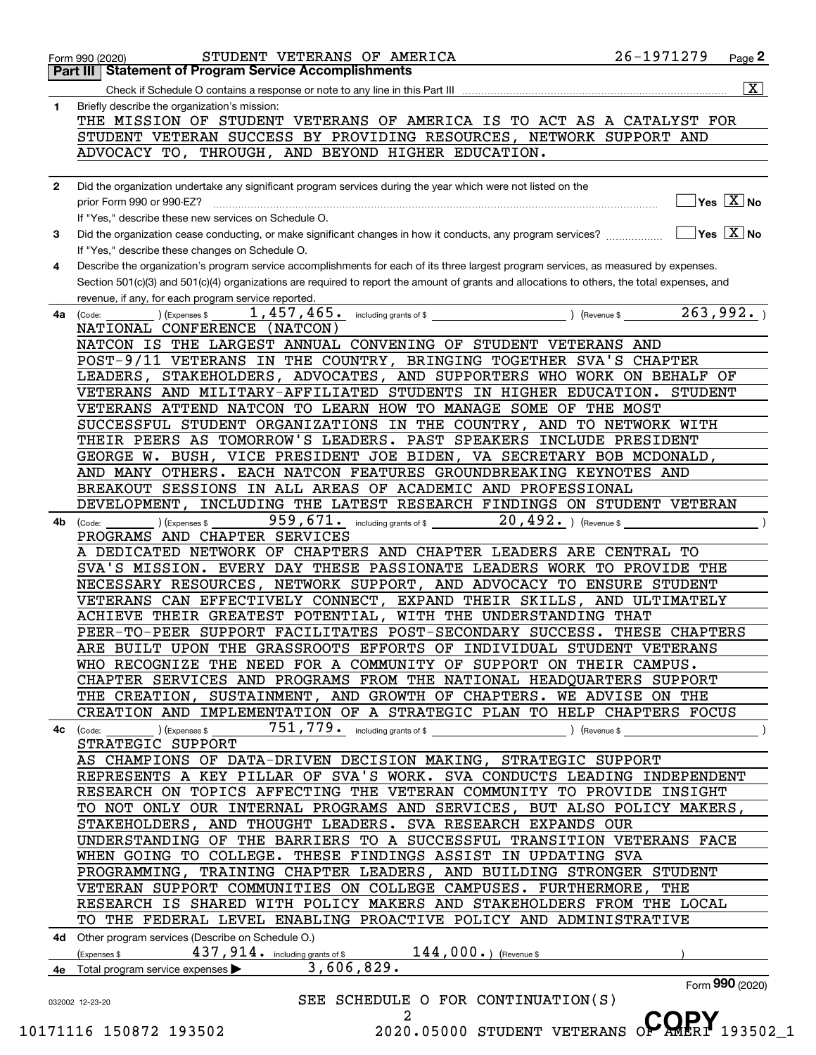Form 990 (2020) STUDENT VETERANS OF AMERICA 26-1971279 Page **2**

## Part III | Statement of Program Service Accomplishments

Check if Schedule O contains a response or note to any line in this Part III .......... [X]

**1** Briefly describe the organization's mission:

THE MISSION OF STUDENT VETERANS OF AMERICA IS TO ACT AS A CATALYST FOR STUDENT VETERAN SUCCESS BY PROVIDING RESOURCES, NETWORK SUPPORT AND ADVOCACY TO, THROUGH, AND BEYOND HIGHER EDUCATION.

**2** Did the organization undertake any significant program services during the year which were not listed on the prior Form 990 or 990-EZ? .......... [ ] Yes [X] No

If "Yes," describe these new services on Schedule O.

**3** Did the organization cease conducting, or make significant changes in how it conducts, any program services? .......... [ ] Yes [X] No

If "Yes," describe these changes on Schedule O.

**4** Describe the organization's program service accomplishments for each of its three largest program services, as measured by expenses. Section 501(c)(3) and 501(c)(4) organizations are required to report the amount of grants and allocations to others, the total expenses, and revenue, if any, for each program service reported.

**4a** (Code: ) (Expenses $ 1,457,465. including grants of $ ) (Revenue $ 263,992. )

NATIONAL CONFERENCE (NATCON)

NATCON IS THE LARGEST ANNUAL CONVENING OF STUDENT VETERANS AND POST-9/11 VETERANS IN THE COUNTRY, BRINGING TOGETHER SVA'S CHAPTER LEADERS, STAKEHOLDERS, ADVOCATES, AND SUPPORTERS WHO WORK ON BEHALF OF VETERANS AND MILITARY-AFFILIATED STUDENTS IN HIGHER EDUCATION. STUDENT VETERANS ATTEND NATCON TO LEARN HOW TO MANAGE SOME OF THE MOST SUCCESSFUL STUDENT ORGANIZATIONS IN THE COUNTRY, AND TO NETWORK WITH THEIR PEERS AS TOMORROW'S LEADERS. PAST SPEAKERS INCLUDE PRESIDENT GEORGE W. BUSH, VICE PRESIDENT JOE BIDEN, VA SECRETARY BOB MCDONALD, AND MANY OTHERS. EACH NATCON FEATURES GROUNDBREAKING KEYNOTES AND BREAKOUT SESSIONS IN ALL AREAS OF ACADEMIC AND PROFESSIONAL DEVELOPMENT, INCLUDING THE LATEST RESEARCH FINDINGS ON STUDENT VETERAN

**4b** (Code: ) (Expenses $ 959,671. including grants of $ 20,492. ) (Revenue $ )

PROGRAMS AND CHAPTER SERVICES

A DEDICATED NETWORK OF CHAPTERS AND CHAPTER LEADERS ARE CENTRAL TO SVA'S MISSION. EVERY DAY THESE PASSIONATE LEADERS WORK TO PROVIDE THE NECESSARY RESOURCES, NETWORK SUPPORT, AND ADVOCACY TO ENSURE STUDENT VETERANS CAN EFFECTIVELY CONNECT, EXPAND THEIR SKILLS, AND ULTIMATELY ACHIEVE THEIR GREATEST POTENTIAL, WITH THE UNDERSTANDING THAT PEER-TO-PEER SUPPORT FACILITATES POST-SECONDARY SUCCESS. THESE CHAPTERS ARE BUILT UPON THE GRASSROOTS EFFORTS OF INDIVIDUAL STUDENT VETERANS WHO RECOGNIZE THE NEED FOR A COMMUNITY OF SUPPORT ON THEIR CAMPUS. CHAPTER SERVICES AND PROGRAMS FROM THE NATIONAL HEADQUARTERS SUPPORT THE CREATION, SUSTAINMENT, AND GROWTH OF CHAPTERS. WE ADVISE ON THE CREATION AND IMPLEMENTATION OF A STRATEGIC PLAN TO HELP CHAPTERS FOCUS

**4c** (Code: ) (Expenses $ 751,779. including grants of $ ) (Revenue $ )

STRATEGIC SUPPORT

AS CHAMPIONS OF DATA-DRIVEN DECISION MAKING, STRATEGIC SUPPORT REPRESENTS A KEY PILLAR OF SVA'S WORK. SVA CONDUCTS LEADING INDEPENDENT RESEARCH ON TOPICS AFFECTING THE VETERAN COMMUNITY TO PROVIDE INSIGHT TO NOT ONLY OUR INTERNAL PROGRAMS AND SERVICES, BUT ALSO POLICY MAKERS, STAKEHOLDERS, AND THOUGHT LEADERS. SVA RESEARCH EXPANDS OUR UNDERSTANDING OF THE BARRIERS TO A SUCCESSFUL TRANSITION VETERANS FACE WHEN GOING TO COLLEGE. THESE FINDINGS ASSIST IN UPDATING SVA PROGRAMMING, TRAINING CHAPTER LEADERS, AND BUILDING STRONGER STUDENT VETERAN SUPPORT COMMUNITIES ON COLLEGE CAMPUSES. FURTHERMORE, THE RESEARCH IS SHARED WITH POLICY MAKERS AND STAKEHOLDERS FROM THE LOCAL TO THE FEDERAL LEVEL ENABLING PROACTIVE POLICY AND ADMINISTRATIVE

**4d** Other program services (Describe on Schedule O.)

(Expenses $ 437,914. including grants of $ 144,000. ) (Revenue $ )

**4e** Total program service expenses ▶ 3,606,829.

Form **990** (2020)

032002 12-23-20

SEE SCHEDULE O FOR CONTINUATION(S)

10171116 150872 193502 2020.05000 STUDENT VETERANS OF AMERI 193502_1

COPY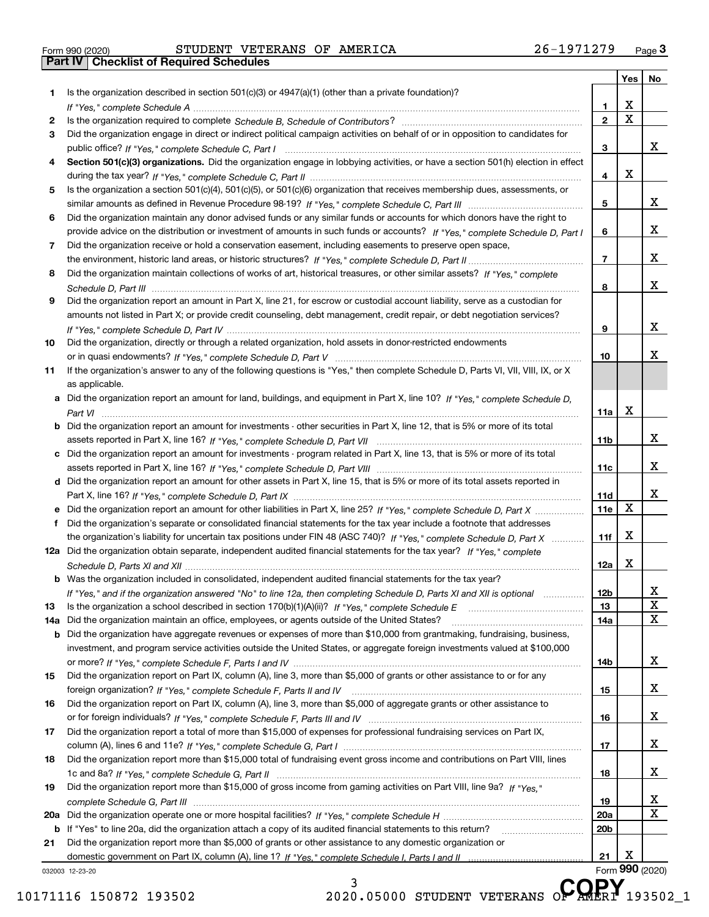Form 990 (2020) STUDENT VETERANS OF AMERICA 26-1971279

## Part IV Checklist of Required Schedules

| | | | Yes | No |
|---|---|---|---|---|
| 1 | Is the organization described in section 501(c)(3) or 4947(a)(1) (other than a private foundation)? *If "Yes," complete Schedule A* | 1 | X | |
| 2 | Is the organization required to complete *Schedule B, Schedule of Contributors*? | 2 | X | |
| 3 | Did the organization engage in direct or indirect political campaign activities on behalf of or in opposition to candidates for public office? *If "Yes," complete Schedule C, Part I* | 3 | | X |
| 4 | **Section 501(c)(3) organizations.** Did the organization engage in lobbying activities, or have a section 501(h) election in effect during the tax year? *If "Yes," complete Schedule C, Part II* | 4 | X | |
| 5 | Is the organization a section 501(c)(4), 501(c)(5), or 501(c)(6) organization that receives membership dues, assessments, or similar amounts as defined in Revenue Procedure 98-19? *If "Yes," complete Schedule C, Part III* | 5 | | X |
| 6 | Did the organization maintain any donor advised funds or any similar funds or accounts for which donors have the right to provide advice on the distribution or investment of amounts in such funds or accounts? *If "Yes," complete Schedule D, Part I* | 6 | | X |
| 7 | Did the organization receive or hold a conservation easement, including easements to preserve open space, the environment, historic land areas, or historic structures? *If "Yes," complete Schedule D, Part II* | 7 | | X |
| 8 | Did the organization maintain collections of works of art, historical treasures, or other similar assets? *If "Yes," complete Schedule D, Part III* | 8 | | X |
| 9 | Did the organization report an amount in Part X, line 21, for escrow or custodial account liability, serve as a custodian for amounts not listed in Part X; or provide credit counseling, debt management, credit repair, or debt negotiation services? *If "Yes," complete Schedule D, Part IV* | 9 | | X |
| 10 | Did the organization, directly or through a related organization, hold assets in donor-restricted endowments or in quasi endowments? *If "Yes," complete Schedule D, Part V* | 10 | | X |
| 11 | If the organization's answer to any of the following questions is "Yes," then complete Schedule D, Parts VI, VII, VIII, IX, or X as applicable. | | | |
| a | Did the organization report an amount for land, buildings, and equipment in Part X, line 10? *If "Yes," complete Schedule D, Part VI* | 11a | X | |
| b | Did the organization report an amount for investments - other securities in Part X, line 12, that is 5% or more of its total assets reported in Part X, line 16? *If "Yes," complete Schedule D, Part VII* | 11b | | X |
| c | Did the organization report an amount for investments - program related in Part X, line 13, that is 5% or more of its total assets reported in Part X, line 16? *If "Yes," complete Schedule D, Part VIII* | 11c | | X |
| d | Did the organization report an amount for other assets in Part X, line 15, that is 5% or more of its total assets reported in Part X, line 16? *If "Yes," complete Schedule D, Part IX* | 11d | | X |
| e | Did the organization report an amount for other liabilities in Part X, line 25? *If "Yes," complete Schedule D, Part X* | 11e | X | |
| f | Did the organization's separate or consolidated financial statements for the tax year include a footnote that addresses the organization's liability for uncertain tax positions under FIN 48 (ASC 740)? *If "Yes," complete Schedule D, Part X* | 11f | X | |
| 12a | Did the organization obtain separate, independent audited financial statements for the tax year? *If "Yes," complete Schedule D, Parts XI and XII* | 12a | X | |
| b | Was the organization included in consolidated, independent audited financial statements for the tax year? *If "Yes," and if the organization answered "No" to line 12a, then completing Schedule D, Parts XI and XII is optional* | 12b | | X |
| 13 | Is the organization a school described in section 170(b)(1)(A)(ii)? *If "Yes," complete Schedule E* | 13 | | X |
| 14a | Did the organization maintain an office, employees, or agents outside of the United States? | 14a | | X |
| b | Did the organization have aggregate revenues or expenses of more than $10,000 from grantmaking, fundraising, business, investment, and program service activities outside the United States, or aggregate foreign investments valued at $100,000 or more? *If "Yes," complete Schedule F, Parts I and IV* | 14b | | X |
| 15 | Did the organization report on Part IX, column (A), line 3, more than $5,000 of grants or other assistance to or for any foreign organization? *If "Yes," complete Schedule F, Parts II and IV* | 15 | | X |
| 16 | Did the organization report on Part IX, column (A), line 3, more than $5,000 of aggregate grants or other assistance to or for foreign individuals? *If "Yes," complete Schedule F, Parts III and IV* | 16 | | X |
| 17 | Did the organization report a total of more than $15,000 of expenses for professional fundraising services on Part IX, column (A), lines 6 and 11e? *If "Yes," complete Schedule G, Part I* | 17 | | X |
| 18 | Did the organization report more than $15,000 total of fundraising event gross income and contributions on Part VIII, lines 1c and 8a? *If "Yes," complete Schedule G, Part II* | 18 | | X |
| 19 | Did the organization report more than $15,000 of gross income from gaming activities on Part VIII, line 9a? *If "Yes," complete Schedule G, Part III* | 19 | | X |
| 20a | Did the organization operate one or more hospital facilities? *If "Yes," complete Schedule H* | 20a | | X |
| b | If "Yes" to line 20a, did the organization attach a copy of its audited financial statements to this return? | 20b | | |
| 21 | Did the organization report more than $5,000 of grants or other assistance to any domestic organization or domestic government on Part IX, column (A), line 1? *If "Yes," complete Schedule I, Parts I and II* | 21 | X | |

032003 12-23-20

Form **990** (2020)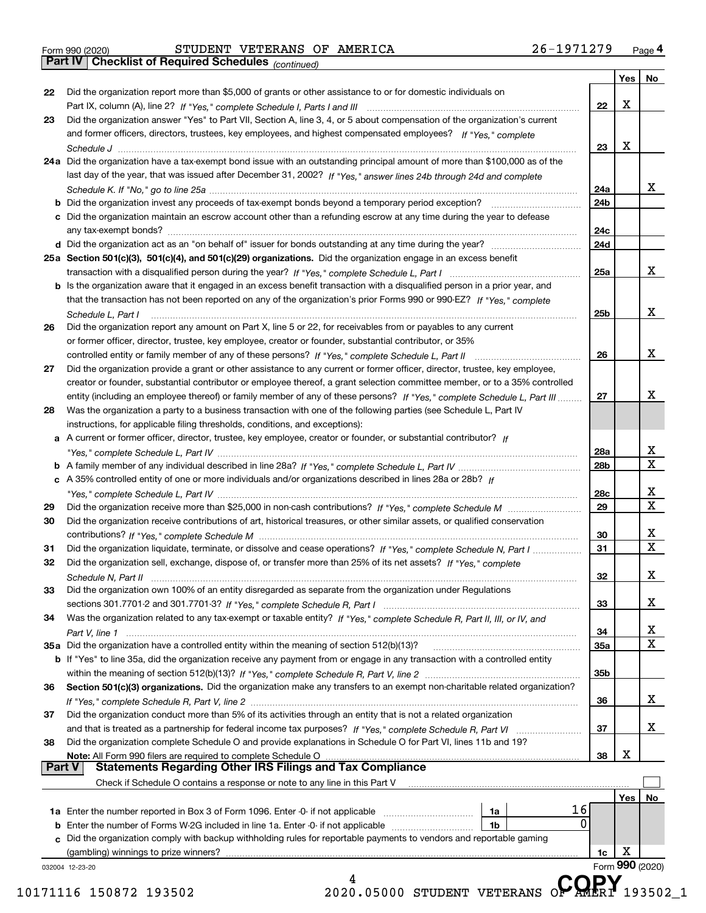Form 990 (2020) STUDENT VETERANS OF AMERICA 26-1971279 Page 4

**Part IV Checklist of Required Schedules** *(continued)*

| | | | Yes | No |
|---|---|---|---|---|
| 22 | Did the organization report more than $5,000 of grants or other assistance to or for domestic individuals on Part IX, column (A), line 2? *If "Yes," complete Schedule I, Parts I and III* | 22 | X | |
| 23 | Did the organization answer "Yes" to Part VII, Section A, line 3, 4, or 5 about compensation of the organization's current and former officers, directors, trustees, key employees, and highest compensated employees? *If "Yes," complete Schedule J* | 23 | X | |
| 24a | Did the organization have a tax-exempt bond issue with an outstanding principal amount of more than $100,000 as of the last day of the year, that was issued after December 31, 2002? *If "Yes," answer lines 24b through 24d and complete Schedule K. If "No," go to line 25a* | 24a | | X |
| b | Did the organization invest any proceeds of tax-exempt bonds beyond a temporary period exception? | 24b | | |
| c | Did the organization maintain an escrow account other than a refunding escrow at any time during the year to defease any tax-exempt bonds? | 24c | | |
| d | Did the organization act as an "on behalf of" issuer for bonds outstanding at any time during the year? | 24d | | |
| 25a | **Section 501(c)(3), 501(c)(4), and 501(c)(29) organizations.** Did the organization engage in an excess benefit transaction with a disqualified person during the year? *If "Yes," complete Schedule L, Part I* | 25a | | X |
| b | Is the organization aware that it engaged in an excess benefit transaction with a disqualified person in a prior year, and that the transaction has not been reported on any of the organization's prior Forms 990 or 990-EZ? *If "Yes," complete Schedule L, Part I* | 25b | | X |
| 26 | Did the organization report any amount on Part X, line 5 or 22, for receivables from or payables to any current or former officer, director, trustee, key employee, creator or founder, substantial contributor, or 35% controlled entity or family member of any of these persons? *If "Yes," complete Schedule L, Part II* | 26 | | X |
| 27 | Did the organization provide a grant or other assistance to any current or former officer, director, trustee, key employee, creator or founder, substantial contributor or employee thereof, a grant selection committee member, or to a 35% controlled entity (including an employee thereof) or family member of any of these persons? *If "Yes," complete Schedule L, Part III* | 27 | | X |
| 28 | Was the organization a party to a business transaction with one of the following parties (see Schedule L, Part IV instructions, for applicable filing thresholds, conditions, and exceptions): | | | |
| a | A current or former officer, director, trustee, key employee, creator or founder, or substantial contributor? *If "Yes," complete Schedule L, Part IV* | 28a | | X |
| b | A family member of any individual described in line 28a? *If "Yes," complete Schedule L, Part IV* | 28b | | X |
| c | A 35% controlled entity of one or more individuals and/or organizations described in lines 28a or 28b? *If "Yes," complete Schedule L, Part IV* | 28c | | X |
| 29 | Did the organization receive more than $25,000 in non-cash contributions? *If "Yes," complete Schedule M* | 29 | | X |
| 30 | Did the organization receive contributions of art, historical treasures, or other similar assets, or qualified conservation contributions? *If "Yes," complete Schedule M* | 30 | | X |
| 31 | Did the organization liquidate, terminate, or dissolve and cease operations? *If "Yes," complete Schedule N, Part I* | 31 | | X |
| 32 | Did the organization sell, exchange, dispose of, or transfer more than 25% of its net assets? *If "Yes," complete Schedule N, Part II* | 32 | | X |
| 33 | Did the organization own 100% of an entity disregarded as separate from the organization under Regulations sections 301.7701-2 and 301.7701-3? *If "Yes," complete Schedule R, Part I* | 33 | | X |
| 34 | Was the organization related to any tax-exempt or taxable entity? *If "Yes," complete Schedule R, Part II, III, or IV, and Part V, line 1* | 34 | | X |
| 35a | Did the organization have a controlled entity within the meaning of section 512(b)(13)? | 35a | | X |
| b | If "Yes" to line 35a, did the organization receive any payment from or engage in any transaction with a controlled entity within the meaning of section 512(b)(13)? *If "Yes," complete Schedule R, Part V, line 2* | 35b | | |
| 36 | **Section 501(c)(3) organizations.** Did the organization make any transfers to an exempt non-charitable related organization? *If "Yes," complete Schedule R, Part V, line 2* | 36 | | X |
| 37 | Did the organization conduct more than 5% of its activities through an entity that is not a related organization and that is treated as a partnership for federal income tax purposes? *If "Yes," complete Schedule R, Part VI* | 37 | | X |
| 38 | Did the organization complete Schedule O and provide explanations in Schedule O for Part VI, lines 11b and 19? **Note:** All Form 990 filers are required to complete Schedule O | 38 | X | |

**Part V Statements Regarding Other IRS Filings and Tax Compliance**

Check if Schedule O contains a response or note to any line in this Part V ☐

| | | | | | Yes | No |
|---|---|---|---|---|---|---|
| 1a | Enter the number reported in Box 3 of Form 1096. Enter -0- if not applicable | 1a | 16 | | | |
| b | Enter the number of Forms W-2G included in line 1a. Enter -0- if not applicable | 1b | 0 | | | |
| c | Did the organization comply with backup withholding rules for reportable payments to vendors and reportable gaming (gambling) winnings to prize winners? | | | 1c | X | |

032004 12-23-20 Form **990** (2020)

10171116 150872 193502 2020.05000 STUDENT VETERANS OF AMERI 193502_1

COPY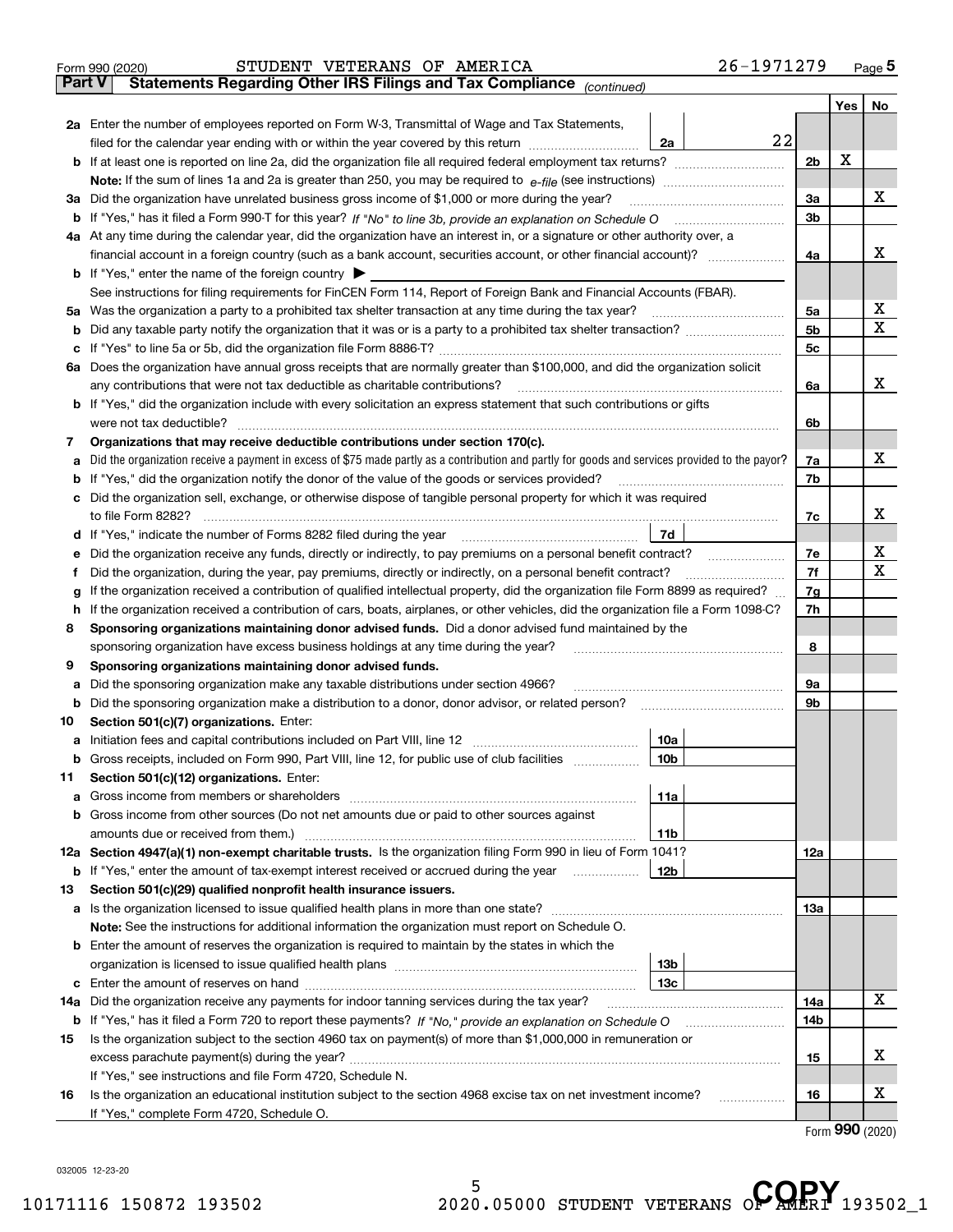Form 990 (2020) STUDENT VETERANS OF AMERICA 26-1971279

## Part V Statements Regarding Other IRS Filings and Tax Compliance *(continued)*

| | | | | | Yes | No |
|---|---|---|---|---|---|---|
| **2a** | Enter the number of employees reported on Form W-3, Transmittal of Wage and Tax Statements, filed for the calendar year ending with or within the year covered by this return | 2a | 22 | | | |
| **b** | If at least one is reported on line 2a, did the organization file all required federal employment tax returns? | | | 2b | X | |
| | **Note:** If the sum of lines 1a and 2a is greater than 250, you may be required to *e-file* (see instructions) | | | | | |
| **3a** | Did the organization have unrelated business gross income of $1,000 or more during the year? | | | 3a | | X |
| **b** | If "Yes," has it filed a Form 990-T for this year? *If "No" to line 3b, provide an explanation on Schedule O* | | | 3b | | |
| **4a** | At any time during the calendar year, did the organization have an interest in, or a signature or other authority over, a financial account in a foreign country (such as a bank account, securities account, or other financial account)? | | | 4a | | X |
| **b** | If "Yes," enter the name of the foreign country ▶ | | | | | |
| | See instructions for filing requirements for FinCEN Form 114, Report of Foreign Bank and Financial Accounts (FBAR). | | | | | |
| **5a** | Was the organization a party to a prohibited tax shelter transaction at any time during the tax year? | | | 5a | | X |
| **b** | Did any taxable party notify the organization that it was or is a party to a prohibited tax shelter transaction? | | | 5b | | X |
| **c** | If "Yes" to line 5a or 5b, did the organization file Form 8886-T? | | | 5c | | |
| **6a** | Does the organization have annual gross receipts that are normally greater than $100,000, and did the organization solicit any contributions that were not tax deductible as charitable contributions? | | | 6a | | X |
| **b** | If "Yes," did the organization include with every solicitation an express statement that such contributions or gifts were not tax deductible? | | | 6b | | |
| **7** | **Organizations that may receive deductible contributions under section 170(c).** | | | | | |
| **a** | Did the organization receive a payment in excess of $75 made partly as a contribution and partly for goods and services provided to the payor? | | | 7a | | X |
| **b** | If "Yes," did the organization notify the donor of the value of the goods or services provided? | | | 7b | | |
| **c** | Did the organization sell, exchange, or otherwise dispose of tangible personal property for which it was required to file Form 8282? | | | 7c | | X |
| **d** | If "Yes," indicate the number of Forms 8282 filed during the year | 7d | | | | |
| **e** | Did the organization receive any funds, directly or indirectly, to pay premiums on a personal benefit contract? | | | 7e | | X |
| **f** | Did the organization, during the year, pay premiums, directly or indirectly, on a personal benefit contract? | | | 7f | | X |
| **g** | If the organization received a contribution of qualified intellectual property, did the organization file Form 8899 as required? | | | 7g | | |
| **h** | If the organization received a contribution of cars, boats, airplanes, or other vehicles, did the organization file a Form 1098-C? | | | 7h | | |
| **8** | **Sponsoring organizations maintaining donor advised funds.** Did a donor advised fund maintained by the sponsoring organization have excess business holdings at any time during the year? | | | 8 | | |
| **9** | **Sponsoring organizations maintaining donor advised funds.** | | | | | |
| **a** | Did the sponsoring organization make any taxable distributions under section 4966? | | | 9a | | |
| **b** | Did the sponsoring organization make a distribution to a donor, donor advisor, or related person? | | | 9b | | |
| **10** | **Section 501(c)(7) organizations.** Enter: | | | | | |
| **a** | Initiation fees and capital contributions included on Part VIII, line 12 | 10a | | | | |
| **b** | Gross receipts, included on Form 990, Part VIII, line 12, for public use of club facilities | 10b | | | | |
| **11** | **Section 501(c)(12) organizations.** Enter: | | | | | |
| **a** | Gross income from members or shareholders | 11a | | | | |
| **b** | Gross income from other sources (Do not net amounts due or paid to other sources against amounts due or received from them.) | 11b | | | | |
| **12a** | **Section 4947(a)(1) non-exempt charitable trusts.** Is the organization filing Form 990 in lieu of Form 1041? | | | 12a | | |
| **b** | If "Yes," enter the amount of tax-exempt interest received or accrued during the year | 12b | | | | |
| **13** | **Section 501(c)(29) qualified nonprofit health insurance issuers.** | | | | | |
| **a** | Is the organization licensed to issue qualified health plans in more than one state? | | | 13a | | |
| | **Note:** See the instructions for additional information the organization must report on Schedule O. | | | | | |
| **b** | Enter the amount of reserves the organization is required to maintain by the states in which the organization is licensed to issue qualified health plans | 13b | | | | |
| **c** | Enter the amount of reserves on hand | 13c | | | | |
| **14a** | Did the organization receive any payments for indoor tanning services during the tax year? | | | 14a | | X |
| **b** | If "Yes," has it filed a Form 720 to report these payments? *If "No," provide an explanation on Schedule O* | | | 14b | | |
| **15** | Is the organization subject to the section 4960 tax on payment(s) of more than $1,000,000 in remuneration or excess parachute payment(s) during the year? | | | 15 | | X |
| | If "Yes," see instructions and file Form 4720, Schedule N. | | | | | |
| **16** | Is the organization an educational institution subject to the section 4968 excise tax on net investment income? | | | 16 | | X |
| | If "Yes," complete Form 4720, Schedule O. | | | | | |

Form **990** (2020)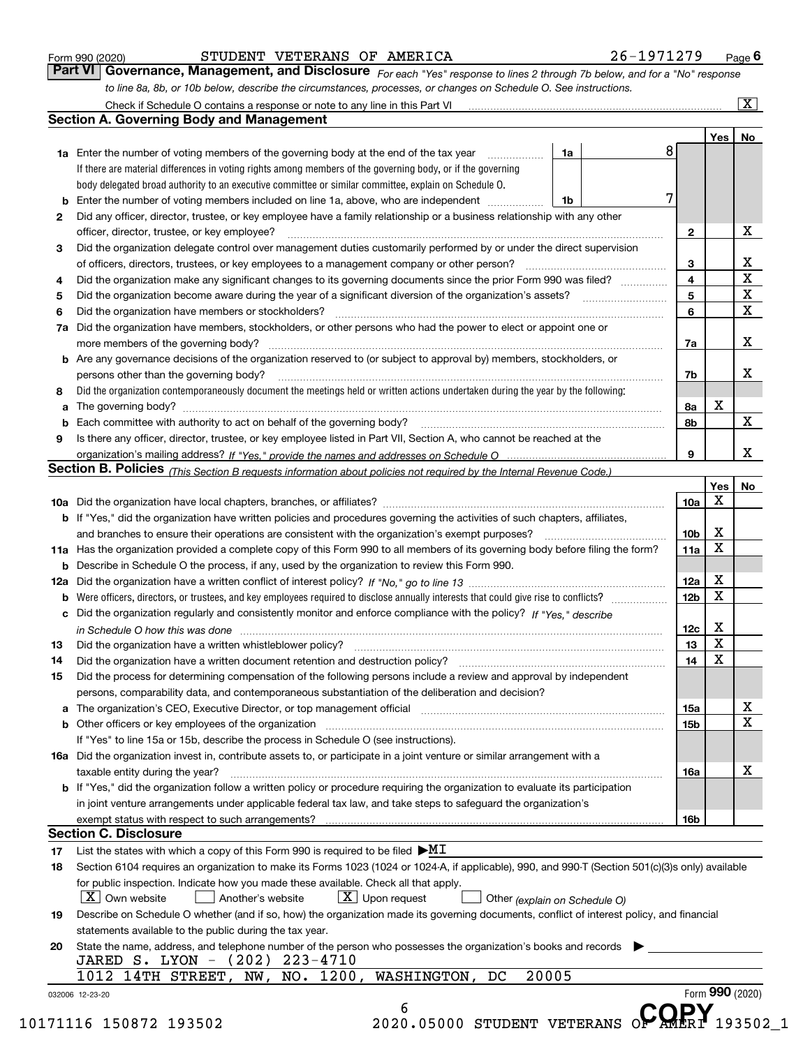Form 990 (2020) STUDENT VETERANS OF AMERICA 26-1971279 Page **6**

## Part VI Governance, Management, and Disclosure

*For each "Yes" response to lines 2 through 7b below, and for a "No" response to line 8a, 8b, or 10b below, describe the circumstances, processes, or changes on Schedule O. See instructions.*

Check if Schedule O contains a response or note to any line in this Part VI ... [X]

### Section A. Governing Body and Management

| | | | | Yes | No |
|---|---|---|---|---|---|
| **1a** | Enter the number of voting members of the governing body at the end of the tax year. If there are material differences in voting rights among members of the governing body, or if the governing body delegated broad authority to an executive committee or similar committee, explain on Schedule O. | 1a | 8 | | |
| **b** | Enter the number of voting members included on line 1a, above, who are independent | 1b | 7 | | |
| **2** | Did any officer, director, trustee, or key employee have a family relationship or a business relationship with any other officer, director, trustee, or key employee? | | 2 | | X |
| **3** | Did the organization delegate control over management duties customarily performed by or under the direct supervision of officers, directors, trustees, or key employees to a management company or other person? | | 3 | | X |
| **4** | Did the organization make any significant changes to its governing documents since the prior Form 990 was filed? | | 4 | | X |
| **5** | Did the organization become aware during the year of a significant diversion of the organization's assets? | | 5 | | X |
| **6** | Did the organization have members or stockholders? | | 6 | | X |
| **7a** | Did the organization have members, stockholders, or other persons who had the power to elect or appoint one or more members of the governing body? | | 7a | | X |
| **b** | Are any governance decisions of the organization reserved to (or subject to approval by) members, stockholders, or persons other than the governing body? | | 7b | | X |
| **8** | Did the organization contemporaneously document the meetings held or written actions undertaken during the year by the following: | | | | |
| **a** | The governing body? | | 8a | X | |
| **b** | Each committee with authority to act on behalf of the governing body? | | 8b | | X |
| **9** | Is there any officer, director, trustee, or key employee listed in Part VII, Section A, who cannot be reached at the organization's mailing address? *If "Yes," provide the names and addresses on Schedule O* | | 9 | | X |

### Section B. Policies *(This Section B requests information about policies not required by the Internal Revenue Code.)*

| | | | Yes | No |
|---|---|---|---|---|
| **10a** | Did the organization have local chapters, branches, or affiliates? | 10a | X | |
| **b** | If "Yes," did the organization have written policies and procedures governing the activities of such chapters, affiliates, and branches to ensure their operations are consistent with the organization's exempt purposes? | 10b | X | |
| **11a** | Has the organization provided a complete copy of this Form 990 to all members of its governing body before filing the form? | 11a | X | |
| **b** | Describe in Schedule O the process, if any, used by the organization to review this Form 990. | | | |
| **12a** | Did the organization have a written conflict of interest policy? *If "No," go to line 13* | 12a | X | |
| **b** | Were officers, directors, or trustees, and key employees required to disclose annually interests that could give rise to conflicts? | 12b | X | |
| **c** | Did the organization regularly and consistently monitor and enforce compliance with the policy? *If "Yes," describe in Schedule O how this was done* | 12c | X | |
| **13** | Did the organization have a written whistleblower policy? | 13 | X | |
| **14** | Did the organization have a written document retention and destruction policy? | 14 | X | |
| **15** | Did the process for determining compensation of the following persons include a review and approval by independent persons, comparability data, and contemporaneous substantiation of the deliberation and decision? | | | |
| **a** | The organization's CEO, Executive Director, or top management official | 15a | | X |
| **b** | Other officers or key employees of the organization | 15b | | X |
| | If "Yes" to line 15a or 15b, describe the process in Schedule O (see instructions). | | | |
| **16a** | Did the organization invest in, contribute assets to, or participate in a joint venture or similar arrangement with a taxable entity during the year? | 16a | | X |
| **b** | If "Yes," did the organization follow a written policy or procedure requiring the organization to evaluate its participation in joint venture arrangements under applicable federal tax law, and take steps to safeguard the organization's exempt status with respect to such arrangements? | 16b | | |

### Section C. Disclosure

**17** List the states with which a copy of this Form 990 is required to be filed ▶MI

**18** Section 6104 requires an organization to make its Forms 1023 (1024 or 1024-A, if applicable), 990, and 990-T (Section 501(c)(3)s only) available for public inspection. Indicate how you made these available. Check all that apply.

[X] Own website [ ] Another's website [X] Upon request [ ] Other *(explain on Schedule O)*

**19** Describe on Schedule O whether (and if so, how) the organization made its governing documents, conflict of interest policy, and financial statements available to the public during the tax year.

**20** State the name, address, and telephone number of the person who possesses the organization's books and records ▶

JARED S. LYON - (202) 223-4710
1012 14TH STREET, NW, NO. 1200, WASHINGTON, DC 20005

032006 12-23-20 Form **990** (2020)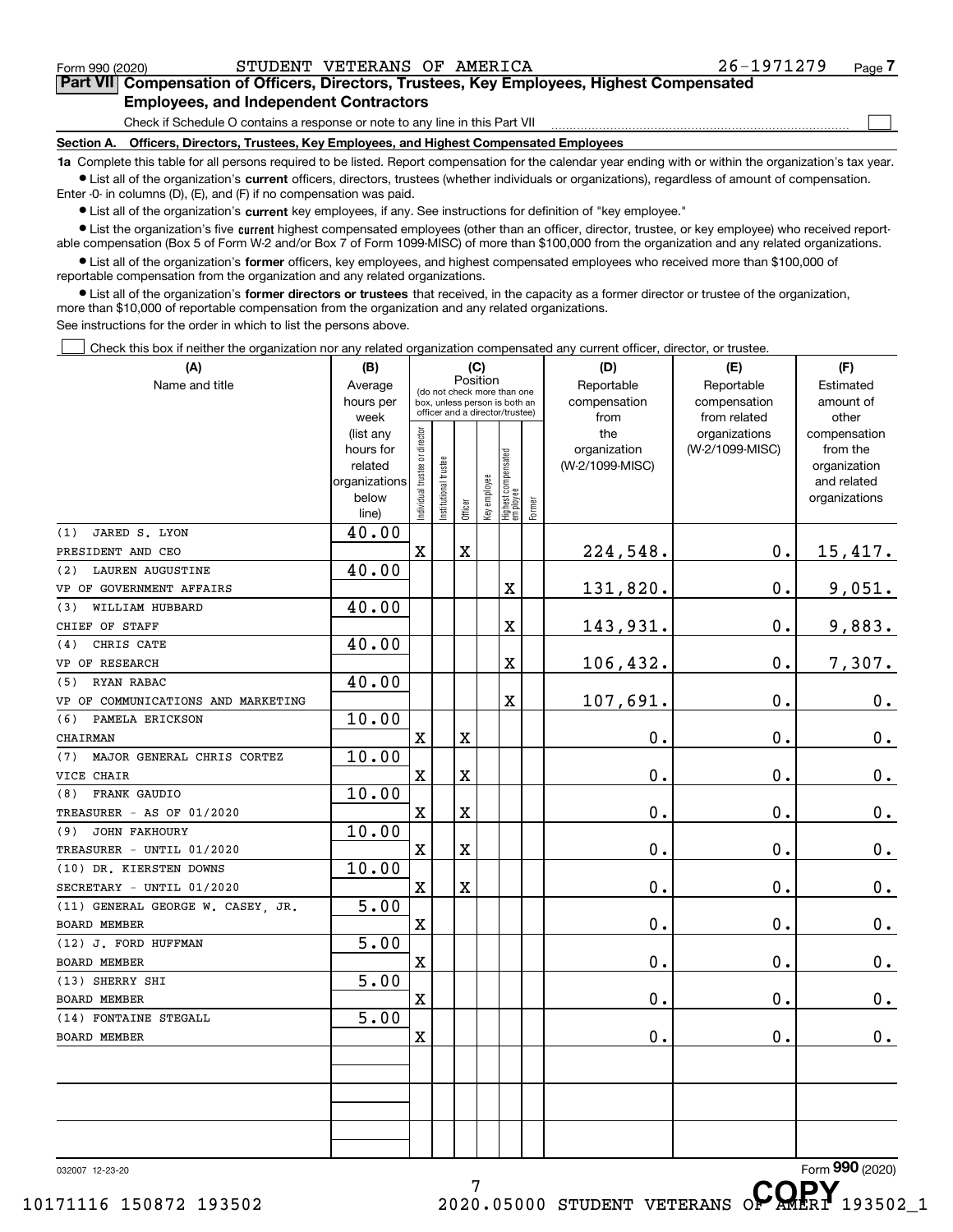Form 990 (2020) STUDENT VETERANS OF AMERICA 26-1971279 Page 7

## Part VII Compensation of Officers, Directors, Trustees, Key Employees, Highest Compensated Employees, and Independent Contractors

Check if Schedule O contains a response or note to any line in this Part VII ☐

**Section A. Officers, Directors, Trustees, Key Employees, and Highest Compensated Employees**

**1a** Complete this table for all persons required to be listed. Report compensation for the calendar year ending with or within the organization's tax year.

- List all of the organization's **current** officers, directors, trustees (whether individuals or organizations), regardless of amount of compensation. Enter -0- in columns (D), (E), and (F) if no compensation was paid.
- List all of the organization's **current** key employees, if any. See instructions for definition of "key employee."
- List the organization's five **current** highest compensated employees (other than an officer, director, trustee, or key employee) who received reportable compensation (Box 5 of Form W-2 and/or Box 7 of Form 1099-MISC) of more than $100,000 from the organization and any related organizations.
- List all of the organization's **former** officers, key employees, and highest compensated employees who received more than $100,000 of reportable compensation from the organization and any related organizations.
- List all of the organization's **former directors or trustees** that received, in the capacity as a former director or trustee of the organization, more than $10,000 of reportable compensation from the organization and any related organizations.

See instructions for the order in which to list the persons above.

☐ Check this box if neither the organization nor any related organization compensated any current officer, director, or trustee.

| (A) Name and title | (B) Average hours per week (list any hours for related organizations below line) | (C) Position: Individual trustee or director | Institutional trustee | Officer | Key employee | Highest compensated employee | Former | (D) Reportable compensation from the organization (W-2/1099-MISC) | (E) Reportable compensation from related organizations (W-2/1099-MISC) | (F) Estimated amount of other compensation from the organization and related organizations |
|---|---|---|---|---|---|---|---|---|---|---|
| (1) JARED S. LYON PRESIDENT AND CEO | 40.00 | X | | X | | | | 224,548. | 0. | 15,417. |
| (2) LAUREN AUGUSTINE VP OF GOVERNMENT AFFAIRS | 40.00 | | | | | X | | 131,820. | 0. | 9,051. |
| (3) WILLIAM HUBBARD CHIEF OF STAFF | 40.00 | | | | | X | | 143,931. | 0. | 9,883. |
| (4) CHRIS CATE VP OF RESEARCH | 40.00 | | | | | X | | 106,432. | 0. | 7,307. |
| (5) RYAN RABAC VP OF COMMUNICATIONS AND MARKETING | 40.00 | | | | | X | | 107,691. | 0. | 0. |
| (6) PAMELA ERICKSON CHAIRMAN | 10.00 | X | | X | | | | 0. | 0. | 0. |
| (7) MAJOR GENERAL CHRIS CORTEZ VICE CHAIR | 10.00 | X | | X | | | | 0. | 0. | 0. |
| (8) FRANK GAUDIO TREASURER - AS OF 01/2020 | 10.00 | X | | X | | | | 0. | 0. | 0. |
| (9) JOHN FAKHOURY TREASURER - UNTIL 01/2020 | 10.00 | X | | X | | | | 0. | 0. | 0. |
| (10) DR. KIERSTEN DOWNS SECRETARY - UNTIL 01/2020 | 10.00 | X | | X | | | | 0. | 0. | 0. |
| (11) GENERAL GEORGE W. CASEY, JR. BOARD MEMBER | 5.00 | X | | | | | | 0. | 0. | 0. |
| (12) J. FORD HUFFMAN BOARD MEMBER | 5.00 | X | | | | | | 0. | 0. | 0. |
| (13) SHERRY SHI BOARD MEMBER | 5.00 | X | | | | | | 0. | 0. | 0. |
| (14) FONTAINE STEGALL BOARD MEMBER | 5.00 | X | | | | | | 0. | 0. | 0. |

032007 12-23-20 Form **990** (2020)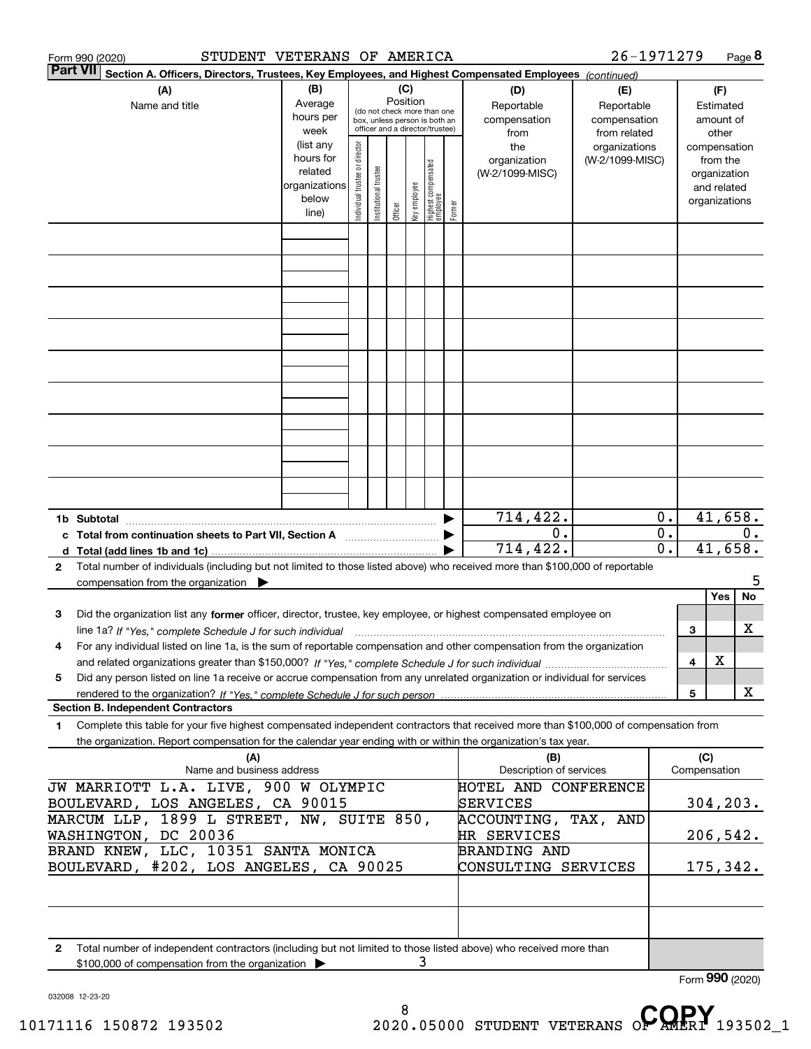Form 990 (2020) STUDENT VETERANS OF AMERICA 26-1971279 Page 8

**Part VII** Section A. Officers, Directors, Trustees, Key Employees, and Highest Compensated Employees *(continued)*

| (A) Name and title | (B) Average hours per week (list any hours for related organizations below line) | (C) Position (do not check more than one box, unless person is both an officer and a director/trustee) Individual trustee or director | Institutional trustee | Officer | Key employee | Highest compensated employee | Former | (D) Reportable compensation from the organization (W-2/1099-MISC) | (E) Reportable compensation from related organizations (W-2/1099-MISC) | (F) Estimated amount of other compensation from the organization and related organizations |
|---|---|---|---|---|---|---|---|---|---|---|
| | | | | | | | | | | |
| | | | | | | | | | | |
| | | | | | | | | | | |
| | | | | | | | | | | |
| | | | | | | | | | | |
| | | | | | | | | | | |
| | | | | | | | | | | |
| | | | | | | | | | | |
| | | | | | | | | | | |
| **1b Subtotal** | | | | | | | ▶ | 714,422. | 0. | 41,658. |
| **c Total from continuation sheets to Part VII, Section A** | | | | | | | ▶ | 0. | 0. | 0. |
| **d Total (add lines 1b and 1c)** | | | | | | | ▶ | 714,422. | 0. | 41,658. |

**2** Total number of individuals (including but not limited to those listed above) who received more than $100,000 of reportable compensation from the organization ▶ 5

| | | Yes | No |
|---|---|---|---|
| **3** Did the organization list any **former** officer, director, trustee, key employee, or highest compensated employee on line 1a? *If "Yes," complete Schedule J for such individual* | 3 | | X |
| **4** For any individual listed on line 1a, is the sum of reportable compensation and other compensation from the organization and related organizations greater than $150,000? *If "Yes," complete Schedule J for such individual* | 4 | X | |
| **5** Did any person listed on line 1a receive or accrue compensation from any unrelated organization or individual for services rendered to the organization? *If "Yes," complete Schedule J for such person* | 5 | | X |

**Section B. Independent Contractors**

**1** Complete this table for your five highest compensated independent contractors that received more than $100,000 of compensation from the organization. Report compensation for the calendar year ending with or within the organization's tax year.

| (A) Name and business address | (B) Description of services | (C) Compensation |
|---|---|---|
| JW MARRIOTT L.A. LIVE, 900 W OLYMPIC BOULEVARD, LOS ANGELES, CA 90015 | HOTEL AND CONFERENCE SERVICES | 304,203. |
| MARCUM LLP, 1899 L STREET, NW, SUITE 850, WASHINGTON, DC 20036 | ACCOUNTING, TAX, AND HR SERVICES | 206,542. |
| BRAND KNEW, LLC, 10351 SANTA MONICA BOULEVARD, #202, LOS ANGELES, CA 90025 | BRANDING AND CONSULTING SERVICES | 175,342. |
| | | |
| | | |

**2** Total number of independent contractors (including but not limited to those listed above) who received more than $100,000 of compensation from the organization ▶ 3

Form **990** (2020)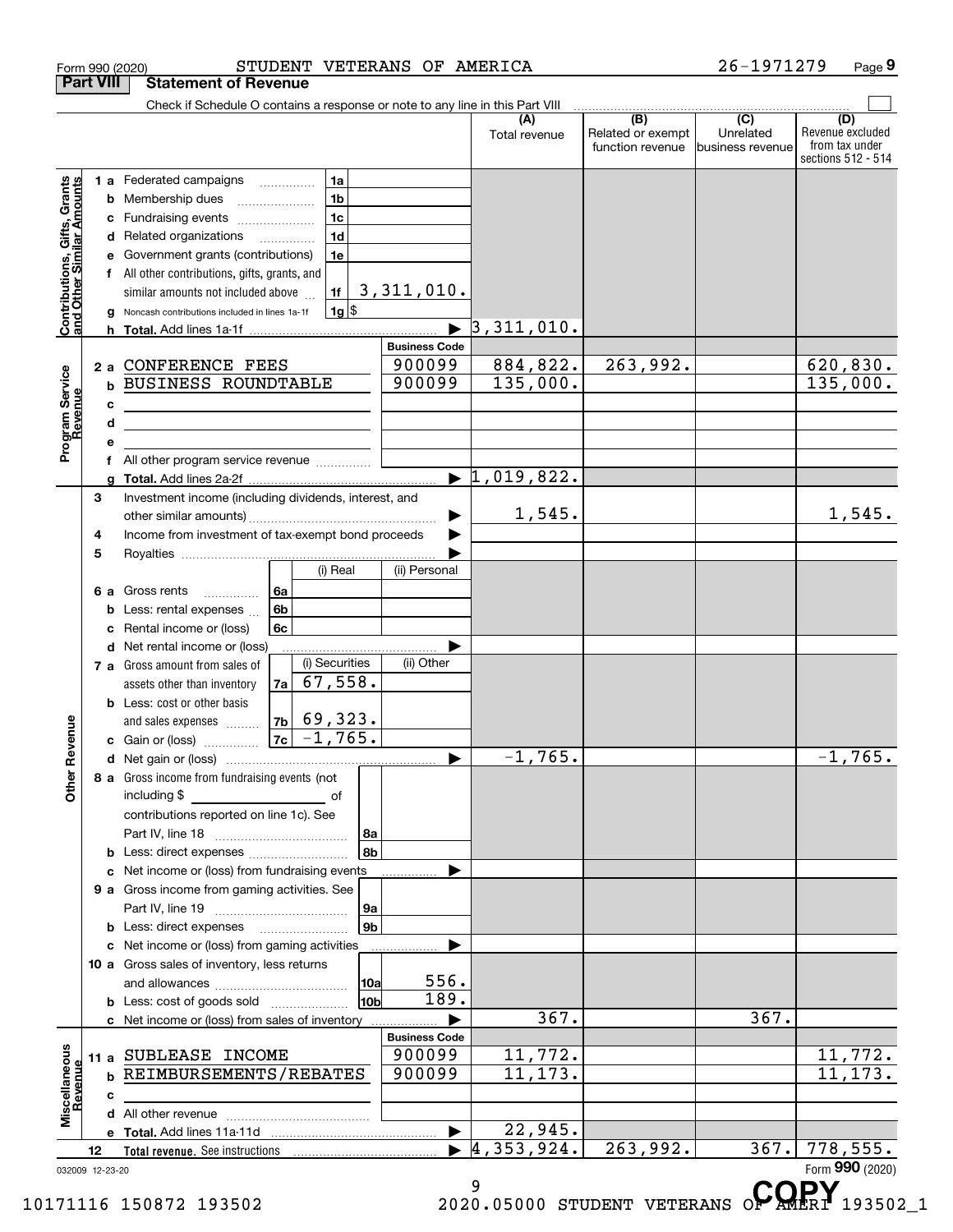Form 990 (2020) STUDENT VETERANS OF AMERICA 26-1971279

## Part VIII Statement of Revenue

Check if Schedule O contains a response or note to any line in this Part VIII

| | | | | (A) Total revenue | (B) Related or exempt function revenue | (C) Unrelated business revenue | (D) Revenue excluded from tax under sections 512 - 514 |
|---|---|---|---|---|---|---|---|
| **Contributions, Gifts, Grants and Other Similar Amounts** | 1 a Federated campaigns | 1a | | | | | |
| | b Membership dues | 1b | | | | | |
| | c Fundraising events | 1c | | | | | |
| | d Related organizations | 1d | | | | | |
| | e Government grants (contributions) | 1e | | | | | |
| | f All other contributions, gifts, grants, and similar amounts not included above | 1f | 3,311,010. | | | | |
| | g Noncash contributions included in lines 1a-1f | 1g $ | | | | | |
| | h **Total.** Add lines 1a-1f | | ▶ | 3,311,010. | | | |
| | | | **Business Code** | | | | |
| **Program Service Revenue** | 2 a CONFERENCE FEES | | 900099 | 884,822. | 263,992. | | 620,830. |
| | b BUSINESS ROUNDTABLE | | 900099 | 135,000. | | | 135,000. |
| | c | | | | | | |
| | d | | | | | | |
| | e | | | | | | |
| | f All other program service revenue | | | | | | |
| | g **Total.** Add lines 2a-2f | | ▶ | 1,019,822. | | | |
| **Other Revenue** | 3 Investment income (including dividends, interest, and other similar amounts) | | ▶ | 1,545. | | | 1,545. |
| | 4 Income from investment of tax-exempt bond proceeds | | ▶ | | | | |
| | 5 Royalties | | ▶ | | | | |
| | | (i) Real | (ii) Personal | | | | |
| | 6 a Gross rents 6a | | | | | | |
| | b Less: rental expenses 6b | | | | | | |
| | c Rental income or (loss) 6c | | | | | | |
| | d Net rental income or (loss) | | ▶ | | | | |
| | | (i) Securities | (ii) Other | | | | |
| | 7 a Gross amount from sales of assets other than inventory 7a | 67,558. | | | | | |
| | b Less: cost or other basis and sales expenses 7b | 69,323. | | | | | |
| | c Gain or (loss) 7c | -1,765. | | | | | |
| | d Net gain or (loss) | | ▶ | -1,765. | | | -1,765. |
| | 8 a Gross income from fundraising events (not including $ ______ of contributions reported on line 1c). See Part IV, line 18 | 8a | | | | | |
| | b Less: direct expenses | 8b | | | | | |
| | c Net income or (loss) from fundraising events | | ▶ | | | | |
| | 9 a Gross income from gaming activities. See Part IV, line 19 | 9a | | | | | |
| | b Less: direct expenses | 9b | | | | | |
| | c Net income or (loss) from gaming activities | | ▶ | | | | |
| | 10 a Gross sales of inventory, less returns and allowances | 10a | 556. | | | | |
| | b Less: cost of goods sold | 10b | 189. | | | | |
| | c Net income or (loss) from sales of inventory | | ▶ | 367. | | 367. | |
| | | | **Business Code** | | | | |
| **Miscellaneous Revenue** | 11 a SUBLEASE INCOME | | 900099 | 11,772. | | | 11,772. |
| | b REIMBURSEMENTS/REBATES | | 900099 | 11,173. | | | 11,173. |
| | c | | | | | | |
| | d All other revenue | | | | | | |
| | e **Total.** Add lines 11a-11d | | ▶ | 22,945. | | | |
| | 12 **Total revenue.** See instructions | | ▶ | 4,353,924. | 263,992. | 367. | 778,555. |

032009 12-23-20 Form **990** (2020)

10171116 150872 193502 2020.05000 STUDENT VETERANS OF AMERI 193502_1

COPY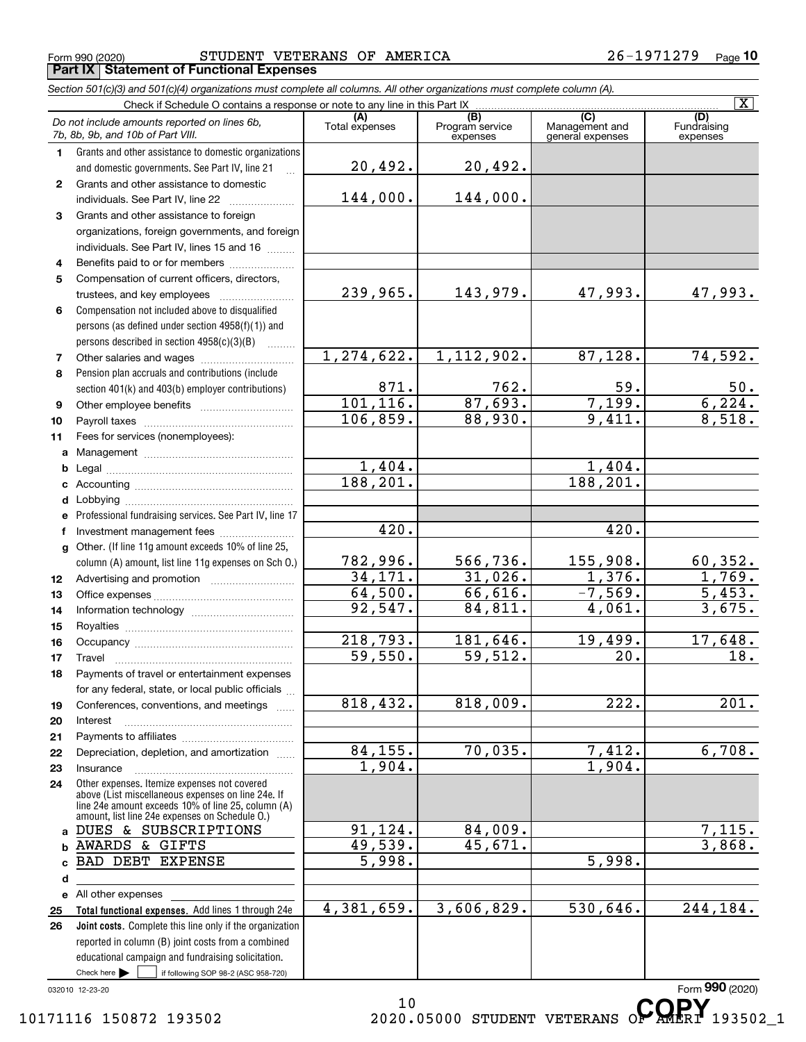Form 990 (2020) STUDENT VETERANS OF AMERICA 26-1971279

**Part IX Statement of Functional Expenses**

*Section 501(c)(3) and 501(c)(4) organizations must complete all columns. All other organizations must complete column (A).*

Check if Schedule O contains a response or note to any line in this Part IX [X]

| *Do not include amounts reported on lines 6b, 7b, 8b, 9b, and 10b of Part VIII.* | (A) Total expenses | (B) Program service expenses | (C) Management and general expenses | (D) Fundraising expenses |
|---|---|---|---|---|
| 1 Grants and other assistance to domestic organizations and domestic governments. See Part IV, line 21 | 20,492. | 20,492. | | |
| 2 Grants and other assistance to domestic individuals. See Part IV, line 22 | 144,000. | 144,000. | | |
| 3 Grants and other assistance to foreign organizations, foreign governments, and foreign individuals. See Part IV, lines 15 and 16 | | | | |
| 4 Benefits paid to or for members | | | | |
| 5 Compensation of current officers, directors, trustees, and key employees | 239,965. | 143,979. | 47,993. | 47,993. |
| 6 Compensation not included above to disqualified persons (as defined under section 4958(f)(1)) and persons described in section 4958(c)(3)(B) | | | | |
| 7 Other salaries and wages | 1,274,622. | 1,112,902. | 87,128. | 74,592. |
| 8 Pension plan accruals and contributions (include section 401(k) and 403(b) employer contributions) | 871. | 762. | 59. | 50. |
| 9 Other employee benefits | 101,116. | 87,693. | 7,199. | 6,224. |
| 10 Payroll taxes | 106,859. | 88,930. | 9,411. | 8,518. |
| 11 Fees for services (nonemployees): | | | | |
| a Management | | | | |
| b Legal | 1,404. | | 1,404. | |
| c Accounting | 188,201. | | 188,201. | |
| d Lobbying | | | | |
| e Professional fundraising services. See Part IV, line 17 | | | | |
| f Investment management fees | 420. | | 420. | |
| g Other. (If line 11g amount exceeds 10% of line 25, column (A) amount, list line 11g expenses on Sch O.) | 782,996. | 566,736. | 155,908. | 60,352. |
| 12 Advertising and promotion | 34,171. | 31,026. | 1,376. | 1,769. |
| 13 Office expenses | 64,500. | 66,616. | -7,569. | 5,453. |
| 14 Information technology | 92,547. | 84,811. | 4,061. | 3,675. |
| 15 Royalties | | | | |
| 16 Occupancy | 218,793. | 181,646. | 19,499. | 17,648. |
| 17 Travel | 59,550. | 59,512. | 20. | 18. |
| 18 Payments of travel or entertainment expenses for any federal, state, or local public officials | | | | |
| 19 Conferences, conventions, and meetings | 818,432. | 818,009. | 222. | 201. |
| 20 Interest | | | | |
| 21 Payments to affiliates | | | | |
| 22 Depreciation, depletion, and amortization | 84,155. | 70,035. | 7,412. | 6,708. |
| 23 Insurance | 1,904. | | 1,904. | |
| 24 Other expenses. Itemize expenses not covered above (List miscellaneous expenses on line 24e. If line 24e amount exceeds 10% of line 25, column (A) amount, list line 24e expenses on Schedule O.) | | | | |
| a DUES & SUBSCRIPTIONS | 91,124. | 84,009. | | 7,115. |
| b AWARDS & GIFTS | 49,539. | 45,671. | | 3,868. |
| c BAD DEBT EXPENSE | 5,998. | | 5,998. | |
| d | | | | |
| e All other expenses | | | | |
| 25 **Total functional expenses.** Add lines 1 through 24e | 4,381,659. | 3,606,829. | 530,646. | 244,184. |
| 26 **Joint costs.** Complete this line only if the organization reported in column (B) joint costs from a combined educational campaign and fundraising solicitation. Check here [ ] if following SOP 98-2 (ASC 958-720) | | | | |

032010 12-23-20

Form **990** (2020)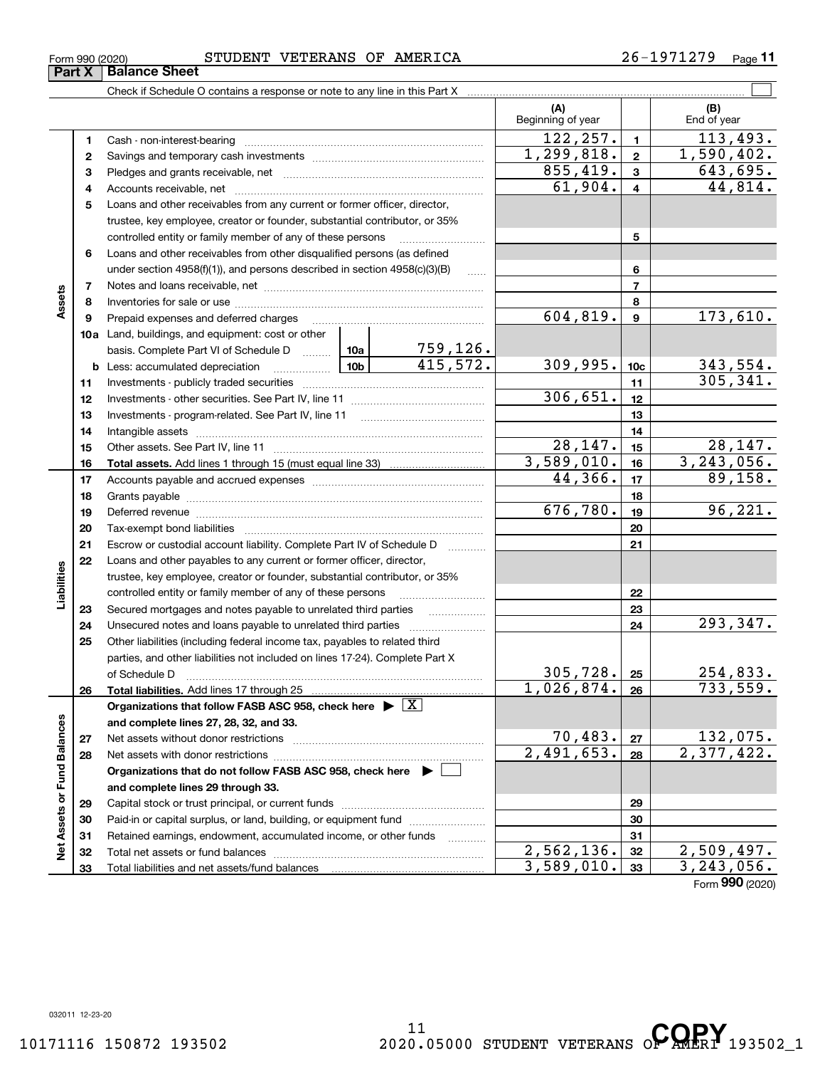Form 990 (2020) STUDENT VETERANS OF AMERICA 26-1971279

## Part X Balance Sheet

Check if Schedule O contains a response or note to any line in this Part X ☐

| Section | Line | Description | | (A) Beginning of year | Line | (B) End of year |
|---|---|---|---|---|---|---|
| Assets | 1 | Cash - non-interest-bearing | | 122,257. | 1 | 113,493. |
| | 2 | Savings and temporary cash investments | | 1,299,818. | 2 | 1,590,402. |
| | 3 | Pledges and grants receivable, net | | 855,419. | 3 | 643,695. |
| | 4 | Accounts receivable, net | | 61,904. | 4 | 44,814. |
| | 5 | Loans and other receivables from any current or former officer, director, trustee, key employee, creator or founder, substantial contributor, or 35% controlled entity or family member of any of these persons | | | 5 | |
| | 6 | Loans and other receivables from other disqualified persons (as defined under section 4958(f)(1)), and persons described in section 4958(c)(3)(B) | | | 6 | |
| | 7 | Notes and loans receivable, net | | | 7 | |
| | 8 | Inventories for sale or use | | | 8 | |
| | 9 | Prepaid expenses and deferred charges | | 604,819. | 9 | 173,610. |
| | 10a | Land, buildings, and equipment: cost or other basis. Complete Part VI of Schedule D | 10a 759,126. | | | |
| | b | Less: accumulated depreciation | 10b 415,572. | 309,995. | 10c | 343,554. |
| | 11 | Investments - publicly traded securities | | | 11 | 305,341. |
| | 12 | Investments - other securities. See Part IV, line 11 | | 306,651. | 12 | |
| | 13 | Investments - program-related. See Part IV, line 11 | | | 13 | |
| | 14 | Intangible assets | | | 14 | |
| | 15 | Other assets. See Part IV, line 11 | | 28,147. | 15 | 28,147. |
| | 16 | **Total assets.** Add lines 1 through 15 (must equal line 33) | | 3,589,010. | 16 | 3,243,056. |
| Liabilities | 17 | Accounts payable and accrued expenses | | 44,366. | 17 | 89,158. |
| | 18 | Grants payable | | | 18 | |
| | 19 | Deferred revenue | | 676,780. | 19 | 96,221. |
| | 20 | Tax-exempt bond liabilities | | | 20 | |
| | 21 | Escrow or custodial account liability. Complete Part IV of Schedule D | | | 21 | |
| | 22 | Loans and other payables to any current or former officer, director, trustee, key employee, creator or founder, substantial contributor, or 35% controlled entity or family member of any of these persons | | | 22 | |
| | 23 | Secured mortgages and notes payable to unrelated third parties | | | 23 | |
| | 24 | Unsecured notes and loans payable to unrelated third parties | | | 24 | 293,347. |
| | 25 | Other liabilities (including federal income tax, payables to related third parties, and other liabilities not included on lines 17-24). Complete Part X of Schedule D | | 305,728. | 25 | 254,833. |
| | 26 | **Total liabilities.** Add lines 17 through 25 | | 1,026,874. | 26 | 733,559. |
| Net Assets or Fund Balances | | **Organizations that follow FASB ASC 958, check here** ▶ ☒ **and complete lines 27, 28, 32, and 33.** | | | | |
| | 27 | Net assets without donor restrictions | | 70,483. | 27 | 132,075. |
| | 28 | Net assets with donor restrictions | | 2,491,653. | 28 | 2,377,422. |
| | | **Organizations that do not follow FASB ASC 958, check here** ▶ ☐ **and complete lines 29 through 33.** | | | | |
| | 29 | Capital stock or trust principal, or current funds | | | 29 | |
| | 30 | Paid-in or capital surplus, or land, building, or equipment fund | | | 30 | |
| | 31 | Retained earnings, endowment, accumulated income, or other funds | | | 31 | |
| | 32 | Total net assets or fund balances | | 2,562,136. | 32 | 2,509,497. |
| | 33 | Total liabilities and net assets/fund balances | | 3,589,010. | 33 | 3,243,056. |

Form **990** (2020)

032011 12-23-20

10171116 150872 193502 2020.05000 STUDENT VETERANS OF AMERI 193502_1

COPY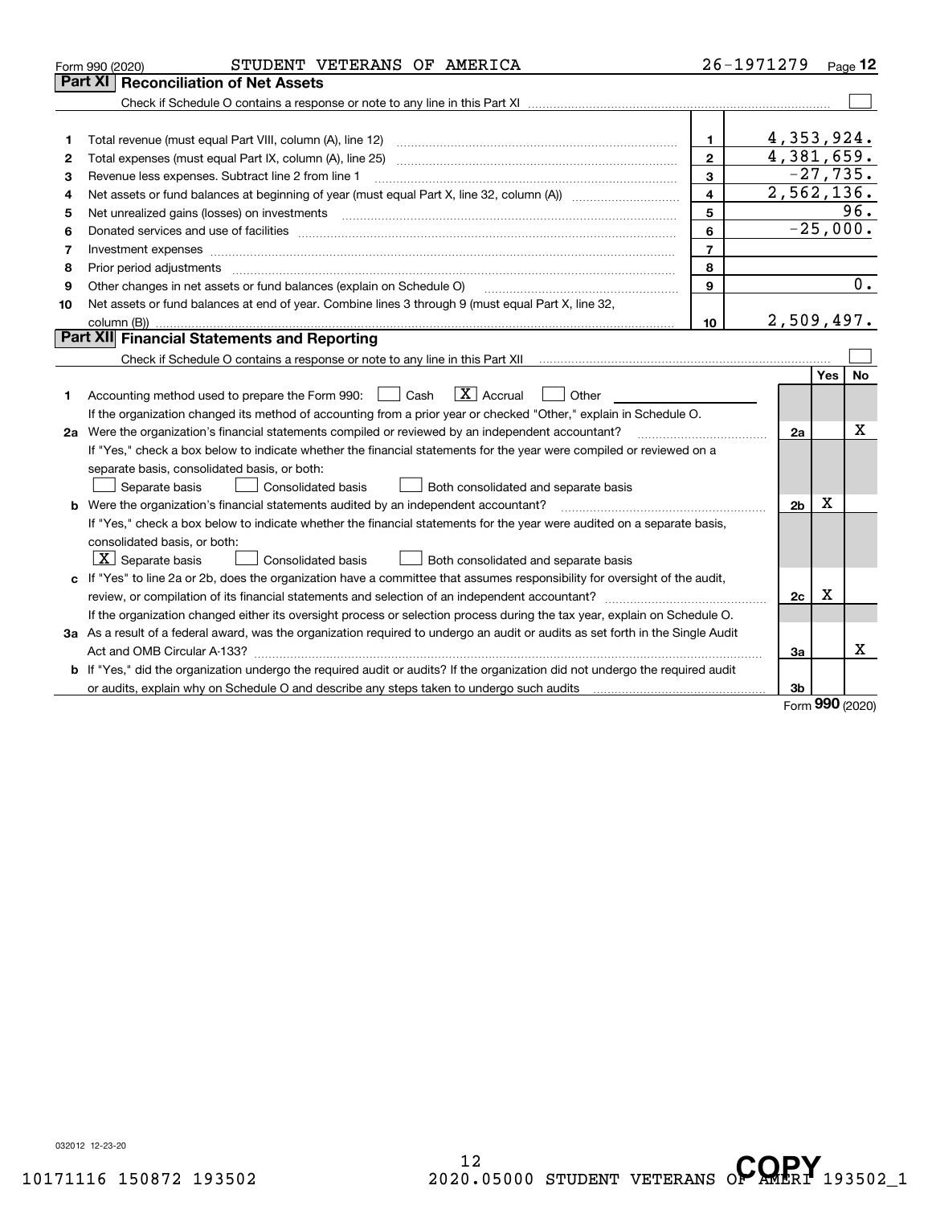Form 990 (2020) STUDENT VETERANS OF AMERICA 26-1971279

## Part XI Reconciliation of Net Assets

Check if Schedule O contains a response or note to any line in this Part XI ☐

| | | | |
|---|---|---|---|
| 1 | Total revenue (must equal Part VIII, column (A), line 12) | 1 | 4,353,924. |
| 2 | Total expenses (must equal Part IX, column (A), line 25) | 2 | 4,381,659. |
| 3 | Revenue less expenses. Subtract line 2 from line 1 | 3 | -27,735. |
| 4 | Net assets or fund balances at beginning of year (must equal Part X, line 32, column (A)) | 4 | 2,562,136. |
| 5 | Net unrealized gains (losses) on investments | 5 | 96. |
| 6 | Donated services and use of facilities | 6 | -25,000. |
| 7 | Investment expenses | 7 | |
| 8 | Prior period adjustments | 8 | |
| 9 | Other changes in net assets or fund balances (explain on Schedule O) | 9 | 0. |
| 10 | Net assets or fund balances at end of year. Combine lines 3 through 9 (must equal Part X, line 32, column (B)) | 10 | 2,509,497. |

## Part XII Financial Statements and Reporting

Check if Schedule O contains a response or note to any line in this Part XII ☐

| | | | Yes | No |
|---|---|---|---|---|
| 1 | Accounting method used to prepare the Form 990: ☐ Cash ☒ Accrual ☐ Other<br>If the organization changed its method of accounting from a prior year or checked "Other," explain in Schedule O. | | | |
| 2a | Were the organization's financial statements compiled or reviewed by an independent accountant?<br>If "Yes," check a box below to indicate whether the financial statements for the year were compiled or reviewed on a separate basis, consolidated basis, or both:<br>☐ Separate basis ☐ Consolidated basis ☐ Both consolidated and separate basis | 2a | | X |
| b | Were the organization's financial statements audited by an independent accountant?<br>If "Yes," check a box below to indicate whether the financial statements for the year were audited on a separate basis, consolidated basis, or both:<br>☒ Separate basis ☐ Consolidated basis ☐ Both consolidated and separate basis | 2b | X | |
| c | If "Yes" to line 2a or 2b, does the organization have a committee that assumes responsibility for oversight of the audit, review, or compilation of its financial statements and selection of an independent accountant?<br>If the organization changed either its oversight process or selection process during the tax year, explain on Schedule O. | 2c | X | |
| 3a | As a result of a federal award, was the organization required to undergo an audit or audits as set forth in the Single Audit Act and OMB Circular A-133? | 3a | | X |
| b | If "Yes," did the organization undergo the required audit or audits? If the organization did not undergo the required audit or audits, explain why on Schedule O and describe any steps taken to undergo such audits | 3b | | |

Form 990 (2020)

032012 12-23-20

10171116 150872 193502 2020.05000 STUDENT VETERANS OF AMERI 193502_1

COPY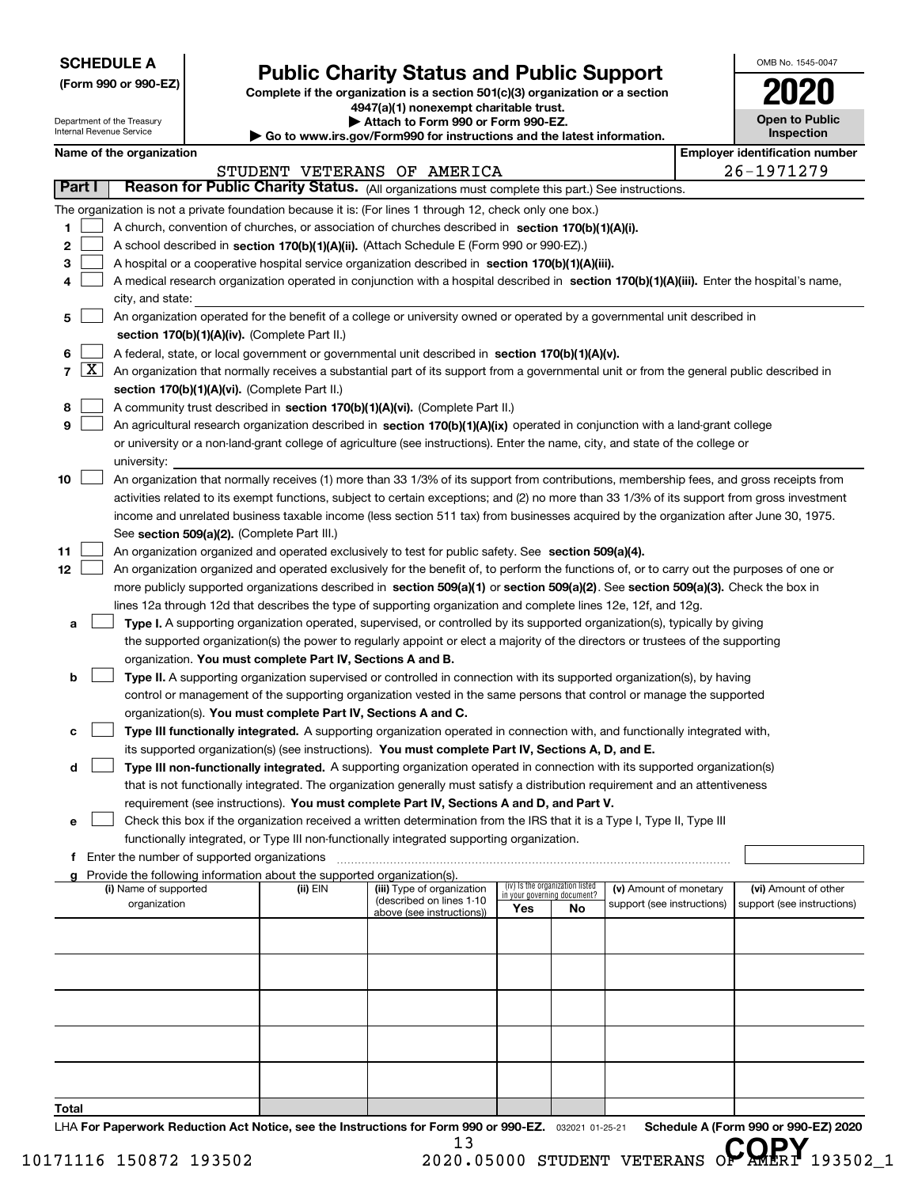**SCHEDULE A (Form 990 or 990-EZ)**

Department of the Treasury
Internal Revenue Service

# Public Charity Status and Public Support

**Complete if the organization is a section 501(c)(3) organization or a section 4947(a)(1) nonexempt charitable trust.**
**▶ Attach to Form 990 or Form 990-EZ.**
**▶ Go to www.irs.gov/Form990 for instructions and the latest information.**

OMB No. 1545-0047

**2020**

**Open to Public Inspection**

**Name of the organization:** STUDENT VETERANS OF AMERICA

**Employer identification number:** 26-1971279

## Part I — Reason for Public Charity Status. (All organizations must complete this part.) See instructions.

The organization is not a private foundation because it is: (For lines 1 through 12, check only one box.)

1. [ ] A church, convention of churches, or association of churches described in **section 170(b)(1)(A)(i).**
2. [ ] A school described in **section 170(b)(1)(A)(ii).** (Attach Schedule E (Form 990 or 990-EZ).)
3. [ ] A hospital or a cooperative hospital service organization described in **section 170(b)(1)(A)(iii).**
4. [ ] A medical research organization operated in conjunction with a hospital described in **section 170(b)(1)(A)(iii).** Enter the hospital's name, city, and state:
5. [ ] An organization operated for the benefit of a college or university owned or operated by a governmental unit described in **section 170(b)(1)(A)(iv).** (Complete Part II.)
6. [ ] A federal, state, or local government or governmental unit described in **section 170(b)(1)(A)(v).**
7. [X] An organization that normally receives a substantial part of its support from a governmental unit or from the general public described in **section 170(b)(1)(A)(vi).** (Complete Part II.)
8. [ ] A community trust described in **section 170(b)(1)(A)(vi).** (Complete Part II.)
9. [ ] An agricultural research organization described in **section 170(b)(1)(A)(ix)** operated in conjunction with a land-grant college or university or a non-land-grant college of agriculture (see instructions). Enter the name, city, and state of the college or university:
10. [ ] An organization that normally receives (1) more than 33 1/3% of its support from contributions, membership fees, and gross receipts from activities related to its exempt functions, subject to certain exceptions; and (2) no more than 33 1/3% of its support from gross investment income and unrelated business taxable income (less section 511 tax) from businesses acquired by the organization after June 30, 1975. See **section 509(a)(2).** (Complete Part III.)
11. [ ] An organization organized and operated exclusively to test for public safety. See **section 509(a)(4).**
12. [ ] An organization organized and operated exclusively for the benefit of, to perform the functions of, or to carry out the purposes of one or more publicly supported organizations described in **section 509(a)(1)** or **section 509(a)(2)**. See **section 509(a)(3).** Check the box in lines 12a through 12d that describes the type of supporting organization and complete lines 12e, 12f, and 12g.
   - **a** [ ] **Type I.** A supporting organization operated, supervised, or controlled by its supported organization(s), typically by giving the supported organization(s) the power to regularly appoint or elect a majority of the directors or trustees of the supporting organization. **You must complete Part IV, Sections A and B.**
   - **b** [ ] **Type II.** A supporting organization supervised or controlled in connection with its supported organization(s), by having control or management of the supporting organization vested in the same persons that control or manage the supported organization(s). **You must complete Part IV, Sections A and C.**
   - **c** [ ] **Type III functionally integrated.** A supporting organization operated in connection with, and functionally integrated with, its supported organization(s) (see instructions). **You must complete Part IV, Sections A, D, and E.**
   - **d** [ ] **Type III non-functionally integrated.** A supporting organization operated in connection with its supported organization(s) that is not functionally integrated. The organization generally must satisfy a distribution requirement and an attentiveness requirement (see instructions). **You must complete Part IV, Sections A and D, and Part V.**
   - **e** [ ] Check this box if the organization received a written determination from the IRS that it is a Type I, Type II, Type III functionally integrated, or Type III non-functionally integrated supporting organization.
   - **f** Enter the number of supported organizations
   - **g** Provide the following information about the supported organization(s).

| (i) Name of supported organization | (ii) EIN | (iii) Type of organization (described on lines 1-10 above (see instructions)) | (iv) Is the organization listed in your governing document? Yes | No | (v) Amount of monetary support (see instructions) | (vi) Amount of other support (see instructions) |
|---|---|---|---|---|---|---|
| | | | | | | |
| | | | | | | |
| | | | | | | |
| | | | | | | |
| | | | | | | |
| **Total** | | | | | | |

LHA **For Paperwork Reduction Act Notice, see the Instructions for Form 990 or 990-EZ.** 032021 01-25-21 **Schedule A (Form 990 or 990-EZ) 2020**

10171116 150872 193502 2020.05000 STUDENT VETERANS OF AMERI 193502_1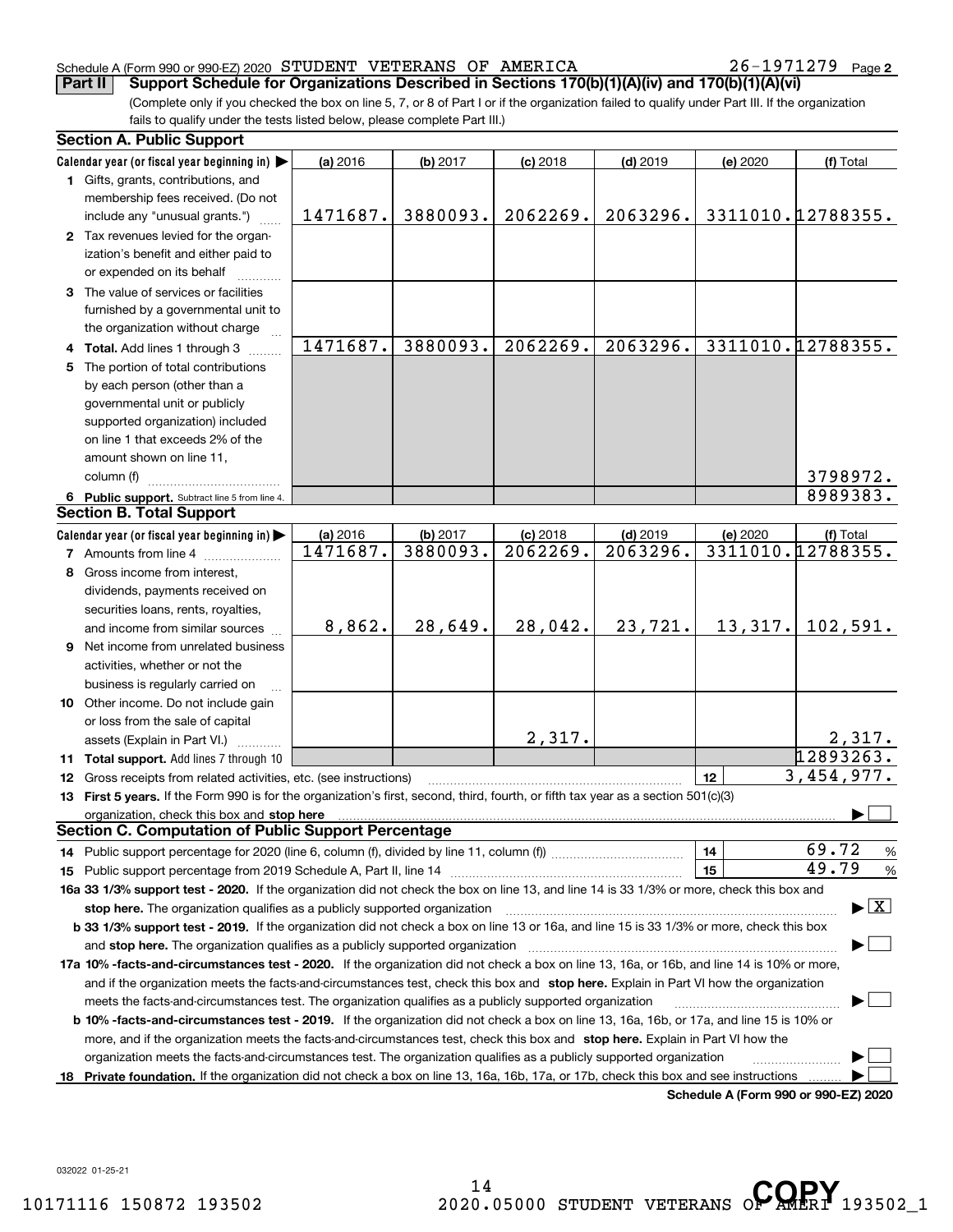Schedule A (Form 990 or 990-EZ) 2020 STUDENT VETERANS OF AMERICA 26-1971279 Page 2

**Part II Support Schedule for Organizations Described in Sections 170(b)(1)(A)(iv) and 170(b)(1)(A)(vi)**

(Complete only if you checked the box on line 5, 7, or 8 of Part I or if the organization failed to qualify under Part III. If the organization fails to qualify under the tests listed below, please complete Part III.)

### Section A. Public Support

| Calendar year (or fiscal year beginning in) ▶ | (a) 2016 | (b) 2017 | (c) 2018 | (d) 2019 | (e) 2020 | (f) Total |
|---|---|---|---|---|---|---|
| 1 Gifts, grants, contributions, and membership fees received. (Do not include any "unusual grants.") | 1471687. | 3880093. | 2062269. | 2063296. | 3311010. | 12788355. |
| 2 Tax revenues levied for the organization's benefit and either paid to or expended on its behalf | | | | | | |
| 3 The value of services or facilities furnished by a governmental unit to the organization without charge | | | | | | |
| 4 **Total.** Add lines 1 through 3 | 1471687. | 3880093. | 2062269. | 2063296. | 3311010. | 12788355. |
| 5 The portion of total contributions by each person (other than a governmental unit or publicly supported organization) included on line 1 that exceeds 2% of the amount shown on line 11, column (f) | | | | | | 3798972. |
| 6 **Public support.** Subtract line 5 from line 4. | | | | | | 8989383. |

### Section B. Total Support

| Calendar year (or fiscal year beginning in) ▶ | (a) 2016 | (b) 2017 | (c) 2018 | (d) 2019 | (e) 2020 | (f) Total |
|---|---|---|---|---|---|---|
| 7 Amounts from line 4 | 1471687. | 3880093. | 2062269. | 2063296. | 3311010. | 12788355. |
| 8 Gross income from interest, dividends, payments received on securities loans, rents, royalties, and income from similar sources | 8,862. | 28,649. | 28,042. | 23,721. | 13,317. | 102,591. |
| 9 Net income from unrelated business activities, whether or not the business is regularly carried on | | | | | | |
| 10 Other income. Do not include gain or loss from the sale of capital assets (Explain in Part VI.) | | | 2,317. | | | 2,317. |
| 11 **Total support.** Add lines 7 through 10 | | | | | | 12893263. |
| 12 Gross receipts from related activities, etc. (see instructions) | | | | | 12 | 3,454,977. |

13 **First 5 years.** If the Form 990 is for the organization's first, second, third, fourth, or fifth tax year as a section 501(c)(3) organization, check this box and **stop here** ▶ ☐

### Section C. Computation of Public Support Percentage

| | | |
|---|---|---|
| 14 Public support percentage for 2020 (line 6, column (f), divided by line 11, column (f)) | 14 | 69.72 % |
| 15 Public support percentage from 2019 Schedule A, Part II, line 14 | 15 | 49.79 % |

**16a 33 1/3% support test - 2020.** If the organization did not check the box on line 13, and line 14 is 33 1/3% or more, check this box and **stop here.** The organization qualifies as a publicly supported organization ▶ ☒

**b 33 1/3% support test - 2019.** If the organization did not check a box on line 13 or 16a, and line 15 is 33 1/3% or more, check this box and **stop here.** The organization qualifies as a publicly supported organization ▶ ☐

**17a 10% -facts-and-circumstances test - 2020.** If the organization did not check a box on line 13, 16a, or 16b, and line 14 is 10% or more, and if the organization meets the facts-and-circumstances test, check this box and **stop here.** Explain in Part VI how the organization meets the facts-and-circumstances test. The organization qualifies as a publicly supported organization ▶ ☐

**b 10% -facts-and-circumstances test - 2019.** If the organization did not check a box on line 13, 16a, 16b, or 17a, and line 15 is 10% or more, and if the organization meets the facts-and-circumstances test, check this box and **stop here.** Explain in Part VI how the organization meets the facts-and-circumstances test. The organization qualifies as a publicly supported organization ▶ ☐

**18 Private foundation.** If the organization did not check a box on line 13, 16a, 16b, 17a, or 17b, check this box and see instructions ▶ ☐

**Schedule A (Form 990 or 990-EZ) 2020**

032022 01-25-21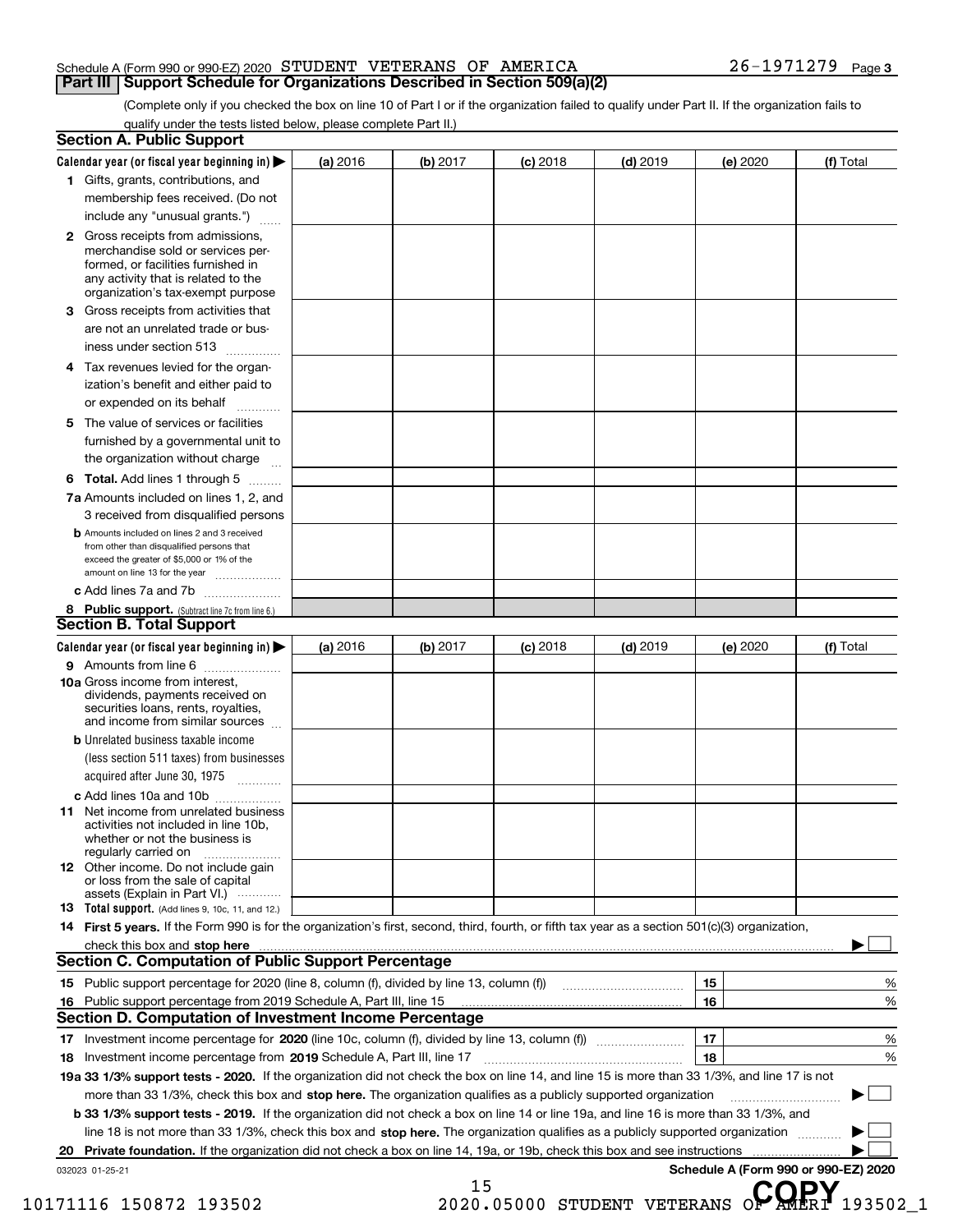Schedule A (Form 990 or 990-EZ) 2020 STUDENT VETERANS OF AMERICA 26-1971279 Page 3

## Part III Support Schedule for Organizations Described in Section 509(a)(2)

(Complete only if you checked the box on line 10 of Part I or if the organization failed to qualify under Part II. If the organization fails to qualify under the tests listed below, please complete Part II.)

### Section A. Public Support

| Calendar year (or fiscal year beginning in) ▶ | (a) 2016 | (b) 2017 | (c) 2018 | (d) 2019 | (e) 2020 | (f) Total |
|---|---|---|---|---|---|---|
| 1 Gifts, grants, contributions, and membership fees received. (Do not include any "unusual grants.") | | | | | | |
| 2 Gross receipts from admissions, merchandise sold or services performed, or facilities furnished in any activity that is related to the organization's tax-exempt purpose | | | | | | |
| 3 Gross receipts from activities that are not an unrelated trade or business under section 513 | | | | | | |
| 4 Tax revenues levied for the organization's benefit and either paid to or expended on its behalf | | | | | | |
| 5 The value of services or facilities furnished by a governmental unit to the organization without charge | | | | | | |
| 6 **Total.** Add lines 1 through 5 | | | | | | |
| 7a Amounts included on lines 1, 2, and 3 received from disqualified persons | | | | | | |
| b Amounts included on lines 2 and 3 received from other than disqualified persons that exceed the greater of $5,000 or 1% of the amount on line 13 for the year | | | | | | |
| c Add lines 7a and 7b | | | | | | |
| 8 **Public support.** (Subtract line 7c from line 6.) | | | | | | |

### Section B. Total Support

| Calendar year (or fiscal year beginning in) ▶ | (a) 2016 | (b) 2017 | (c) 2018 | (d) 2019 | (e) 2020 | (f) Total |
|---|---|---|---|---|---|---|
| 9 Amounts from line 6 | | | | | | |
| 10a Gross income from interest, dividends, payments received on securities loans, rents, royalties, and income from similar sources | | | | | | |
| b Unrelated business taxable income (less section 511 taxes) from businesses acquired after June 30, 1975 | | | | | | |
| c Add lines 10a and 10b | | | | | | |
| 11 Net income from unrelated business activities not included in line 10b, whether or not the business is regularly carried on | | | | | | |
| 12 Other income. Do not include gain or loss from the sale of capital assets (Explain in Part VI.) | | | | | | |
| 13 **Total support.** (Add lines 9, 10c, 11, and 12.) | | | | | | |

14 **First 5 years.** If the Form 990 is for the organization's first, second, third, fourth, or fifth tax year as a section 501(c)(3) organization, check this box and **stop here** ▶ ☐

### Section C. Computation of Public Support Percentage

| | | | |
|---|---|---|---|
| 15 | Public support percentage for 2020 (line 8, column (f), divided by line 13, column (f)) | 15 | % |
| 16 | Public support percentage from 2019 Schedule A, Part III, line 15 | 16 | % |

### Section D. Computation of Investment Income Percentage

| | | | |
|---|---|---|---|
| 17 | Investment income percentage for **2020** (line 10c, column (f), divided by line 13, column (f)) | 17 | % |
| 18 | Investment income percentage from **2019** Schedule A, Part III, line 17 | 18 | % |

**19a 33 1/3% support tests - 2020.** If the organization did not check the box on line 14, and line 15 is more than 33 1/3%, and line 17 is not more than 33 1/3%, check this box and **stop here.** The organization qualifies as a publicly supported organization ▶ ☐

**b 33 1/3% support tests - 2019.** If the organization did not check a box on line 14 or line 19a, and line 16 is more than 33 1/3%, and line 18 is not more than 33 1/3%, check this box and **stop here.** The organization qualifies as a publicly supported organization ▶ ☐

**20 Private foundation.** If the organization did not check a box on line 14, 19a, or 19b, check this box and see instructions ▶ ☐

032023 01-25-21 **Schedule A (Form 990 or 990-EZ) 2020**

10171116 150872 193502 2020.05000 STUDENT VETERANS OF AMERI 193502_1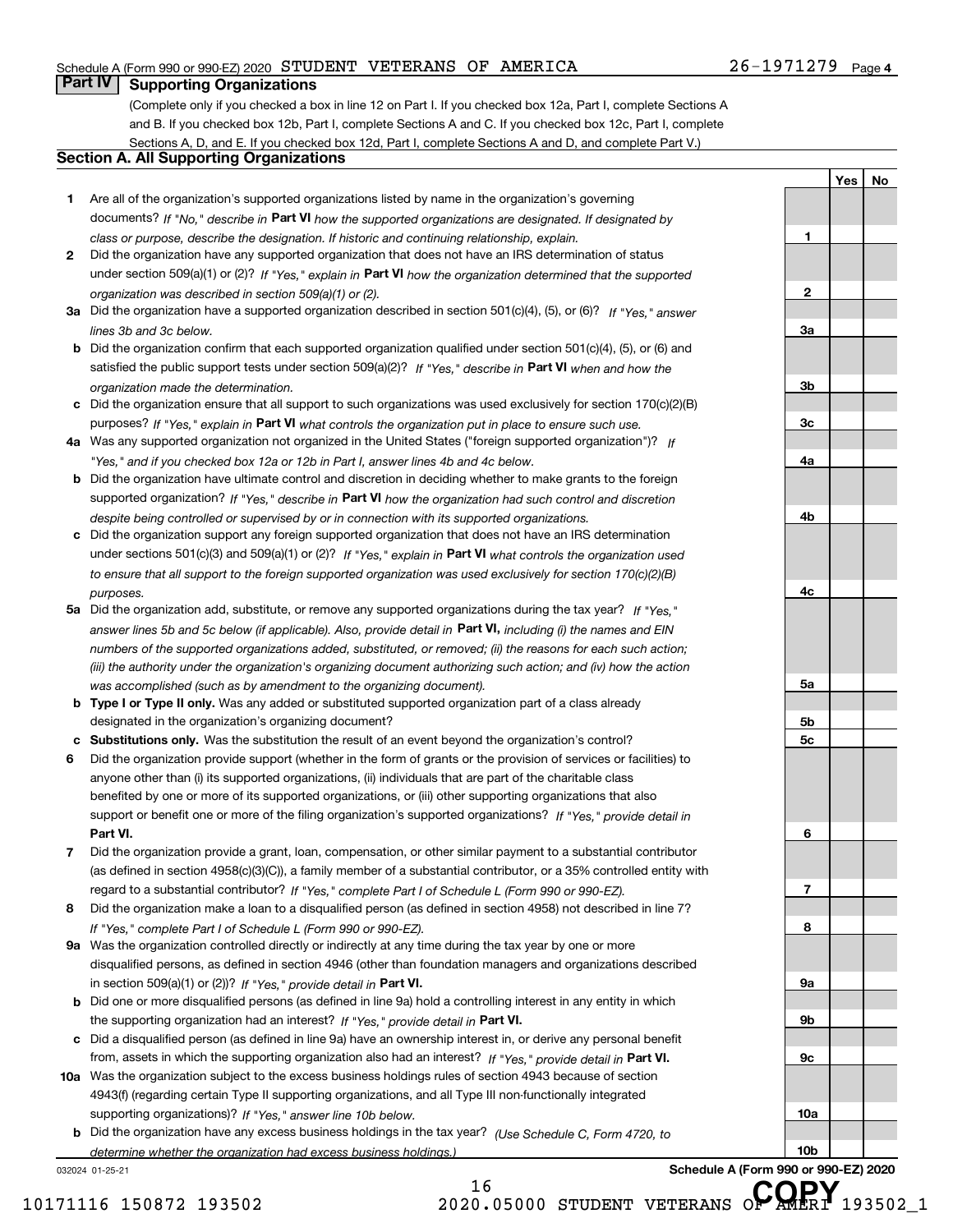Schedule A (Form 990 or 990-EZ) 2020 STUDENT VETERANS OF AMERICA 26-1971279 Page 4

## Part IV Supporting Organizations

(Complete only if you checked a box in line 12 on Part I. If you checked box 12a, Part I, complete Sections A and B. If you checked box 12b, Part I, complete Sections A and C. If you checked box 12c, Part I, complete Sections A, D, and E. If you checked box 12d, Part I, complete Sections A and D, and complete Part V.)

### Section A. All Supporting Organizations

| | | | Yes | No |
|---|---|---|---|---|
| **1** | Are all of the organization's supported organizations listed by name in the organization's governing documents? *If "No," describe in* **Part VI** *how the supported organizations are designated. If designated by class or purpose, describe the designation. If historic and continuing relationship, explain.* | 1 | | |
| **2** | Did the organization have any supported organization that does not have an IRS determination of status under section 509(a)(1) or (2)? *If "Yes," explain in* **Part VI** *how the organization determined that the supported organization was described in section 509(a)(1) or (2).* | 2 | | |
| **3a** | Did the organization have a supported organization described in section 501(c)(4), (5), or (6)? *If "Yes," answer lines 3b and 3c below.* | 3a | | |
| **b** | Did the organization confirm that each supported organization qualified under section 501(c)(4), (5), or (6) and satisfied the public support tests under section 509(a)(2)? *If "Yes," describe in* **Part VI** *when and how the organization made the determination.* | 3b | | |
| **c** | Did the organization ensure that all support to such organizations was used exclusively for section 170(c)(2)(B) purposes? *If "Yes," explain in* **Part VI** *what controls the organization put in place to ensure such use.* | 3c | | |
| **4a** | Was any supported organization not organized in the United States ("foreign supported organization")? *If "Yes," and if you checked box 12a or 12b in Part I, answer lines 4b and 4c below.* | 4a | | |
| **b** | Did the organization have ultimate control and discretion in deciding whether to make grants to the foreign supported organization? *If "Yes," describe in* **Part VI** *how the organization had such control and discretion despite being controlled or supervised by or in connection with its supported organizations.* | 4b | | |
| **c** | Did the organization support any foreign supported organization that does not have an IRS determination under sections 501(c)(3) and 509(a)(1) or (2)? *If "Yes," explain in* **Part VI** *what controls the organization used to ensure that all support to the foreign supported organization was used exclusively for section 170(c)(2)(B) purposes.* | 4c | | |
| **5a** | Did the organization add, substitute, or remove any supported organizations during the tax year? *If "Yes," answer lines 5b and 5c below (if applicable). Also, provide detail in* **Part VI,** *including (i) the names and EIN numbers of the supported organizations added, substituted, or removed; (ii) the reasons for each such action; (iii) the authority under the organization's organizing document authorizing such action; and (iv) how the action was accomplished (such as by amendment to the organizing document).* | 5a | | |
| **b** | **Type I or Type II only.** Was any added or substituted supported organization part of a class already designated in the organization's organizing document? | 5b | | |
| **c** | **Substitutions only.** Was the substitution the result of an event beyond the organization's control? | 5c | | |
| **6** | Did the organization provide support (whether in the form of grants or the provision of services or facilities) to anyone other than (i) its supported organizations, (ii) individuals that are part of the charitable class benefited by one or more of its supported organizations, or (iii) other supporting organizations that also support or benefit one or more of the filing organization's supported organizations? *If "Yes," provide detail in* **Part VI.** | 6 | | |
| **7** | Did the organization provide a grant, loan, compensation, or other similar payment to a substantial contributor (as defined in section 4958(c)(3)(C)), a family member of a substantial contributor, or a 35% controlled entity with regard to a substantial contributor? *If "Yes," complete Part I of Schedule L (Form 990 or 990-EZ).* | 7 | | |
| **8** | Did the organization make a loan to a disqualified person (as defined in section 4958) not described in line 7? *If "Yes," complete Part I of Schedule L (Form 990 or 990-EZ).* | 8 | | |
| **9a** | Was the organization controlled directly or indirectly at any time during the tax year by one or more disqualified persons, as defined in section 4946 (other than foundation managers and organizations described in section 509(a)(1) or (2))? *If "Yes," provide detail in* **Part VI.** | 9a | | |
| **b** | Did one or more disqualified persons (as defined in line 9a) hold a controlling interest in any entity in which the supporting organization had an interest? *If "Yes," provide detail in* **Part VI.** | 9b | | |
| **c** | Did a disqualified person (as defined in line 9a) have an ownership interest in, or derive any personal benefit from, assets in which the supporting organization also had an interest? *If "Yes," provide detail in* **Part VI.** | 9c | | |
| **10a** | Was the organization subject to the excess business holdings rules of section 4943 because of section 4943(f) (regarding certain Type II supporting organizations, and all Type III non-functionally integrated supporting organizations)? *If "Yes," answer line 10b below.* | 10a | | |
| **b** | Did the organization have any excess business holdings in the tax year? *(Use Schedule C, Form 4720, to determine whether the organization had excess business holdings.)* | 10b | | |

032024 01-25-21 **Schedule A (Form 990 or 990-EZ) 2020**

10171116 150872 193502 2020.05000 STUDENT VETERANS OF AMERI 193502_1

COPY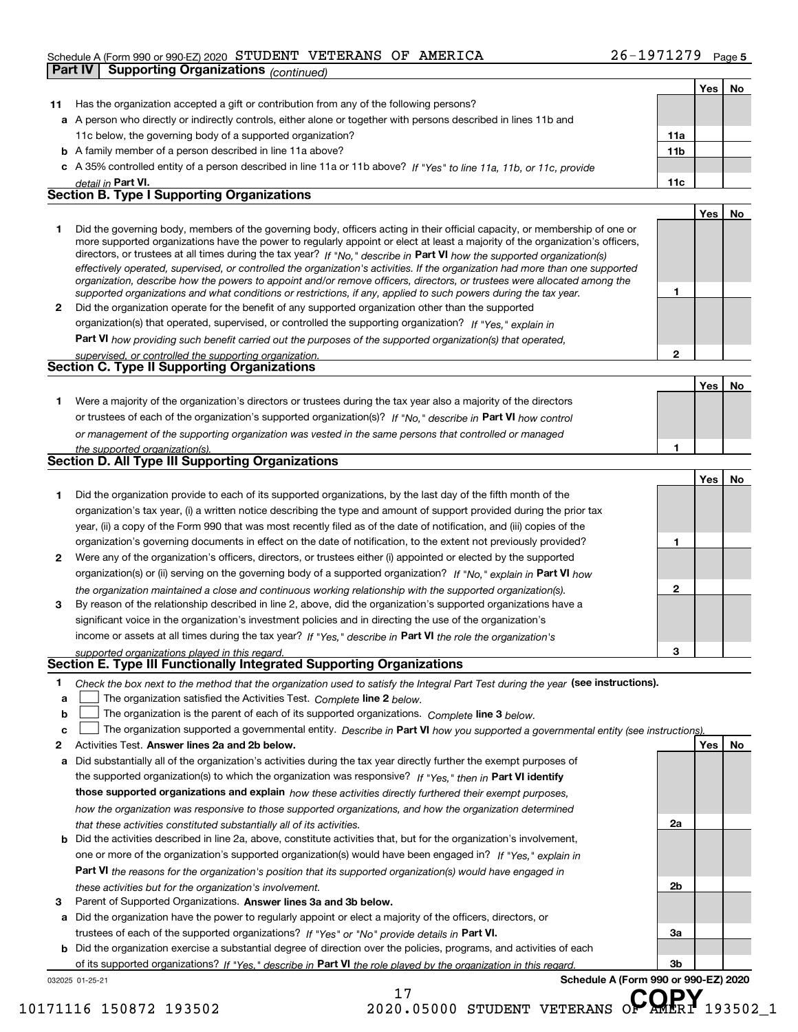Schedule A (Form 990 or 990-EZ) 2020 STUDENT VETERANS OF AMERICA 26-1971279 Page 5

## Part IV Supporting Organizations *(continued)*

| | | | Yes | No |
|---|---|---|---|---|
| **11** | Has the organization accepted a gift or contribution from any of the following persons? | | | |
| **a** | A person who directly or indirectly controls, either alone or together with persons described in lines 11b and 11c below, the governing body of a supported organization? | 11a | | |
| **b** | A family member of a person described in line 11a above? | 11b | | |
| **c** | A 35% controlled entity of a person described in line 11a or 11b above? *If "Yes" to line 11a, 11b, or 11c, provide detail in* **Part VI.** | 11c | | |

### Section B. Type I Supporting Organizations

| | | | Yes | No |
|---|---|---|---|---|
| **1** | Did the governing body, members of the governing body, officers acting in their official capacity, or membership of one or more supported organizations have the power to regularly appoint or elect at least a majority of the organization's officers, directors, or trustees at all times during the tax year? *If "No," describe in* **Part VI** *how the supported organization(s) effectively operated, supervised, or controlled the organization's activities. If the organization had more than one supported organization, describe how the powers to appoint and/or remove officers, directors, or trustees were allocated among the supported organizations and what conditions or restrictions, if any, applied to such powers during the tax year.* | 1 | | |
| **2** | Did the organization operate for the benefit of any supported organization other than the supported organization(s) that operated, supervised, or controlled the supporting organization? *If "Yes," explain in* **Part VI** *how providing such benefit carried out the purposes of the supported organization(s) that operated, supervised, or controlled the supporting organization.* | 2 | | |

### Section C. Type II Supporting Organizations

| | | | Yes | No |
|---|---|---|---|---|
| **1** | Were a majority of the organization's directors or trustees during the tax year also a majority of the directors or trustees of each of the organization's supported organization(s)? *If "No," describe in* **Part VI** *how control or management of the supporting organization was vested in the same persons that controlled or managed the supported organization(s).* | 1 | | |

### Section D. All Type III Supporting Organizations

| | | | Yes | No |
|---|---|---|---|---|
| **1** | Did the organization provide to each of its supported organizations, by the last day of the fifth month of the organization's tax year, (i) a written notice describing the type and amount of support provided during the prior tax year, (ii) a copy of the Form 990 that was most recently filed as of the date of notification, and (iii) copies of the organization's governing documents in effect on the date of notification, to the extent not previously provided? | 1 | | |
| **2** | Were any of the organization's officers, directors, or trustees either (i) appointed or elected by the supported organization(s) or (ii) serving on the governing body of a supported organization? *If "No," explain in* **Part VI** *how the organization maintained a close and continuous working relationship with the supported organization(s).* | 2 | | |
| **3** | By reason of the relationship described in line 2, above, did the organization's supported organizations have a significant voice in the organization's investment policies and in directing the use of the organization's income or assets at all times during the tax year? *If "Yes," describe in* **Part VI** *the role the organization's supported organizations played in this regard.* | 3 | | |

### Section E. Type III Functionally Integrated Supporting Organizations

**1** *Check the box next to the method that the organization used to satisfy the Integral Part Test during the year* **(see instructions).**

- **a** ☐ The organization satisfied the Activities Test. *Complete* **line 2** *below.*
- **b** ☐ The organization is the parent of each of its supported organizations. *Complete* **line 3** *below.*
- **c** ☐ The organization supported a governmental entity. *Describe in* **Part VI** *how you supported a governmental entity (see instructions).*

| | | | Yes | No |
|---|---|---|---|---|
| **2** | Activities Test. **Answer lines 2a and 2b below.** | | | |
| **a** | Did substantially all of the organization's activities during the tax year directly further the exempt purposes of the supported organization(s) to which the organization was responsive? *If "Yes," then in* **Part VI identify those supported organizations and explain** *how these activities directly furthered their exempt purposes, how the organization was responsive to those supported organizations, and how the organization determined that these activities constituted substantially all of its activities.* | 2a | | |
| **b** | Did the activities described in line 2a, above, constitute activities that, but for the organization's involvement, one or more of the organization's supported organization(s) would have been engaged in? *If "Yes," explain in* **Part VI** *the reasons for the organization's position that its supported organization(s) would have engaged in these activities but for the organization's involvement.* | 2b | | |
| **3** | Parent of Supported Organizations. **Answer lines 3a and 3b below.** | | | |
| **a** | Did the organization have the power to regularly appoint or elect a majority of the officers, directors, or trustees of each of the supported organizations? *If "Yes" or "No" provide details in* **Part VI.** | 3a | | |
| **b** | Did the organization exercise a substantial degree of direction over the policies, programs, and activities of each of its supported organizations? *If "Yes," describe in* **Part VI** *the role played by the organization in this regard.* | 3b | | |

032025 01-25-21 **Schedule A (Form 990 or 990-EZ) 2020**

10171116 150872 193502 2020.05000 STUDENT VETERANS OF AMERI 193502_1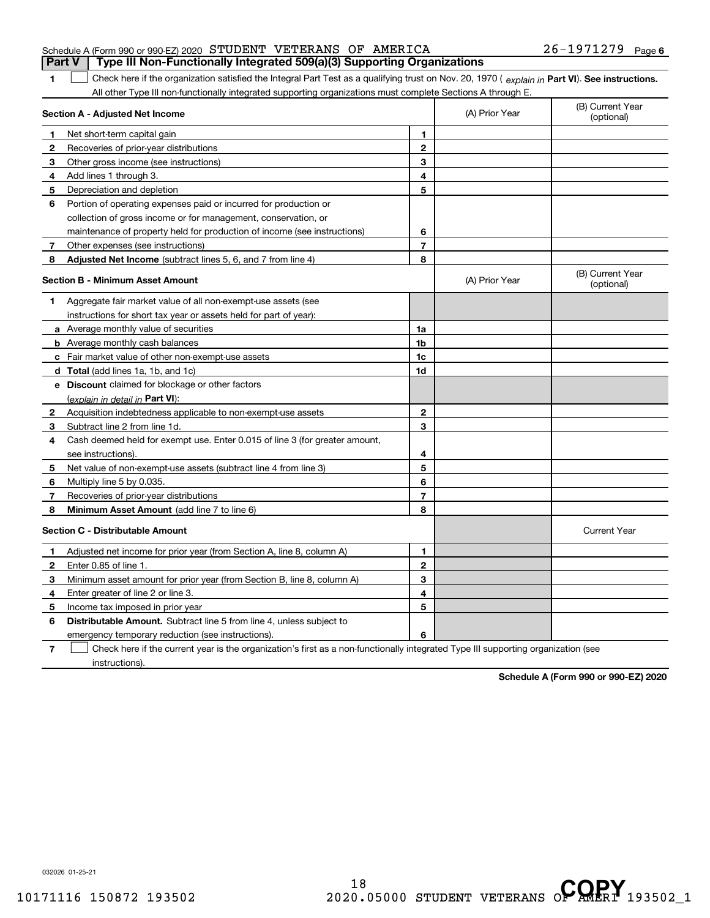Schedule A (Form 990 or 990-EZ) 2020 STUDENT VETERANS OF AMERICA 26-1971279 Page 6

## Part V Type III Non-Functionally Integrated 509(a)(3) Supporting Organizations

**1** ☐ Check here if the organization satisfied the Integral Part Test as a qualifying trust on Nov. 20, 1970 ( *explain in* **Part VI**). **See instructions.** All other Type III non-functionally integrated supporting organizations must complete Sections A through E.

| **Section A - Adjusted Net Income** | | | (A) Prior Year | (B) Current Year (optional) |
|---|---|---|---|---|
| **1** | Net short-term capital gain | 1 | | |
| **2** | Recoveries of prior-year distributions | 2 | | |
| **3** | Other gross income (see instructions) | 3 | | |
| **4** | Add lines 1 through 3. | 4 | | |
| **5** | Depreciation and depletion | 5 | | |
| **6** | Portion of operating expenses paid or incurred for production or collection of gross income or for management, conservation, or maintenance of property held for production of income (see instructions) | 6 | | |
| **7** | Other expenses (see instructions) | 7 | | |
| **8** | **Adjusted Net Income** (subtract lines 5, 6, and 7 from line 4) | 8 | | |

| **Section B - Minimum Asset Amount** | | | (A) Prior Year | (B) Current Year (optional) |
|---|---|---|---|---|
| **1** | Aggregate fair market value of all non-exempt-use assets (see instructions for short tax year or assets held for part of year): | | | |
| **a** | Average monthly value of securities | 1a | | |
| **b** | Average monthly cash balances | 1b | | |
| **c** | Fair market value of other non-exempt-use assets | 1c | | |
| **d** | **Total** (add lines 1a, 1b, and 1c) | 1d | | |
| **e** | **Discount** claimed for blockage or other factors (*explain in detail in* **Part VI**): | | | |
| **2** | Acquisition indebtedness applicable to non-exempt-use assets | 2 | | |
| **3** | Subtract line 2 from line 1d. | 3 | | |
| **4** | Cash deemed held for exempt use. Enter 0.015 of line 3 (for greater amount, see instructions). | 4 | | |
| **5** | Net value of non-exempt-use assets (subtract line 4 from line 3) | 5 | | |
| **6** | Multiply line 5 by 0.035. | 6 | | |
| **7** | Recoveries of prior-year distributions | 7 | | |
| **8** | **Minimum Asset Amount** (add line 7 to line 6) | 8 | | |

| **Section C - Distributable Amount** | | | | Current Year |
|---|---|---|---|---|
| **1** | Adjusted net income for prior year (from Section A, line 8, column A) | 1 | | |
| **2** | Enter 0.85 of line 1. | 2 | | |
| **3** | Minimum asset amount for prior year (from Section B, line 8, column A) | 3 | | |
| **4** | Enter greater of line 2 or line 3. | 4 | | |
| **5** | Income tax imposed in prior year | 5 | | |
| **6** | **Distributable Amount.** Subtract line 5 from line 4, unless subject to emergency temporary reduction (see instructions). | 6 | | |

**7** ☐ Check here if the current year is the organization's first as a non-functionally integrated Type III supporting organization (see instructions).

**Schedule A (Form 990 or 990-EZ) 2020**

032026 01-25-21

10171116 150872 193502 2020.05000 STUDENT VETERANS OF AMERI 193502_1

COPY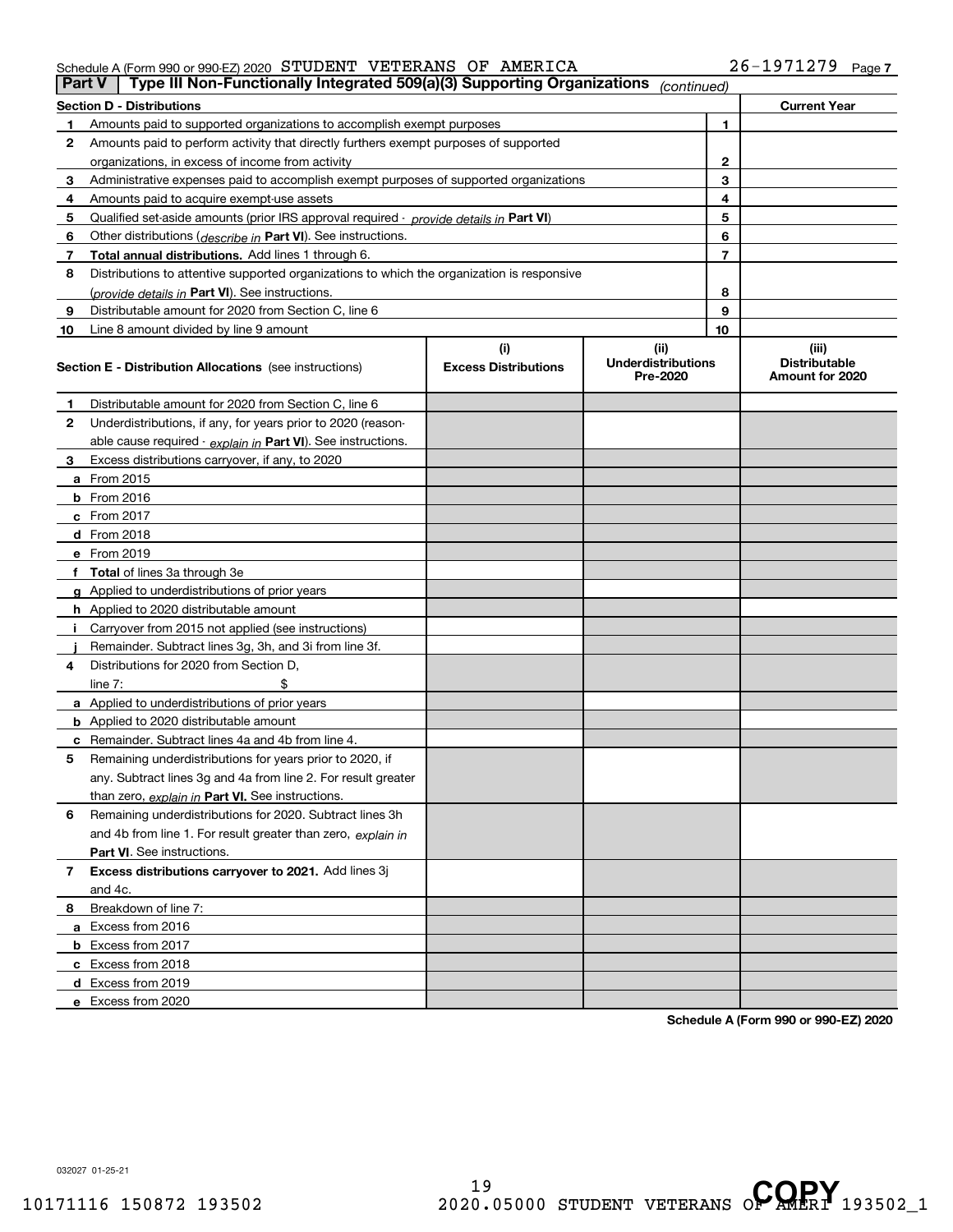Schedule A (Form 990 or 990-EZ) 2020 STUDENT VETERANS OF AMERICA 26-1971279 Page 7

**Part V | Type III Non-Functionally Integrated 509(a)(3) Supporting Organizations** *(continued)*

| Section D - Distributions | | | Current Year |
|---|---|---|---|
| 1 | Amounts paid to supported organizations to accomplish exempt purposes | 1 | |
| 2 | Amounts paid to perform activity that directly furthers exempt purposes of supported organizations, in excess of income from activity | 2 | |
| 3 | Administrative expenses paid to accomplish exempt purposes of supported organizations | 3 | |
| 4 | Amounts paid to acquire exempt-use assets | 4 | |
| 5 | Qualified set-aside amounts (prior IRS approval required - *provide details in* **Part VI**) | 5 | |
| 6 | Other distributions (*describe in* **Part VI**). See instructions. | 6 | |
| 7 | **Total annual distributions.** Add lines 1 through 6. | 7 | |
| 8 | Distributions to attentive supported organizations to which the organization is responsive (*provide details in* **Part VI**). See instructions. | 8 | |
| 9 | Distributable amount for 2020 from Section C, line 6 | 9 | |
| 10 | Line 8 amount divided by line 9 amount | 10 | |

| | **Section E - Distribution Allocations** (see instructions) | (i) Excess Distributions | (ii) Underdistributions Pre-2020 | (iii) Distributable Amount for 2020 |
|---|---|---|---|---|
| 1 | Distributable amount for 2020 from Section C, line 6 | | | |
| 2 | Underdistributions, if any, for years prior to 2020 (reasonable cause required - *explain in* **Part VI**). See instructions. | | | |
| 3 | Excess distributions carryover, if any, to 2020 | | | |
| a | From 2015 | | | |
| b | From 2016 | | | |
| c | From 2017 | | | |
| d | From 2018 | | | |
| e | From 2019 | | | |
| f | **Total** of lines 3a through 3e | | | |
| g | Applied to underdistributions of prior years | | | |
| h | Applied to 2020 distributable amount | | | |
| i | Carryover from 2015 not applied (see instructions) | | | |
| j | Remainder. Subtract lines 3g, 3h, and 3i from line 3f. | | | |
| 4 | Distributions for 2020 from Section D, line 7: $ | | | |
| a | Applied to underdistributions of prior years | | | |
| b | Applied to 2020 distributable amount | | | |
| c | Remainder. Subtract lines 4a and 4b from line 4. | | | |
| 5 | Remaining underdistributions for years prior to 2020, if any. Subtract lines 3g and 4a from line 2. For result greater than zero, *explain in* **Part VI.** See instructions. | | | |
| 6 | Remaining underdistributions for 2020. Subtract lines 3h and 4b from line 1. For result greater than zero, *explain in* **Part VI**. See instructions. | | | |
| 7 | **Excess distributions carryover to 2021.** Add lines 3j and 4c. | | | |
| 8 | Breakdown of line 7: | | | |
| a | Excess from 2016 | | | |
| b | Excess from 2017 | | | |
| c | Excess from 2018 | | | |
| d | Excess from 2019 | | | |
| e | Excess from 2020 | | | |

**Schedule A (Form 990 or 990-EZ) 2020**

032027 01-25-21

10171116 150872 193502 2020.05000 STUDENT VETERANS OF AMERI 193502_1

COPY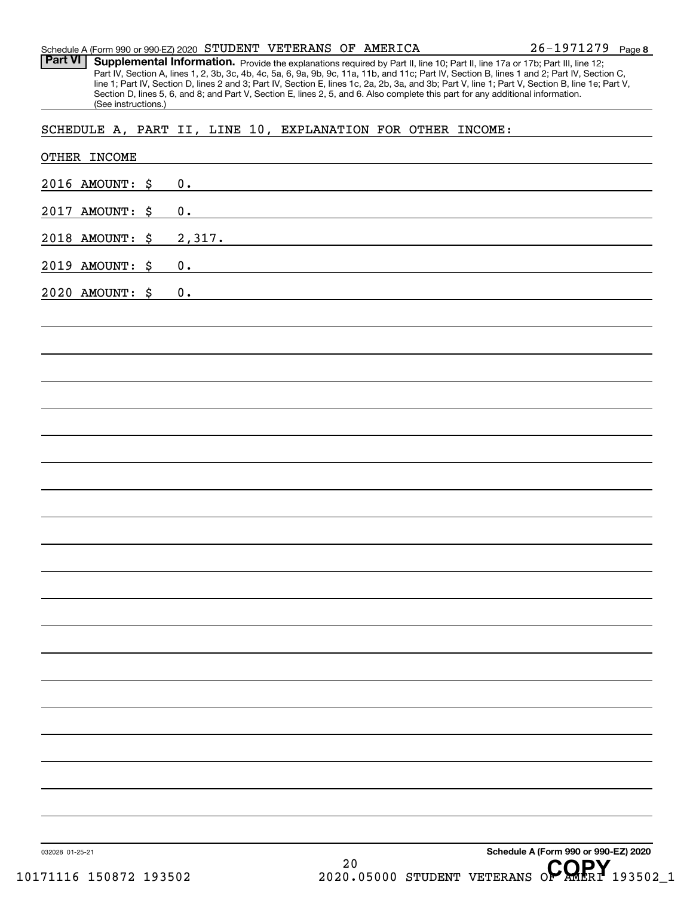Schedule A (Form 990 or 990-EZ) 2020 STUDENT VETERANS OF AMERICA 26-1971279 Page 8

**Part VI** **Supplemental Information.** Provide the explanations required by Part II, line 10; Part II, line 17a or 17b; Part III, line 12; Part IV, Section A, lines 1, 2, 3b, 3c, 4b, 4c, 5a, 6, 9a, 9b, 9c, 11a, 11b, and 11c; Part IV, Section B, lines 1 and 2; Part IV, Section C, line 1; Part IV, Section D, lines 2 and 3; Part IV, Section E, lines 1c, 2a, 2b, 3a, and 3b; Part V, line 1; Part V, Section B, line 1e; Part V, Section D, lines 5, 6, and 8; and Part V, Section E, lines 2, 5, and 6. Also complete this part for any additional information. (See instructions.)

SCHEDULE A, PART II, LINE 10, EXPLANATION FOR OTHER INCOME:

OTHER INCOME

2016 AMOUNT: $ 0.

2017 AMOUNT: $ 0.

2018 AMOUNT: $ 2,317.

2019 AMOUNT: $ 0.

2020 AMOUNT: $ 0.

032028 01-25-21

Schedule A (Form 990 or 990-EZ) 2020

10171116 150872 193502 2020.05000 STUDENT VETERANS OF AMERI 193502_1

COPY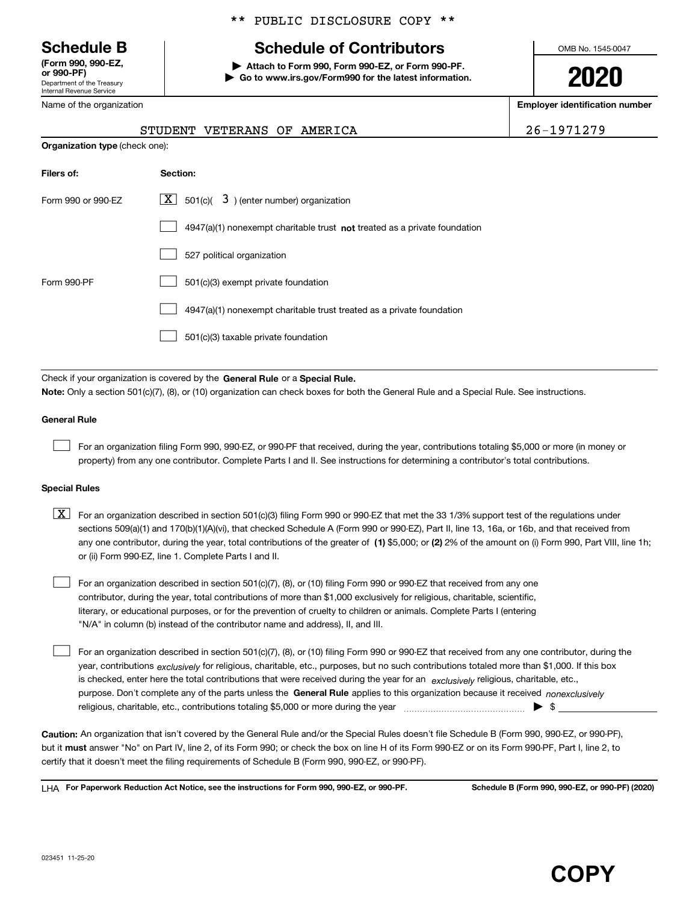** PUBLIC DISCLOSURE COPY **

# Schedule B

**(Form 990, 990-EZ, or 990-PF)**
Department of the Treasury
Internal Revenue Service

## Schedule of Contributors

▶ **Attach to Form 990, Form 990-EZ, or Form 990-PF.**
▶ **Go to www.irs.gov/Form990 for the latest information.**

OMB No. 1545-0047

**2020**

| Name of the organization | Employer identification number |
| --- | --- |
| STUDENT VETERANS OF AMERICA | 26-1971279 |

**Organization type** (check one):

| Filers of: | Section: |
| --- | --- |
| Form 990 or 990-EZ | [X] 501(c)( 3 ) (enter number) organization |
| | [ ] 4947(a)(1) nonexempt charitable trust **not** treated as a private foundation |
| | [ ] 527 political organization |
| Form 990-PF | [ ] 501(c)(3) exempt private foundation |
| | [ ] 4947(a)(1) nonexempt charitable trust treated as a private foundation |
| | [ ] 501(c)(3) taxable private foundation |

Check if your organization is covered by the **General Rule** or a **Special Rule.**

**Note:** Only a section 501(c)(7), (8), or (10) organization can check boxes for both the General Rule and a Special Rule. See instructions.

**General Rule**

[ ] For an organization filing Form 990, 990-EZ, or 990-PF that received, during the year, contributions totaling $5,000 or more (in money or property) from any one contributor. Complete Parts I and II. See instructions for determining a contributor's total contributions.

**Special Rules**

[X] For an organization described in section 501(c)(3) filing Form 990 or 990-EZ that met the 33 1/3% support test of the regulations under sections 509(a)(1) and 170(b)(1)(A)(vi), that checked Schedule A (Form 990 or 990-EZ), Part II, line 13, 16a, or 16b, and that received from any one contributor, during the year, total contributions of the greater of **(1)** $5,000; or **(2)** 2% of the amount on (i) Form 990, Part VIII, line 1h; or (ii) Form 990-EZ, line 1. Complete Parts I and II.

[ ] For an organization described in section 501(c)(7), (8), or (10) filing Form 990 or 990-EZ that received from any one contributor, during the year, total contributions of more than $1,000 exclusively for religious, charitable, scientific, literary, or educational purposes, or for the prevention of cruelty to children or animals. Complete Parts I (entering "N/A" in column (b) instead of the contributor name and address), II, and III.

[ ] For an organization described in section 501(c)(7), (8), or (10) filing Form 990 or 990-EZ that received from any one contributor, during the year, contributions *exclusively* for religious, charitable, etc., purposes, but no such contributions totaled more than $1,000. If this box is checked, enter here the total contributions that were received during the year for an *exclusively* religious, charitable, etc., purpose. Don't complete any of the parts unless the **General Rule** applies to this organization because it received *nonexclusively* religious, charitable, etc., contributions totaling $5,000 or more during the year ▶ $ ______

**Caution:** An organization that isn't covered by the General Rule and/or the Special Rules doesn't file Schedule B (Form 990, 990-EZ, or 990-PF), but it **must** answer "No" on Part IV, line 2, of its Form 990; or check the box on line H of its Form 990-EZ or on its Form 990-PF, Part I, line 2, to certify that it doesn't meet the filing requirements of Schedule B (Form 990, 990-EZ, or 990-PF).

LHA **For Paperwork Reduction Act Notice, see the instructions for Form 990, 990-EZ, or 990-PF.** **Schedule B (Form 990, 990-EZ, or 990-PF) (2020)**

023451 11-25-20

**COPY**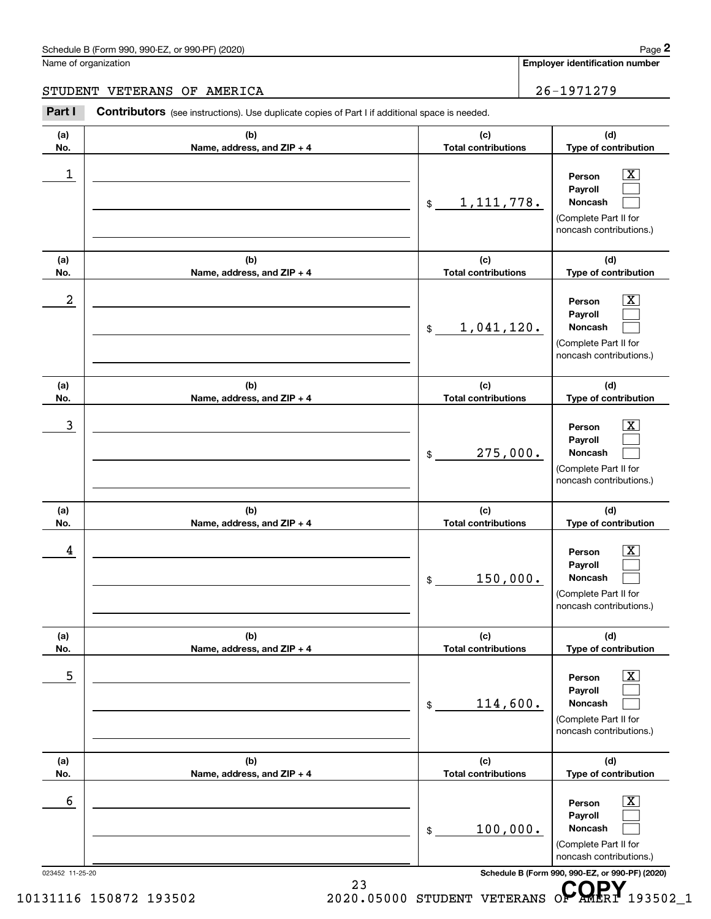Schedule B (Form 990, 990-EZ, or 990-PF) (2020)

Name of organization: STUDENT VETERANS OF AMERICA

Employer identification number: 26-1971279

**Part I Contributors** (see instructions). Use duplicate copies of Part I if additional space is needed.

| (a) No. | (b) Name, address, and ZIP + 4 | (c) Total contributions | (d) Type of contribution |
|---|---|---|---|
| 1 | | $ 1,111,778. | Person [X] Payroll [ ] Noncash [ ] (Complete Part II for noncash contributions.) |
| 2 | | $ 1,041,120. | Person [X] Payroll [ ] Noncash [ ] (Complete Part II for noncash contributions.) |
| 3 | | $ 275,000. | Person [X] Payroll [ ] Noncash [ ] (Complete Part II for noncash contributions.) |
| 4 | | $ 150,000. | Person [X] Payroll [ ] Noncash [ ] (Complete Part II for noncash contributions.) |
| 5 | | $ 114,600. | Person [X] Payroll [ ] Noncash [ ] (Complete Part II for noncash contributions.) |
| 6 | | $ 100,000. | Person [X] Payroll [ ] Noncash [ ] (Complete Part II for noncash contributions.) |

023452 11-25-20

Schedule B (Form 990, 990-EZ, or 990-PF) (2020)

10131116 150872 193502 2020.05000 STUDENT VETERANS OF AMERI 193502_1

COPY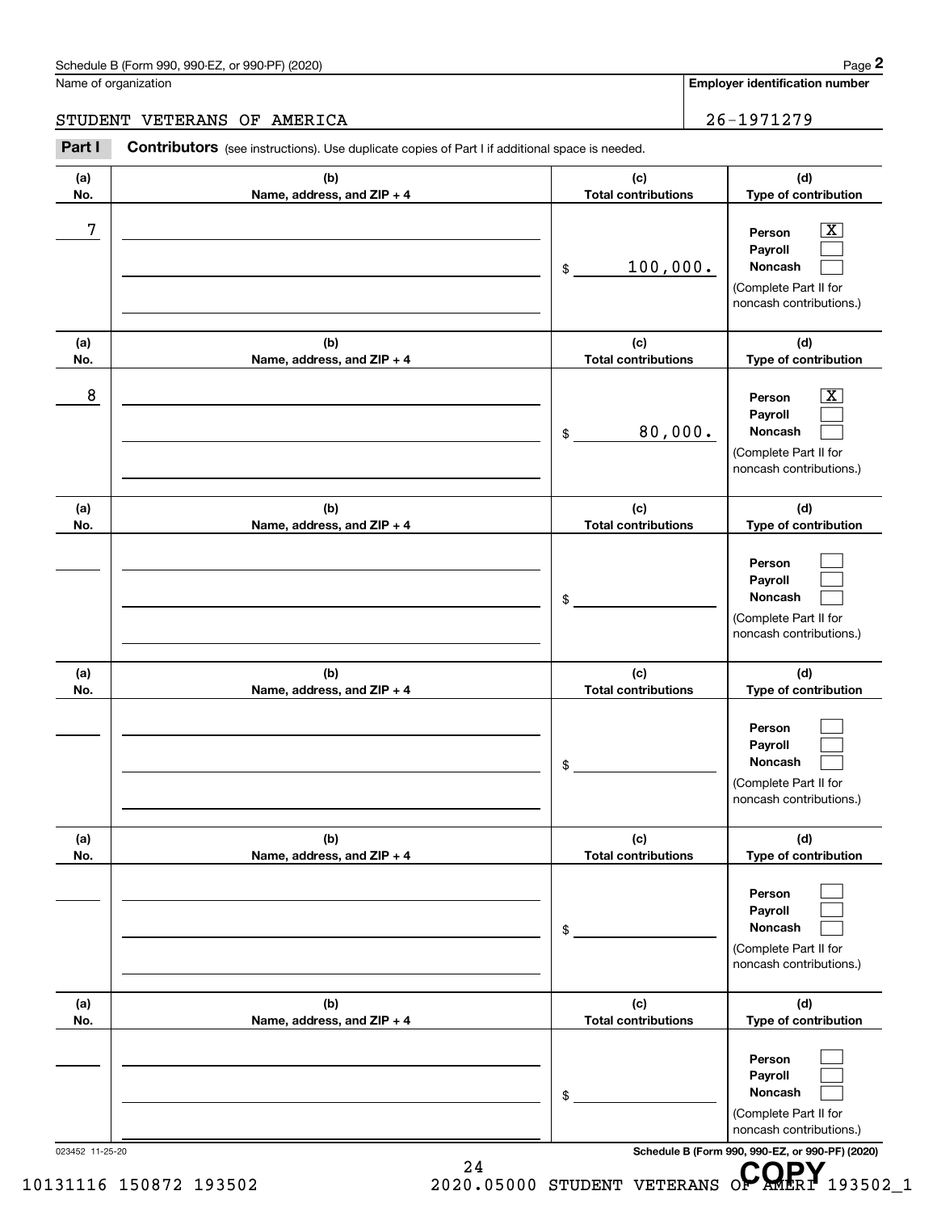Schedule B (Form 990, 990-EZ, or 990-PF) (2020)

Name of organization: STUDENT VETERANS OF AMERICA

Employer identification number: 26-1971279

**Part I Contributors** (see instructions). Use duplicate copies of Part I if additional space is needed.

| (a) No. | (b) Name, address, and ZIP + 4 | (c) Total contributions | (d) Type of contribution |
|---|---|---|---|
| 7 | | $ 100,000. | Person [X] Payroll [ ] Noncash [ ] (Complete Part II for noncash contributions.) |
| 8 | | $ 80,000. | Person [X] Payroll [ ] Noncash [ ] (Complete Part II for noncash contributions.) |
| | | $ | Person [ ] Payroll [ ] Noncash [ ] (Complete Part II for noncash contributions.) |
| | | $ | Person [ ] Payroll [ ] Noncash [ ] (Complete Part II for noncash contributions.) |
| | | $ | Person [ ] Payroll [ ] Noncash [ ] (Complete Part II for noncash contributions.) |
| | | $ | Person [ ] Payroll [ ] Noncash [ ] (Complete Part II for noncash contributions.) |

023452 11-25-20

Schedule B (Form 990, 990-EZ, or 990-PF) (2020)

10131116 150872 193502 2020.05000 STUDENT VETERANS OF AMERI 193502_1

COPY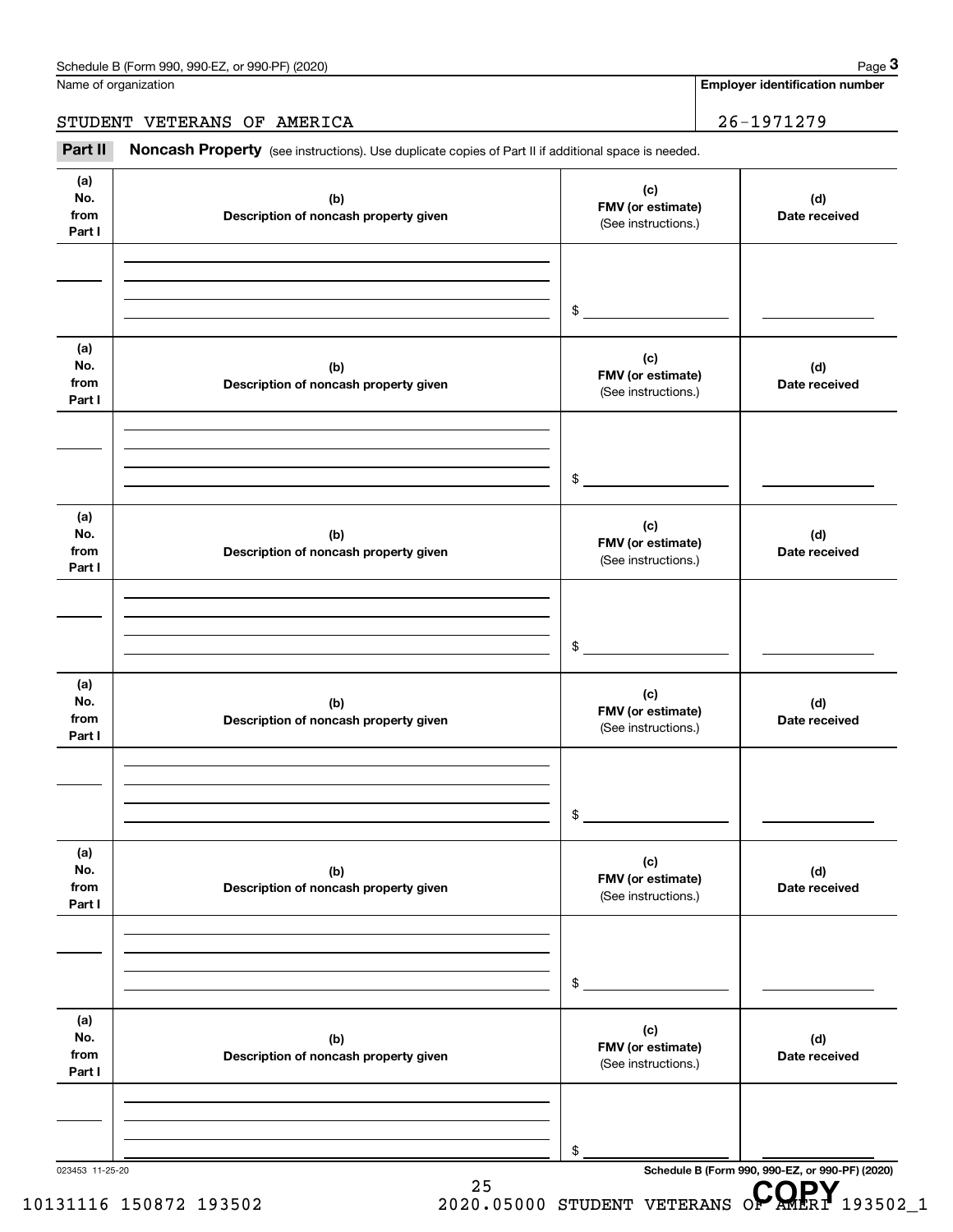Name of organization

STUDENT VETERANS OF AMERICA

**Employer identification number**

26-1971279

**Part II** **Noncash Property** (see instructions). Use duplicate copies of Part II if additional space is needed.

| (a) No. from Part I | (b) Description of noncash property given | (c) FMV (or estimate) (See instructions.) | (d) Date received |
|---|---|---|---|
| | | $ | |

| (a) No. from Part I | (b) Description of noncash property given | (c) FMV (or estimate) (See instructions.) | (d) Date received |
|---|---|---|---|
| | | $ | |

| (a) No. from Part I | (b) Description of noncash property given | (c) FMV (or estimate) (See instructions.) | (d) Date received |
|---|---|---|---|
| | | $ | |

| (a) No. from Part I | (b) Description of noncash property given | (c) FMV (or estimate) (See instructions.) | (d) Date received |
|---|---|---|---|
| | | $ | |

| (a) No. from Part I | (b) Description of noncash property given | (c) FMV (or estimate) (See instructions.) | (d) Date received |
|---|---|---|---|
| | | $ | |

| (a) No. from Part I | (b) Description of noncash property given | (c) FMV (or estimate) (See instructions.) | (d) Date received |
|---|---|---|---|
| | | $ | |

COPY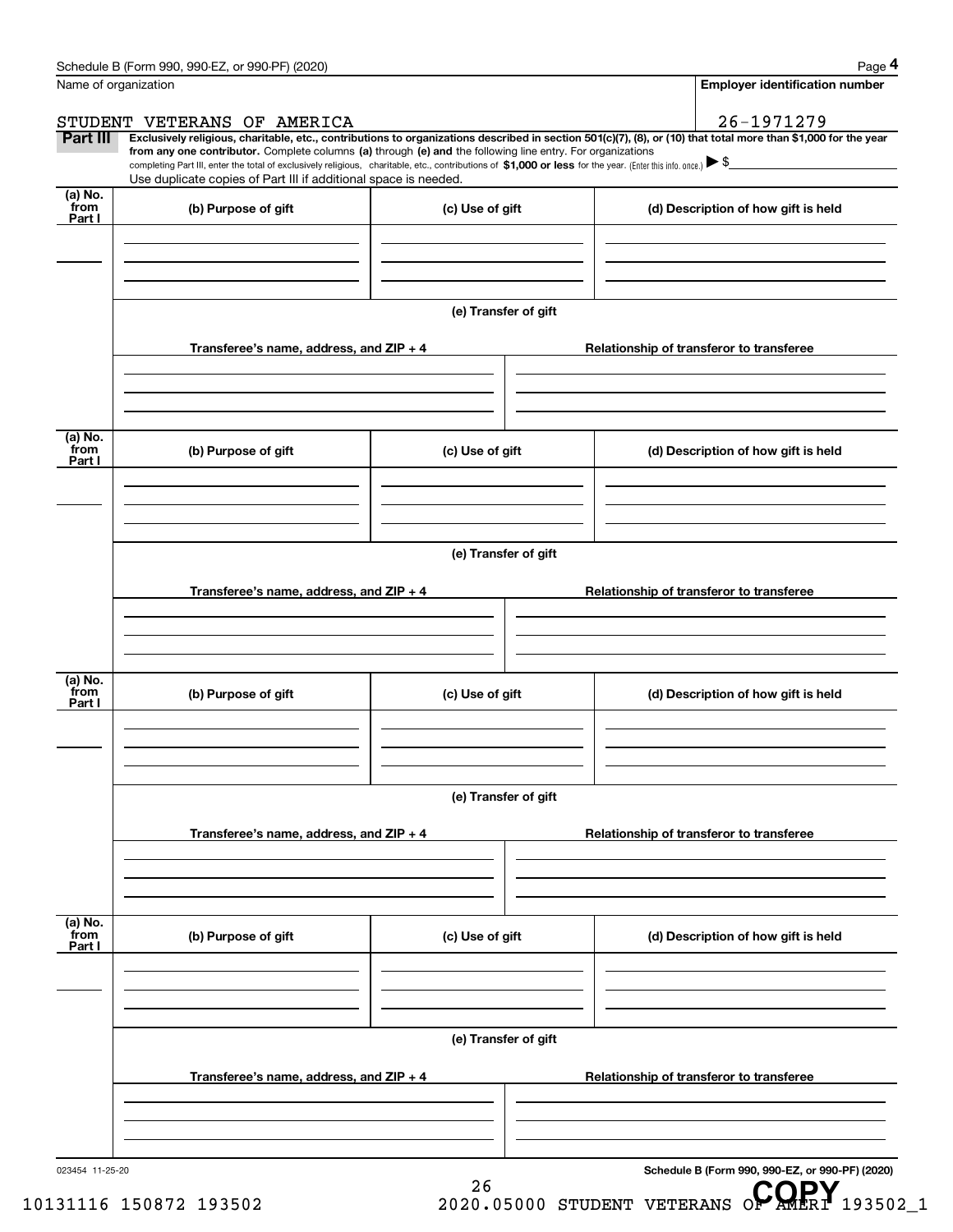Name of organization

STUDENT VETERANS OF AMERICA

**Employer identification number**

26-1971279

**Part III** **Exclusively religious, charitable, etc., contributions to organizations described in section 501(c)(7), (8), or (10) that total more than $1,000 for the year from any one contributor.** Complete columns **(a)** through **(e)** and the following line entry. For organizations completing Part III, enter the total of exclusively religious, charitable, etc., contributions of **$1,000 or less** for the year. (Enter this info. once.) ▶ $

Use duplicate copies of Part III if additional space is needed.

| (a) No. from Part I | (b) Purpose of gift | (c) Use of gift | (d) Description of how gift is held |
|---|---|---|---|
| | | | |

(e) Transfer of gift

| Transferee's name, address, and ZIP + 4 | Relationship of transferor to transferee |
|---|---|
| | |

| (a) No. from Part I | (b) Purpose of gift | (c) Use of gift | (d) Description of how gift is held |
|---|---|---|---|
| | | | |

(e) Transfer of gift

| Transferee's name, address, and ZIP + 4 | Relationship of transferor to transferee |
|---|---|
| | |

| (a) No. from Part I | (b) Purpose of gift | (c) Use of gift | (d) Description of how gift is held |
|---|---|---|---|
| | | | |

(e) Transfer of gift

| Transferee's name, address, and ZIP + 4 | Relationship of transferor to transferee |
|---|---|
| | |

| (a) No. from Part I | (b) Purpose of gift | (c) Use of gift | (d) Description of how gift is held |
|---|---|---|---|
| | | | |

(e) Transfer of gift

| Transferee's name, address, and ZIP + 4 | Relationship of transferor to transferee |
|---|---|
| | |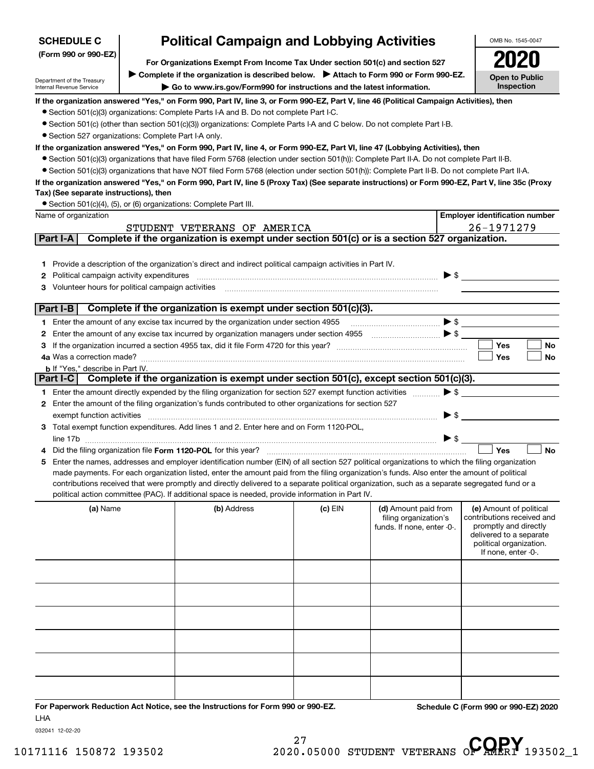**SCHEDULE C**
**(Form 990 or 990-EZ)**

Department of the Treasury
Internal Revenue Service

# Political Campaign and Lobbying Activities

**For Organizations Exempt From Income Tax Under section 501(c) and section 527**

▶ **Complete if the organization is described below.** ▶ **Attach to Form 990 or Form 990-EZ.**

▶ **Go to www.irs.gov/Form990 for instructions and the latest information.**

OMB No. 1545-0047

**2020**

**Open to Public Inspection**

**If the organization answered "Yes," on Form 990, Part IV, line 3, or Form 990-EZ, Part V, line 46 (Political Campaign Activities), then**

- Section 501(c)(3) organizations: Complete Parts I-A and B. Do not complete Part I-C.
- Section 501(c) (other than section 501(c)(3)) organizations: Complete Parts I-A and C below. Do not complete Part I-B.
- Section 527 organizations: Complete Part I-A only.

**If the organization answered "Yes," on Form 990, Part IV, line 4, or Form 990-EZ, Part VI, line 47 (Lobbying Activities), then**

- Section 501(c)(3) organizations that have filed Form 5768 (election under section 501(h)): Complete Part II-A. Do not complete Part II-B.
- Section 501(c)(3) organizations that have NOT filed Form 5768 (election under section 501(h)): Complete Part II-B. Do not complete Part II-A.

**If the organization answered "Yes," on Form 990, Part IV, line 5 (Proxy Tax) (See separate instructions) or Form 990-EZ, Part V, line 35c (Proxy Tax) (See separate instructions), then**

- Section 501(c)(4), (5), or (6) organizations: Complete Part III.

| Name of organization | Employer identification number |
|---|---|
| STUDENT VETERANS OF AMERICA | 26-1971279 |

## Part I-A Complete if the organization is exempt under section 501(c) or is a section 527 organization.

1. Provide a description of the organization's direct and indirect political campaign activities in Part IV.
2. Political campaign activity expenditures ▶ $
3. Volunteer hours for political campaign activities

## Part I-B Complete if the organization is exempt under section 501(c)(3).

1. Enter the amount of any excise tax incurred by the organization under section 4955 ▶ $
2. Enter the amount of any excise tax incurred by organization managers under section 4955 ▶ $
3. If the organization incurred a section 4955 tax, did it file Form 4720 for this year? ☐ Yes ☐ No
4. a Was a correction made? ☐ Yes ☐ No
   b If "Yes," describe in Part IV.

## Part I-C Complete if the organization is exempt under section 501(c), except section 501(c)(3).

1. Enter the amount directly expended by the filing organization for section 527 exempt function activities ▶ $
2. Enter the amount of the filing organization's funds contributed to other organizations for section 527 exempt function activities ▶ $
3. Total exempt function expenditures. Add lines 1 and 2. Enter here and on Form 1120-POL, line 17b ▶ $
4. Did the filing organization file **Form 1120-POL** for this year? ☐ Yes ☐ No
5. Enter the names, addresses and employer identification number (EIN) of all section 527 political organizations to which the filing organization made payments. For each organization listed, enter the amount paid from the filing organization's funds. Also enter the amount of political contributions received that were promptly and directly delivered to a separate political organization, such as a separate segregated fund or a political action committee (PAC). If additional space is needed, provide information in Part IV.

| (a) Name | (b) Address | (c) EIN | (d) Amount paid from filing organization's funds. If none, enter -0-. | (e) Amount of political contributions received and promptly and directly delivered to a separate political organization. If none, enter -0-. |
|---|---|---|---|---|
| | | | | |
| | | | | |
| | | | | |
| | | | | |
| | | | | |
| | | | | |

**For Paperwork Reduction Act Notice, see the Instructions for Form 990 or 990-EZ.**

LHA

**Schedule C (Form 990 or 990-EZ) 2020**

032041 12-02-20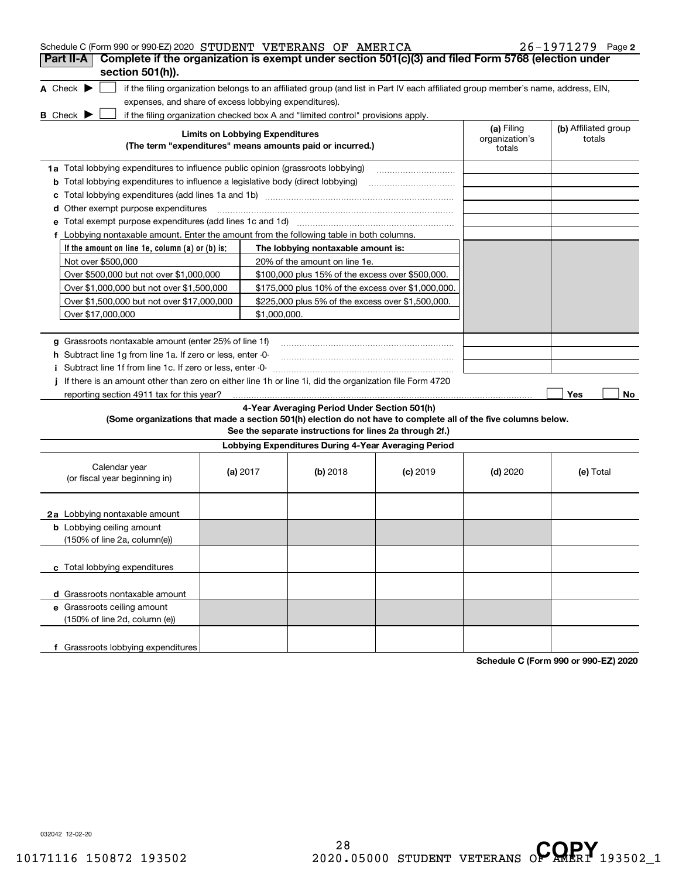Schedule C (Form 990 or 990-EZ) 2020 STUDENT VETERANS OF AMERICA 26-1971279 Page 2

## Part II-A Complete if the organization is exempt under section 501(c)(3) and filed Form 5768 (election under section 501(h)).

**A** Check ▶ ☐ if the filing organization belongs to an affiliated group (and list in Part IV each affiliated group member's name, address, EIN, expenses, and share of excess lobbying expenditures).

**B** Check ▶ ☐ if the filing organization checked box A and "limited control" provisions apply.

| Limits on Lobbying Expenditures (The term "expenditures" means amounts paid or incurred.) | (a) Filing organization's totals | (b) Affiliated group totals |
|---|---|---|
| **1a** Total lobbying expenditures to influence public opinion (grassroots lobbying) | | |
| **b** Total lobbying expenditures to influence a legislative body (direct lobbying) | | |
| **c** Total lobbying expenditures (add lines 1a and 1b) | | |
| **d** Other exempt purpose expenditures | | |
| **e** Total exempt purpose expenditures (add lines 1c and 1d) | | |
| **f** Lobbying nontaxable amount. Enter the amount from the following table in both columns. | | |

| If the amount on line 1e, column (a) or (b) is: | The lobbying nontaxable amount is: |
|---|---|
| Not over $500,000 | 20% of the amount on line 1e. |
| Over $500,000 but not over $1,000,000 | $100,000 plus 15% of the excess over $500,000. |
| Over $1,000,000 but not over $1,500,000 | $175,000 plus 10% of the excess over $1,000,000. |
| Over $1,500,000 but not over $17,000,000 | $225,000 plus 5% of the excess over $1,500,000. |
| Over $17,000,000 | $1,000,000. |

| | (a) Filing organization's totals | (b) Affiliated group totals |
|---|---|---|
| **g** Grassroots nontaxable amount (enter 25% of line 1f) | | |
| **h** Subtract line 1g from line 1a. If zero or less, enter -0- | | |
| **i** Subtract line 1f from line 1c. If zero or less, enter -0- | | |

**j** If there is an amount other than zero on either line 1h or line 1i, did the organization file Form 4720 reporting section 4911 tax for this year? ☐ Yes ☐ No

### 4-Year Averaging Period Under Section 501(h)

**(Some organizations that made a section 501(h) election do not have to complete all of the five columns below. See the separate instructions for lines 2a through 2f.)**

| Lobbying Expenditures During 4-Year Averaging Period | | | | | |
|---|---|---|---|---|---|
| Calendar year (or fiscal year beginning in) | (a) 2017 | (b) 2018 | (c) 2019 | (d) 2020 | (e) Total |
| **2a** Lobbying nontaxable amount | | | | | |
| **b** Lobbying ceiling amount (150% of line 2a, column(e)) | | | | | |
| **c** Total lobbying expenditures | | | | | |
| **d** Grassroots nontaxable amount | | | | | |
| **e** Grassroots ceiling amount (150% of line 2d, column (e)) | | | | | |
| **f** Grassroots lobbying expenditures | | | | | |

**Schedule C (Form 990 or 990-EZ) 2020**

032042 12-02-20

10171116 150872 193502 2020.05000 STUDENT VETERANS OF AMERI 193502_1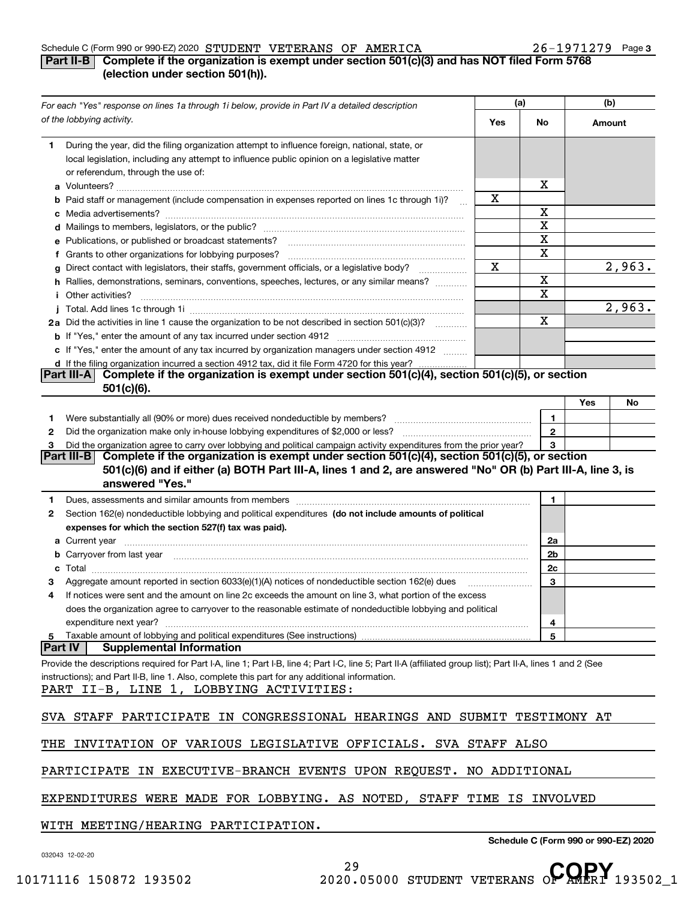Schedule C (Form 990 or 990-EZ) 2020 STUDENT VETERANS OF AMERICA 26-1971279 Page 3

## Part II-B Complete if the organization is exempt under section 501(c)(3) and has NOT filed Form 5768 (election under section 501(h)).

| *For each "Yes" response on lines 1a through 1i below, provide in Part IV a detailed description of the lobbying activity.* | (a) Yes | (a) No | (b) Amount |
|---|---|---|---|
| **1** During the year, did the filing organization attempt to influence foreign, national, state, or local legislation, including any attempt to influence public opinion on a legislative matter or referendum, through the use of: | | | |
| **a** Volunteers? | | X | |
| **b** Paid staff or management (include compensation in expenses reported on lines 1c through 1i)? | X | | |
| **c** Media advertisements? | | X | |
| **d** Mailings to members, legislators, or the public? | | X | |
| **e** Publications, or published or broadcast statements? | | X | |
| **f** Grants to other organizations for lobbying purposes? | | X | |
| **g** Direct contact with legislators, their staffs, government officials, or a legislative body? | X | | 2,963. |
| **h** Rallies, demonstrations, seminars, conventions, speeches, lectures, or any similar means? | | X | |
| **i** Other activities? | | X | |
| **j** Total. Add lines 1c through 1i | | | 2,963. |
| **2a** Did the activities in line 1 cause the organization to be not described in section 501(c)(3)? | | X | |
| **b** If "Yes," enter the amount of any tax incurred under section 4912 | | | |
| **c** If "Yes," enter the amount of any tax incurred by organization managers under section 4912 | | | |
| **d** If the filing organization incurred a section 4912 tax, did it file Form 4720 for this year? | | | |

## Part III-A Complete if the organization is exempt under section 501(c)(4), section 501(c)(5), or section 501(c)(6).

| | | | Yes | No |
|---|---|---|---|---|
| **1** | Were substantially all (90% or more) dues received nondeductible by members? | 1 | | |
| **2** | Did the organization make only in-house lobbying expenditures of $2,000 or less? | 2 | | |
| **3** | Did the organization agree to carry over lobbying and political campaign activity expenditures from the prior year? | 3 | | |

## Part III-B Complete if the organization is exempt under section 501(c)(4), section 501(c)(5), or section 501(c)(6) and if either (a) BOTH Part III-A, lines 1 and 2, are answered "No" OR (b) Part III-A, line 3, is answered "Yes."

| | | | |
|---|---|---|---|
| **1** | Dues, assessments and similar amounts from members | 1 | |
| **2** | Section 162(e) nondeductible lobbying and political expenditures **(do not include amounts of political expenses for which the section 527(f) tax was paid).** | | |
| **a** | Current year | 2a | |
| **b** | Carryover from last year | 2b | |
| **c** | Total | 2c | |
| **3** | Aggregate amount reported in section 6033(e)(1)(A) notices of nondeductible section 162(e) dues | 3 | |
| **4** | If notices were sent and the amount on line 2c exceeds the amount on line 3, what portion of the excess does the organization agree to carryover to the reasonable estimate of nondeductible lobbying and political expenditure next year? | 4 | |
| **5** | Taxable amount of lobbying and political expenditures (See instructions) | 5 | |

## Part IV Supplemental Information

Provide the descriptions required for Part I-A, line 1; Part I-B, line 4; Part I-C, line 5; Part II-A (affiliated group list); Part II-A, lines 1 and 2 (See instructions); and Part II-B, line 1. Also, complete this part for any additional information.

PART II-B, LINE 1, LOBBYING ACTIVITIES:

SVA STAFF PARTICIPATE IN CONGRESSIONAL HEARINGS AND SUBMIT TESTIMONY AT THE INVITATION OF VARIOUS LEGISLATIVE OFFICIALS. SVA STAFF ALSO PARTICIPATE IN EXECUTIVE-BRANCH EVENTS UPON REQUEST. NO ADDITIONAL EXPENDITURES WERE MADE FOR LOBBYING. AS NOTED, STAFF TIME IS INVOLVED WITH MEETING/HEARING PARTICIPATION.

Schedule C (Form 990 or 990-EZ) 2020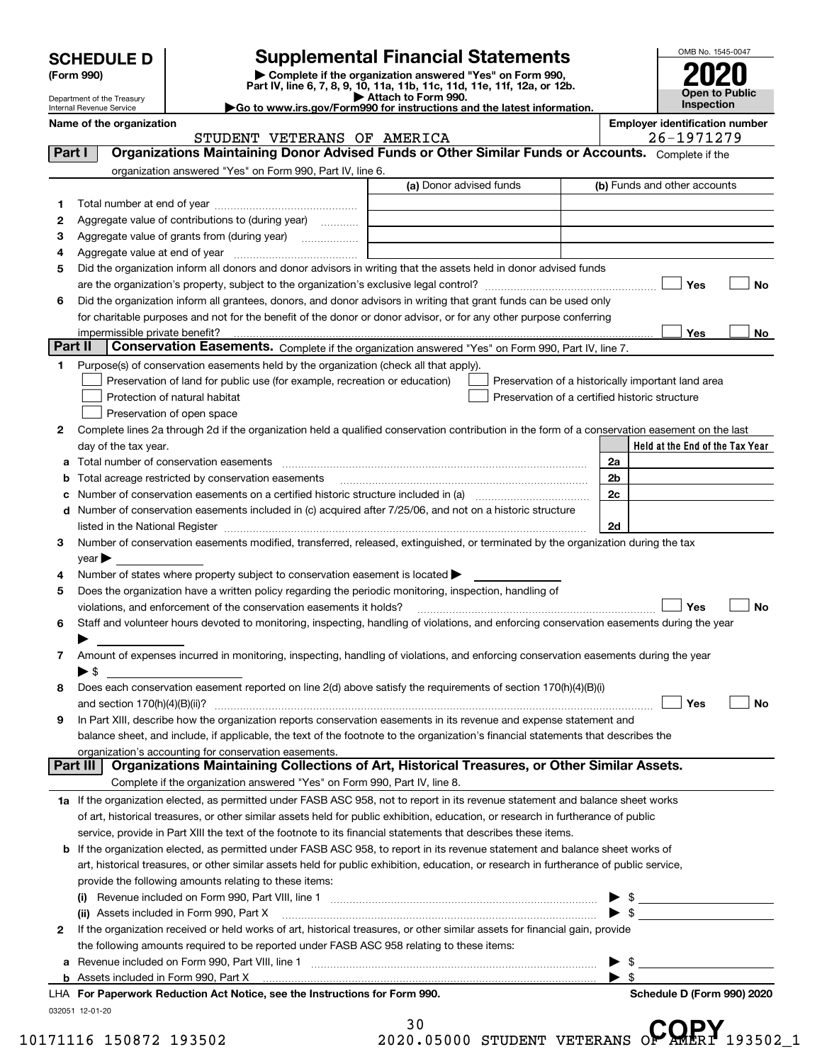# SCHEDULE D (Form 990)

Department of the Treasury
Internal Revenue Service

## Supplemental Financial Statements

▶ Complete if the organization answered "Yes" on Form 990, Part IV, line 6, 7, 8, 9, 10, 11a, 11b, 11c, 11d, 11e, 11f, 12a, or 12b.
▶ Attach to Form 990.
▶Go to www.irs.gov/Form990 for instructions and the latest information.

OMB No. 1545-0047

**2020**

**Open to Public Inspection**

**Name of the organization**
STUDENT VETERANS OF AMERICA

**Employer identification number**
26-1971279

**Part I** **Organizations Maintaining Donor Advised Funds or Other Similar Funds or Accounts.** Complete if the organization answered "Yes" on Form 990, Part IV, line 6.

| | | (a) Donor advised funds | (b) Funds and other accounts |
|---|---|---|---|
| 1 | Total number at end of year | | |
| 2 | Aggregate value of contributions to (during year) | | |
| 3 | Aggregate value of grants from (during year) | | |
| 4 | Aggregate value at end of year | | |

5 Did the organization inform all donors and donor advisors in writing that the assets held in donor advised funds are the organization's property, subject to the organization's exclusive legal control? ☐ Yes ☐ No

6 Did the organization inform all grantees, donors, and donor advisors in writing that grant funds can be used only for charitable purposes and not for the benefit of the donor or donor advisor, or for any other purpose conferring impermissible private benefit? ☐ Yes ☐ No

**Part II** **Conservation Easements.** Complete if the organization answered "Yes" on Form 990, Part IV, line 7.

1 Purpose(s) of conservation easements held by the organization (check all that apply).
- ☐ Preservation of land for public use (for example, recreation or education)
- ☐ Protection of natural habitat
- ☐ Preservation of open space
- ☐ Preservation of a historically important land area
- ☐ Preservation of a certified historic structure

2 Complete lines 2a through 2d if the organization held a qualified conservation contribution in the form of a conservation easement on the last day of the tax year.

| | | | Held at the End of the Tax Year |
|---|---|---|---|
| a | Total number of conservation easements | 2a | |
| b | Total acreage restricted by conservation easements | 2b | |
| c | Number of conservation easements on a certified historic structure included in (a) | 2c | |
| d | Number of conservation easements included in (c) acquired after 7/25/06, and not on a historic structure listed in the National Register | 2d | |

3 Number of conservation easements modified, transferred, released, extinguished, or terminated by the organization during the tax year ▶

4 Number of states where property subject to conservation easement is located ▶

5 Does the organization have a written policy regarding the periodic monitoring, inspection, handling of violations, and enforcement of the conservation easements it holds? ☐ Yes ☐ No

6 Staff and volunteer hours devoted to monitoring, inspecting, handling of violations, and enforcing conservation easements during the year ▶

7 Amount of expenses incurred in monitoring, inspecting, handling of violations, and enforcing conservation easements during the year ▶ $

8 Does each conservation easement reported on line 2(d) above satisfy the requirements of section 170(h)(4)(B)(i) and section 170(h)(4)(B)(ii)? ☐ Yes ☐ No

9 In Part XIII, describe how the organization reports conservation easements in its revenue and expense statement and balance sheet, and include, if applicable, the text of the footnote to the organization's financial statements that describes the organization's accounting for conservation easements.

**Part III** **Organizations Maintaining Collections of Art, Historical Treasures, or Other Similar Assets.** Complete if the organization answered "Yes" on Form 990, Part IV, line 8.

1a If the organization elected, as permitted under FASB ASC 958, not to report in its revenue statement and balance sheet works of art, historical treasures, or other similar assets held for public exhibition, education, or research in furtherance of public service, provide in Part XIII the text of the footnote to its financial statements that describes these items.

b If the organization elected, as permitted under FASB ASC 958, to report in its revenue statement and balance sheet works of art, historical treasures, or other similar assets held for public exhibition, education, or research in furtherance of public service, provide the following amounts relating to these items:

(i) Revenue included on Form 990, Part VIII, line 1 ▶ $

(ii) Assets included in Form 990, Part X ▶ $

2 If the organization received or held works of art, historical treasures, or other similar assets for financial gain, provide the following amounts required to be reported under FASB ASC 958 relating to these items:

a Revenue included on Form 990, Part VIII, line 1 ▶ $

b Assets included in Form 990, Part X ▶ $

LHA **For Paperwork Reduction Act Notice, see the Instructions for Form 990.** **Schedule D (Form 990) 2020**

032051 12-01-20

10171116 150872 193502 2020.05000 STUDENT VETERANS OF AMERI 193502_1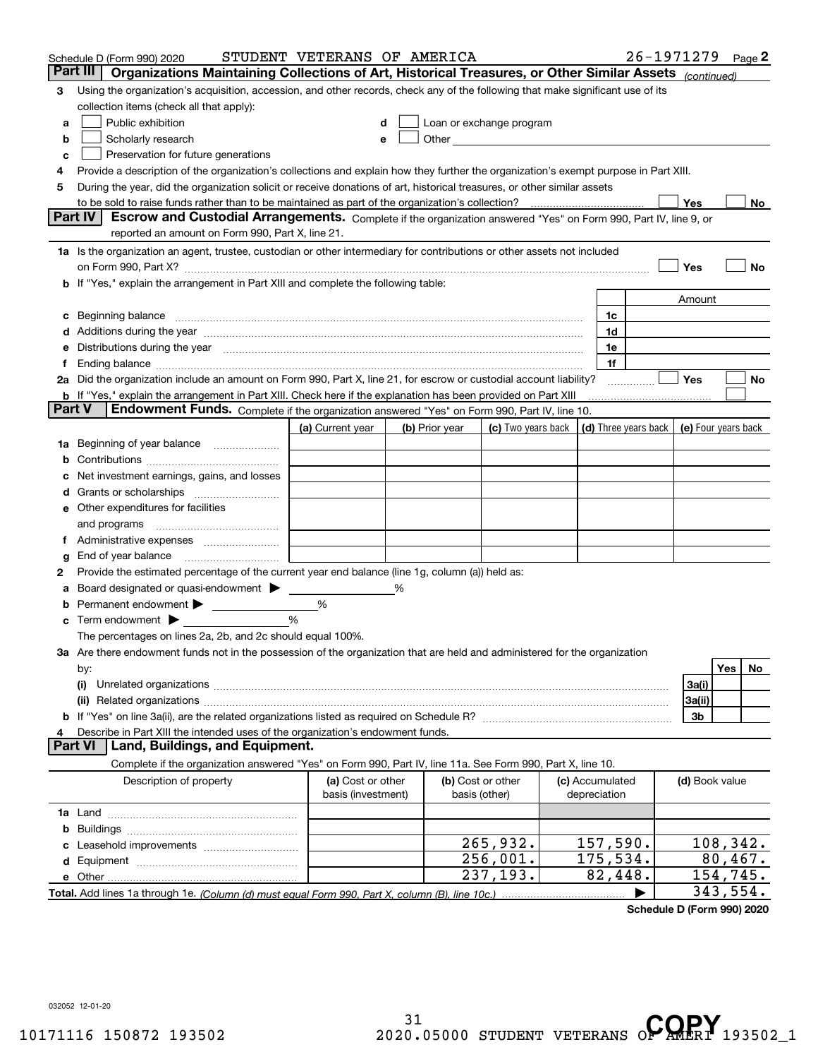Schedule D (Form 990) 2020 STUDENT VETERANS OF AMERICA 26-1971279 Page 2

## Part III Organizations Maintaining Collections of Art, Historical Treasures, or Other Similar Assets (continued)

3 Using the organization's acquisition, accession, and other records, check any of the following that make significant use of its collection items (check all that apply):

- a ☐ Public exhibition
- b ☐ Scholarly research
- c ☐ Preservation for future generations
- d ☐ Loan or exchange program
- e ☐ Other

4 Provide a description of the organization's collections and explain how they further the organization's exempt purpose in Part XIII.

5 During the year, did the organization solicit or receive donations of art, historical treasures, or other similar assets to be sold to raise funds rather than to be maintained as part of the organization's collection? ☐ Yes ☐ No

## Part IV Escrow and Custodial Arrangements. 

Complete if the organization answered "Yes" on Form 990, Part IV, line 9, or reported an amount on Form 990, Part X, line 21.

1a Is the organization an agent, trustee, custodian or other intermediary for contributions or other assets not included on Form 990, Part X? ☐ Yes ☐ No

b If "Yes," explain the arrangement in Part XIII and complete the following table:

| | | Amount |
|---|---|---|
| c Beginning balance | 1c | |
| d Additions during the year | 1d | |
| e Distributions during the year | 1e | |
| f Ending balance | 1f | |

2a Did the organization include an amount on Form 990, Part X, line 21, for escrow or custodial account liability? ☐ Yes ☐ No

b If "Yes," explain the arrangement in Part XIII. Check here if the explanation has been provided on Part XIII ☐

## Part V Endowment Funds. 

Complete if the organization answered "Yes" on Form 990, Part IV, line 10.

| | (a) Current year | (b) Prior year | (c) Two years back | (d) Three years back | (e) Four years back |
|---|---|---|---|---|---|
| 1a Beginning of year balance | | | | | |
| b Contributions | | | | | |
| c Net investment earnings, gains, and losses | | | | | |
| d Grants or scholarships | | | | | |
| e Other expenditures for facilities and programs | | | | | |
| f Administrative expenses | | | | | |
| g End of year balance | | | | | |

2 Provide the estimated percentage of the current year end balance (line 1g, column (a)) held as:

a Board designated or quasi-endowment ▶ ______ %

b Permanent endowment ▶ ______ %

c Term endowment ▶ ______ %

The percentages on lines 2a, 2b, and 2c should equal 100%.

3a Are there endowment funds not in the possession of the organization that are held and administered for the organization by:

| | | Yes | No |
|---|---|---|---|
| (i) Unrelated organizations | 3a(i) | | |
| (ii) Related organizations | 3a(ii) | | |
| b If "Yes" on line 3a(ii), are the related organizations listed as required on Schedule R? | 3b | | |

4 Describe in Part XIII the intended uses of the organization's endowment funds.

## Part VI Land, Buildings, and Equipment.

Complete if the organization answered "Yes" on Form 990, Part IV, line 11a. See Form 990, Part X, line 10.

| Description of property | (a) Cost or other basis (investment) | (b) Cost or other basis (other) | (c) Accumulated depreciation | (d) Book value |
|---|---|---|---|---|
| 1a Land | | | | |
| b Buildings | | | | |
| c Leasehold improvements | | 265,932. | 157,590. | 108,342. |
| d Equipment | | 256,001. | 175,534. | 80,467. |
| e Other | | 237,193. | 82,448. | 154,745. |
| Total. Add lines 1a through 1e. (Column (d) must equal Form 990, Part X, column (B), line 10c.) ▶ | | | | 343,554. |

Schedule D (Form 990) 2020

032052 12-01-20

10171116 150872 193502 2020.05000 STUDENT VETERANS OF AMERI 193502_1

COPY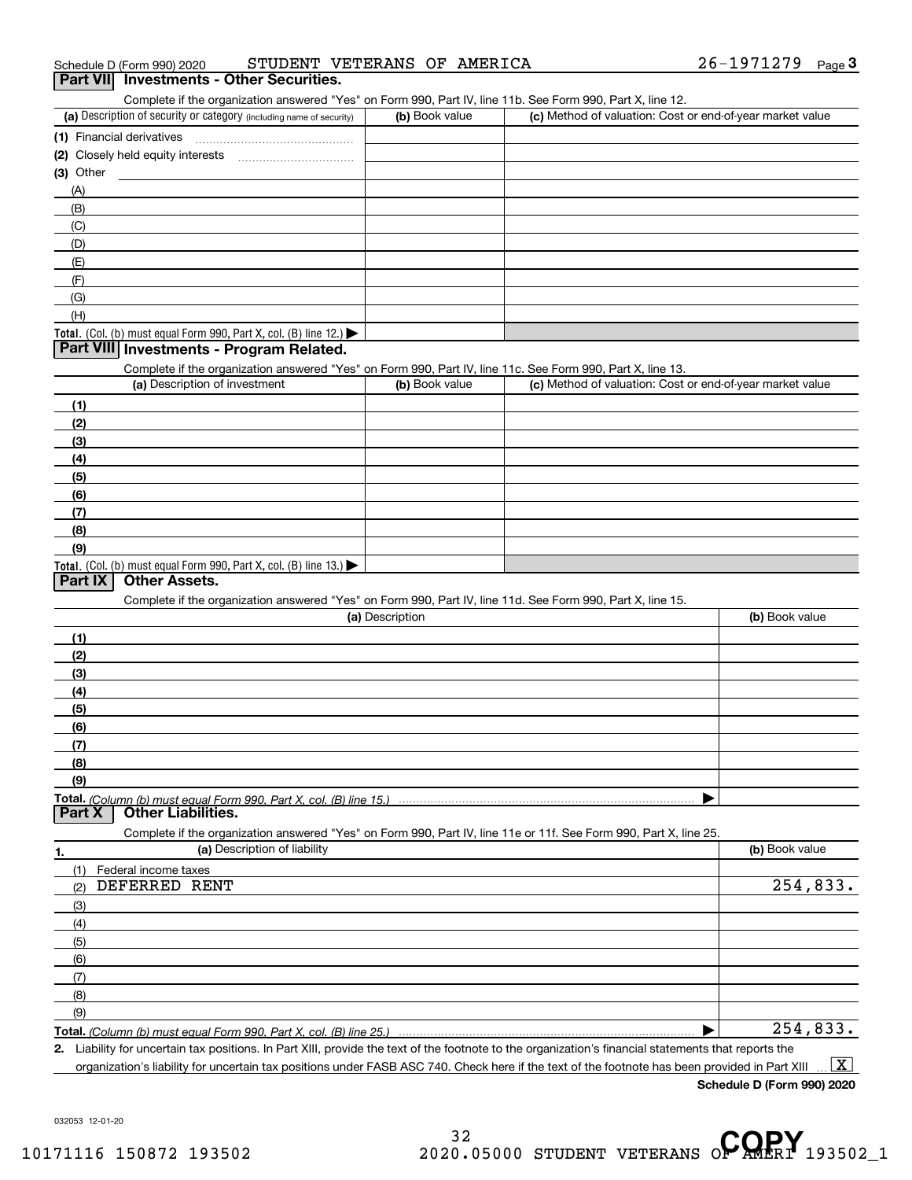Schedule D (Form 990) 2020 STUDENT VETERANS OF AMERICA 26-1971279 Page 3

## Part VII Investments - Other Securities.

Complete if the organization answered "Yes" on Form 990, Part IV, line 11b. See Form 990, Part X, line 12.

| (a) Description of security or category (including name of security) | (b) Book value | (c) Method of valuation: Cost or end-of-year market value |
|---|---|---|
| (1) Financial derivatives | | |
| (2) Closely held equity interests | | |
| (3) Other | | |
| (A) | | |
| (B) | | |
| (C) | | |
| (D) | | |
| (E) | | |
| (F) | | |
| (G) | | |
| (H) | | |
| **Total.** (Col. (b) must equal Form 990, Part X, col. (B) line 12.) ▶ | | |

## Part VIII Investments - Program Related.

Complete if the organization answered "Yes" on Form 990, Part IV, line 11c. See Form 990, Part X, line 13.

| (a) Description of investment | (b) Book value | (c) Method of valuation: Cost or end-of-year market value |
|---|---|---|
| (1) | | |
| (2) | | |
| (3) | | |
| (4) | | |
| (5) | | |
| (6) | | |
| (7) | | |
| (8) | | |
| (9) | | |
| **Total.** (Col. (b) must equal Form 990, Part X, col. (B) line 13.) ▶ | | |

## Part IX Other Assets.

Complete if the organization answered "Yes" on Form 990, Part IV, line 11d. See Form 990, Part X, line 15.

| (a) Description | (b) Book value |
|---|---|
| (1) | |
| (2) | |
| (3) | |
| (4) | |
| (5) | |
| (6) | |
| (7) | |
| (8) | |
| (9) | |
| **Total.** *(Column (b) must equal Form 990, Part X, col. (B) line 15.)* ▶ | |

## Part X Other Liabilities.

Complete if the organization answered "Yes" on Form 990, Part IV, line 11e or 11f. See Form 990, Part X, line 25.

| 1. (a) Description of liability | (b) Book value |
|---|---|
| (1) Federal income taxes | |
| (2) DEFERRED RENT | 254,833. |
| (3) | |
| (4) | |
| (5) | |
| (6) | |
| (7) | |
| (8) | |
| (9) | |
| **Total.** *(Column (b) must equal Form 990, Part X, col. (B) line 25.)* ▶ | 254,833. |

**2.** Liability for uncertain tax positions. In Part XIII, provide the text of the footnote to the organization's financial statements that reports the organization's liability for uncertain tax positions under FASB ASC 740. Check here if the text of the footnote has been provided in Part XIII ... [X]

**Schedule D (Form 990) 2020**

032053 12-01-20

10171116 150872 193502 2020.05000 STUDENT VETERANS OF AMERI 193502_1

COPY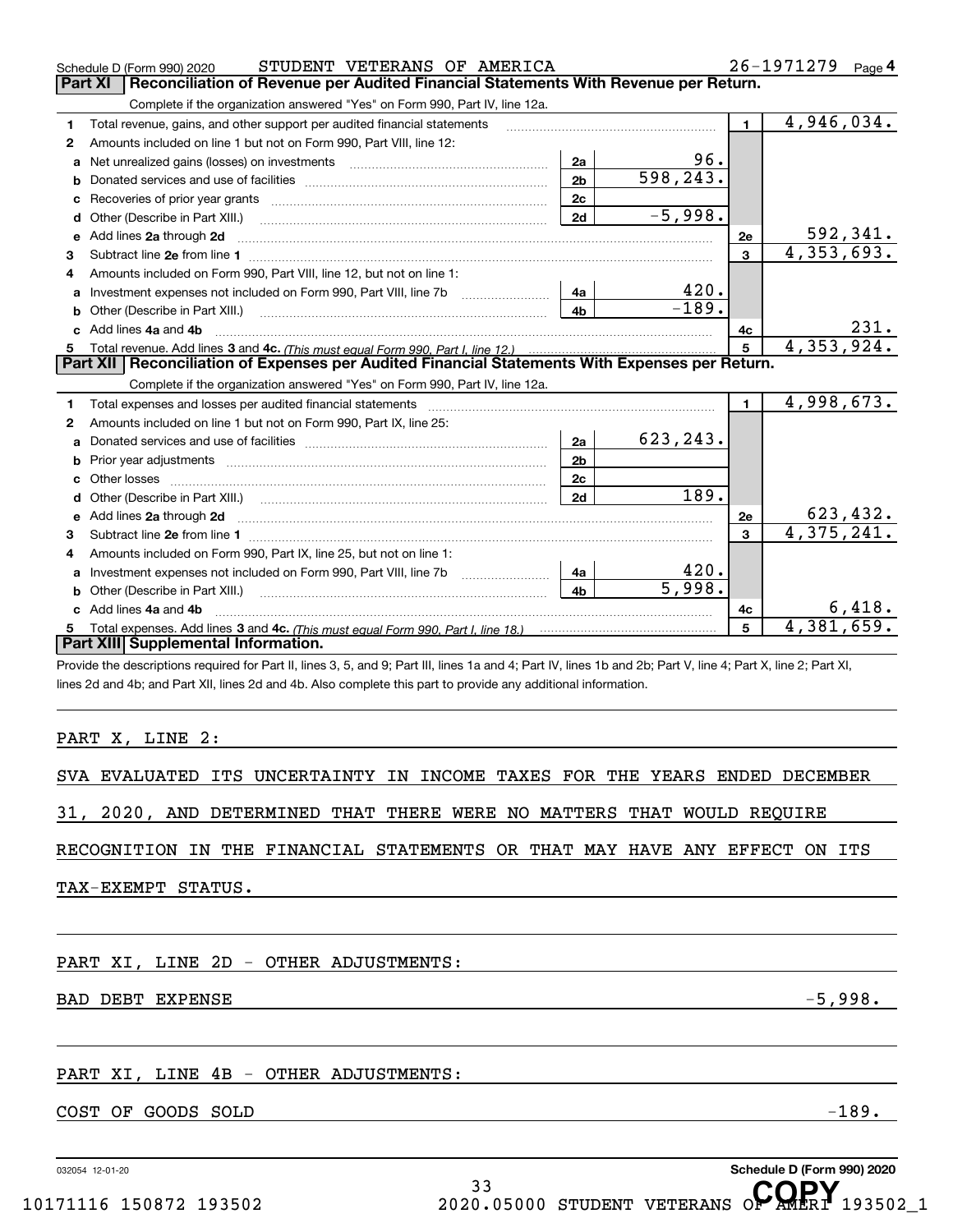Schedule D (Form 990) 2020 STUDENT VETERANS OF AMERICA 26-1971279 Page 4

## Part XI Reconciliation of Revenue per Audited Financial Statements With Revenue per Return.

Complete if the organization answered "Yes" on Form 990, Part IV, line 12a.

| | | | | | |
|---|---|---|---|---|---|
| 1 | Total revenue, gains, and other support per audited financial statements | | | 1 | 4,946,034. |
| 2 | Amounts included on line 1 but not on Form 990, Part VIII, line 12: | | | | |
| a | Net unrealized gains (losses) on investments | 2a | 96. | | |
| b | Donated services and use of facilities | 2b | 598,243. | | |
| c | Recoveries of prior year grants | 2c | | | |
| d | Other (Describe in Part XIII.) | 2d | -5,998. | | |
| e | Add lines 2a through 2d | | | 2e | 592,341. |
| 3 | Subtract line 2e from line 1 | | | 3 | 4,353,693. |
| 4 | Amounts included on Form 990, Part VIII, line 12, but not on line 1: | | | | |
| a | Investment expenses not included on Form 990, Part VIII, line 7b | 4a | 420. | | |
| b | Other (Describe in Part XIII.) | 4b | -189. | | |
| c | Add lines 4a and 4b | | | 4c | 231. |
| 5 | Total revenue. Add lines 3 and 4c. *(This must equal Form 990, Part I, line 12.)* | | | 5 | 4,353,924. |

## Part XII Reconciliation of Expenses per Audited Financial Statements With Expenses per Return.

Complete if the organization answered "Yes" on Form 990, Part IV, line 12a.

| | | | | | |
|---|---|---|---|---|---|
| 1 | Total expenses and losses per audited financial statements | | | 1 | 4,998,673. |
| 2 | Amounts included on line 1 but not on Form 990, Part IX, line 25: | | | | |
| a | Donated services and use of facilities | 2a | 623,243. | | |
| b | Prior year adjustments | 2b | | | |
| c | Other losses | 2c | | | |
| d | Other (Describe in Part XIII.) | 2d | 189. | | |
| e | Add lines 2a through 2d | | | 2e | 623,432. |
| 3 | Subtract line 2e from line 1 | | | 3 | 4,375,241. |
| 4 | Amounts included on Form 990, Part IX, line 25, but not on line 1: | | | | |
| a | Investment expenses not included on Form 990, Part VIII, line 7b | 4a | 420. | | |
| b | Other (Describe in Part XIII.) | 4b | 5,998. | | |
| c | Add lines 4a and 4b | | | 4c | 6,418. |
| 5 | Total expenses. Add lines 3 and 4c. *(This must equal Form 990, Part I, line 18.)* | | | 5 | 4,381,659. |

## Part XIII Supplemental Information.

Provide the descriptions required for Part II, lines 3, 5, and 9; Part III, lines 1a and 4; Part IV, lines 1b and 2b; Part V, line 4; Part X, line 2; Part XI, lines 2d and 4b; and Part XII, lines 2d and 4b. Also complete this part to provide any additional information.

PART X, LINE 2:

SVA EVALUATED ITS UNCERTAINTY IN INCOME TAXES FOR THE YEARS ENDED DECEMBER 31, 2020, AND DETERMINED THAT THERE WERE NO MATTERS THAT WOULD REQUIRE RECOGNITION IN THE FINANCIAL STATEMENTS OR THAT MAY HAVE ANY EFFECT ON ITS TAX-EXEMPT STATUS.

PART XI, LINE 2D - OTHER ADJUSTMENTS:

BAD DEBT EXPENSE -5,998.

PART XI, LINE 4B - OTHER ADJUSTMENTS:

COST OF GOODS SOLD -189.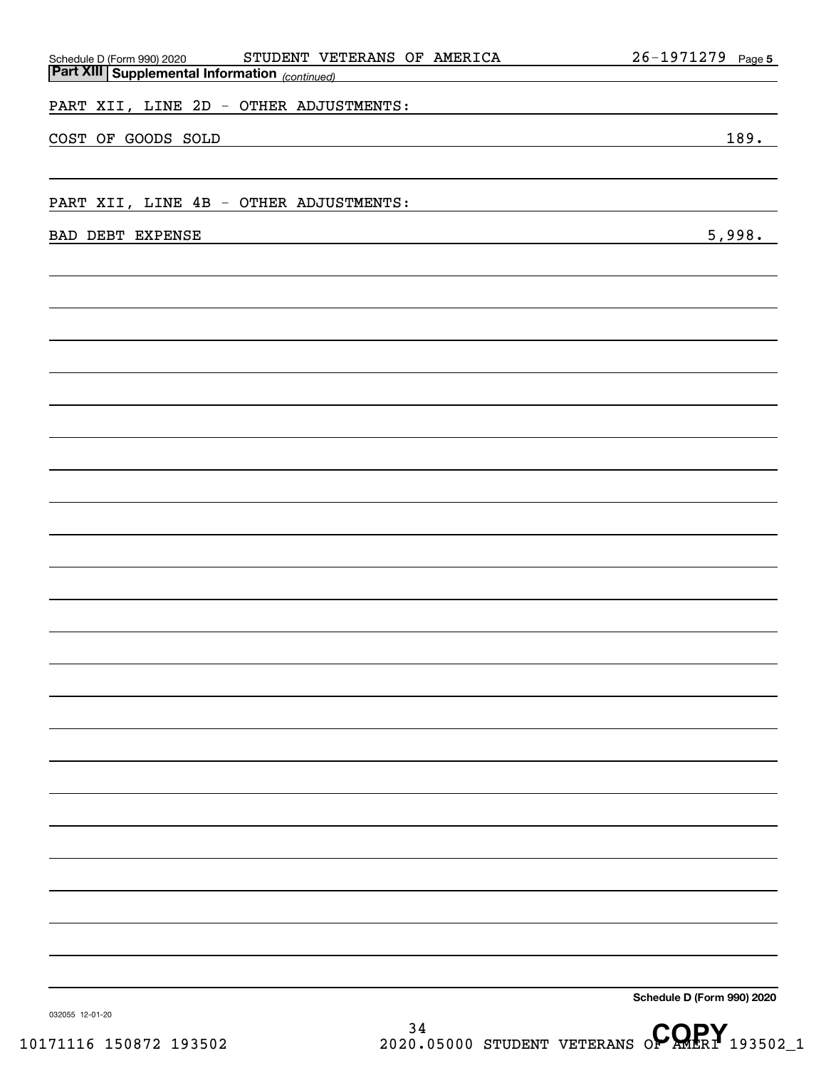Schedule D (Form 990) 2020 STUDENT VETERANS OF AMERICA 26-1971279 Page 5

**Part XIII Supplemental Information** *(continued)*

PART XII, LINE 2D - OTHER ADJUSTMENTS:

| | |
|---|---|
| COST OF GOODS SOLD | 189. |

PART XII, LINE 4B - OTHER ADJUSTMENTS:

| | |
|---|---|
| BAD DEBT EXPENSE | 5,998. |

**Schedule D (Form 990) 2020**

032055 12-01-20

10171116 150872 193502 2020.05000 STUDENT VETERANS OF AMERI 193502_1

COPY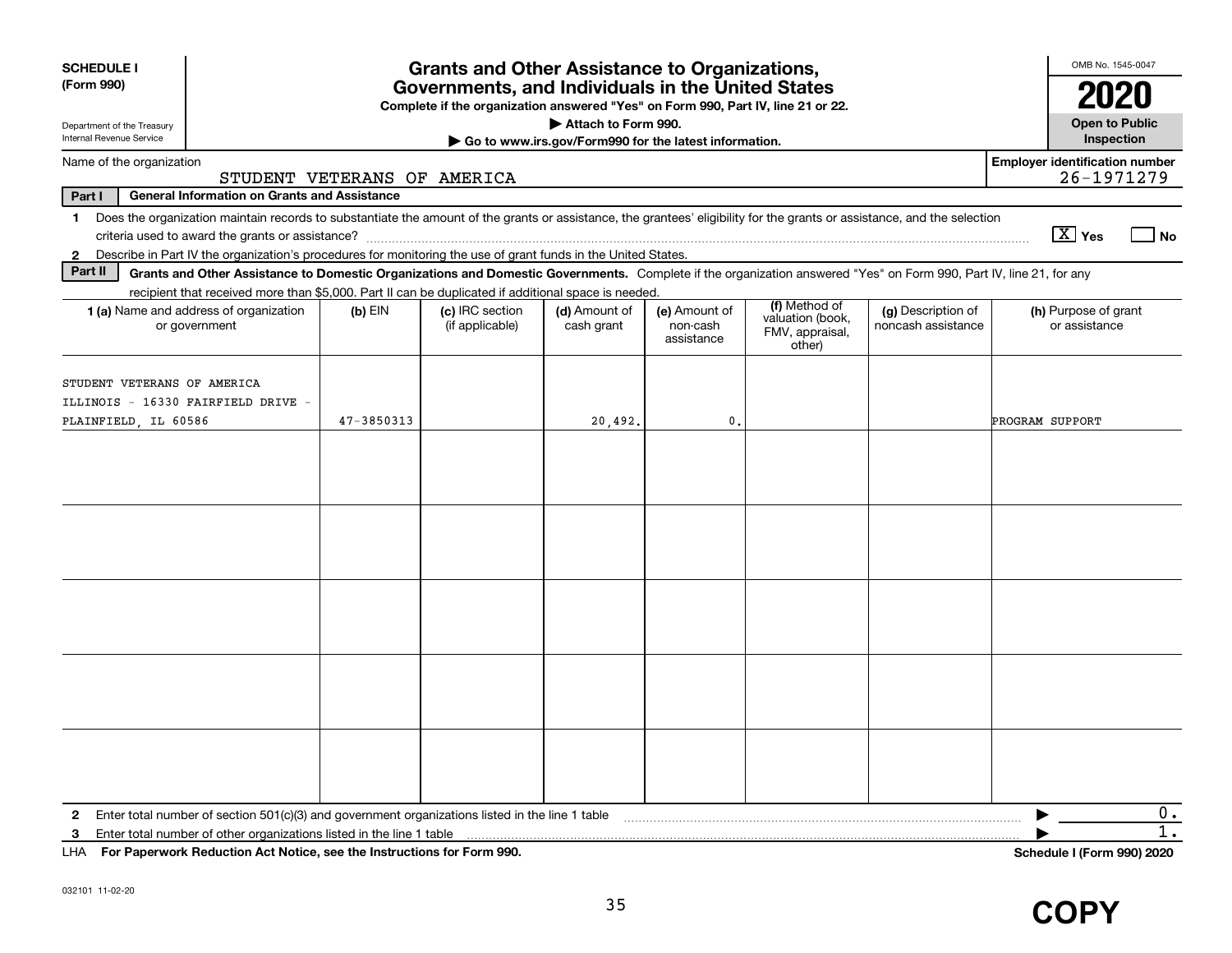**SCHEDULE I**
**(Form 990)**

Department of the Treasury
Internal Revenue Service

# Grants and Other Assistance to Organizations, Governments, and Individuals in the United States

**Complete if the organization answered "Yes" on Form 990, Part IV, line 21 or 22.**
**▶ Attach to Form 990.**
**▶ Go to www.irs.gov/Form990 for the latest information.**

OMB No. 1545-0047

**2020**

**Open to Public Inspection**

Name of the organization: STUDENT VETERANS OF AMERICA

**Employer identification number** 26-1971279

**Part I — General Information on Grants and Assistance**

1 Does the organization maintain records to substantiate the amount of the grants or assistance, the grantees' eligibility for the grants or assistance, and the selection criteria used to award the grants or assistance? [X] **Yes** [ ] **No**

2 Describe in Part IV the organization's procedures for monitoring the use of grant funds in the United States.

**Part II — Grants and Other Assistance to Domestic Organizations and Domestic Governments.** Complete if the organization answered "Yes" on Form 990, Part IV, line 21, for any recipient that received more than $5,000. Part II can be duplicated if additional space is needed.

| 1 (a) Name and address of organization or government | (b) EIN | (c) IRC section (if applicable) | (d) Amount of cash grant | (e) Amount of non-cash assistance | (f) Method of valuation (book, FMV, appraisal, other) | (g) Description of noncash assistance | (h) Purpose of grant or assistance |
|---|---|---|---|---|---|---|---|
| STUDENT VETERANS OF AMERICA ILLINOIS - 16330 FAIRFIELD DRIVE - PLAINFIELD, IL 60586 | 47-3850313 | | 20,492. | 0. | | | PROGRAM SUPPORT |
| | | | | | | | |
| | | | | | | | |
| | | | | | | | |
| | | | | | | | |
| | | | | | | | |

2 Enter total number of section 501(c)(3) and government organizations listed in the line 1 table ▶ 0.

3 Enter total number of other organizations listed in the line 1 table ▶ 1.

LHA **For Paperwork Reduction Act Notice, see the Instructions for Form 990.** **Schedule I (Form 990) 2020**

032101 11-02-20

**COPY**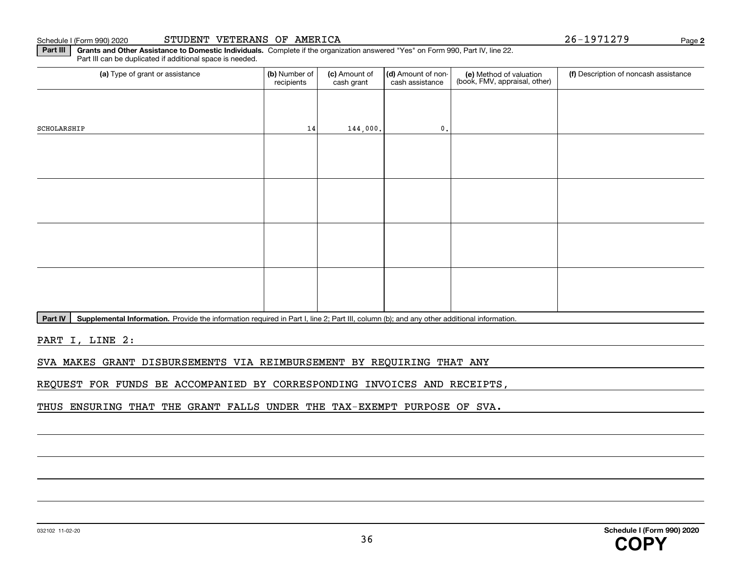Schedule I (Form 990) 2020 STUDENT VETERANS OF AMERICA 26-1971279 Page **2**

**Part III** **Grants and Other Assistance to Domestic Individuals.** Complete if the organization answered "Yes" on Form 990, Part IV, line 22. Part III can be duplicated if additional space is needed.

| (a) Type of grant or assistance | (b) Number of recipients | (c) Amount of cash grant | (d) Amount of non-cash assistance | (e) Method of valuation (book, FMV, appraisal, other) | (f) Description of noncash assistance |
|---|---|---|---|---|---|
| SCHOLARSHIP | 14 | 144,000. | 0. | | |
| | | | | | |
| | | | | | |
| | | | | | |
| | | | | | |

**Part IV** **Supplemental Information.** Provide the information required in Part I, line 2; Part III, column (b); and any other additional information.

PART I, LINE 2:

SVA MAKES GRANT DISBURSEMENTS VIA REIMBURSEMENT BY REQUIRING THAT ANY REQUEST FOR FUNDS BE ACCOMPANIED BY CORRESPONDING INVOICES AND RECEIPTS, THUS ENSURING THAT THE GRANT FALLS UNDER THE TAX-EXEMPT PURPOSE OF SVA.

032102 11-02-20 **Schedule I (Form 990) 2020**

**COPY**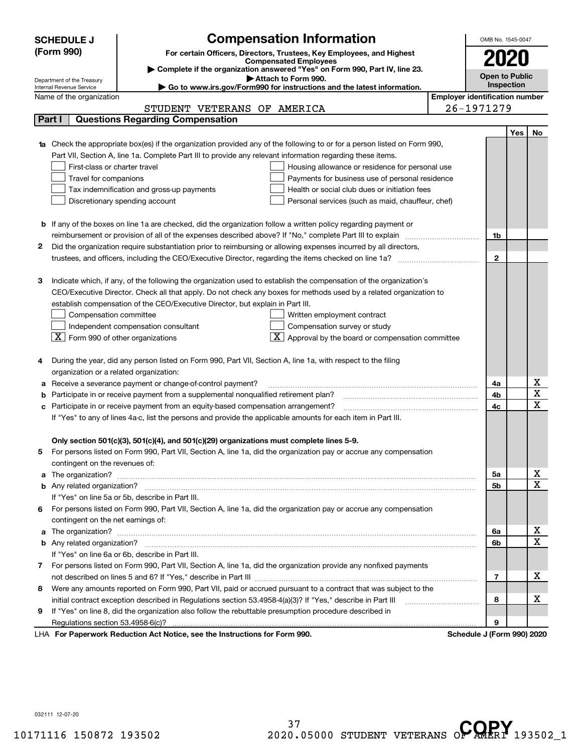# SCHEDULE J (Form 990)

## Compensation Information

**For certain Officers, Directors, Trustees, Key Employees, and Highest Compensated Employees**

▶ Complete if the organization answered "Yes" on Form 990, Part IV, line 23.

▶ Attach to Form 990.

▶ Go to www.irs.gov/Form990 for instructions and the latest information.

Department of the Treasury
Internal Revenue Service

OMB No. 1545-0047

**2020**

**Open to Public Inspection**

Name of the organization: STUDENT VETERANS OF AMERICA

Employer identification number: 26-1971279

### Part I Questions Regarding Compensation

| | | | Yes | No |
|---|---|---|---|---|
| **1a** | Check the appropriate box(es) if the organization provided any of the following to or for a person listed on Form 990, Part VII, Section A, line 1a. Complete Part III to provide any relevant information regarding these items.<br>☐ First-class or charter travel ☐ Housing allowance or residence for personal use<br>☐ Travel for companions ☐ Payments for business use of personal residence<br>☐ Tax indemnification and gross-up payments ☐ Health or social club dues or initiation fees<br>☐ Discretionary spending account ☐ Personal services (such as maid, chauffeur, chef) | | | |
| **b** | If any of the boxes on line 1a are checked, did the organization follow a written policy regarding payment or reimbursement or provision of all of the expenses described above? If "No," complete Part III to explain | 1b | | |
| **2** | Did the organization require substantiation prior to reimbursing or allowing expenses incurred by all directors, trustees, and officers, including the CEO/Executive Director, regarding the items checked on line 1a? | 2 | | |
| **3** | Indicate which, if any, of the following the organization used to establish the compensation of the organization's CEO/Executive Director. Check all that apply. Do not check any boxes for methods used by a related organization to establish compensation of the CEO/Executive Director, but explain in Part III.<br>☐ Compensation committee ☐ Written employment contract<br>☐ Independent compensation consultant ☐ Compensation survey or study<br>☒ Form 990 of other organizations ☒ Approval by the board or compensation committee | | | |
| **4** | During the year, did any person listed on Form 990, Part VII, Section A, line 1a, with respect to the filing organization or a related organization: | | | |
| **a** | Receive a severance payment or change-of-control payment? | 4a | | X |
| **b** | Participate in or receive payment from a supplemental nonqualified retirement plan? | 4b | | X |
| **c** | Participate in or receive payment from an equity-based compensation arrangement? | 4c | | X |
| | If "Yes" to any of lines 4a-c, list the persons and provide the applicable amounts for each item in Part III. | | | |
| | **Only section 501(c)(3), 501(c)(4), and 501(c)(29) organizations must complete lines 5-9.** | | | |
| **5** | For persons listed on Form 990, Part VII, Section A, line 1a, did the organization pay or accrue any compensation contingent on the revenues of: | | | |
| **a** | The organization? | 5a | | X |
| **b** | Any related organization? | 5b | | X |
| | If "Yes" on line 5a or 5b, describe in Part III. | | | |
| **6** | For persons listed on Form 990, Part VII, Section A, line 1a, did the organization pay or accrue any compensation contingent on the net earnings of: | | | |
| **a** | The organization? | 6a | | X |
| **b** | Any related organization? | 6b | | X |
| | If "Yes" on line 6a or 6b, describe in Part III. | | | |
| **7** | For persons listed on Form 990, Part VII, Section A, line 1a, did the organization provide any nonfixed payments not described on lines 5 and 6? If "Yes," describe in Part III | 7 | | X |
| **8** | Were any amounts reported on Form 990, Part VII, paid or accrued pursuant to a contract that was subject to the initial contract exception described in Regulations section 53.4958-4(a)(3)? If "Yes," describe in Part III | 8 | | X |
| **9** | If "Yes" on line 8, did the organization also follow the rebuttable presumption procedure described in Regulations section 53.4958-6(c)? | 9 | | |

LHA **For Paperwork Reduction Act Notice, see the Instructions for Form 990.** **Schedule J (Form 990) 2020**

032111 12-07-20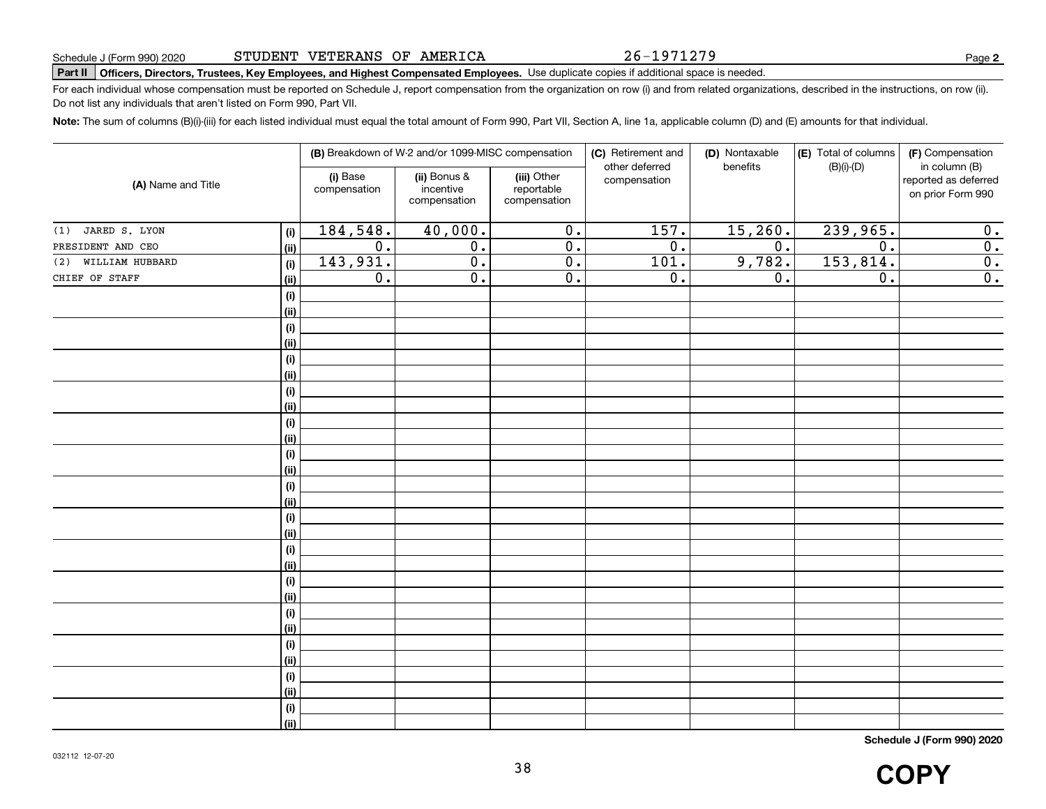Schedule J (Form 990) 2020 STUDENT VETERANS OF AMERICA 26-1971279 Page **2**

**Part II** **Officers, Directors, Trustees, Key Employees, and Highest Compensated Employees.** Use duplicate copies if additional space is needed.

For each individual whose compensation must be reported on Schedule J, report compensation from the organization on row (i) and from related organizations, described in the instructions, on row (ii). Do not list any individuals that aren't listed on Form 990, Part VII.

**Note:** The sum of columns (B)(i)-(iii) for each listed individual must equal the total amount of Form 990, Part VII, Section A, line 1a, applicable column (D) and (E) amounts for that individual.

| (A) Name and Title | | (B) Breakdown of W-2 and/or 1099-MISC compensation | | | (C) Retirement and other deferred compensation | (D) Nontaxable benefits | (E) Total of columns (B)(i)-(D) | (F) Compensation in column (B) reported as deferred on prior Form 990 |
|---|---|---|---|---|---|---|---|---|
| | | (i) Base compensation | (ii) Bonus & incentive compensation | (iii) Other reportable compensation | | | | |
| (1) JARED S. LYON | (i) | 184,548. | 40,000. | 0. | 157. | 15,260. | 239,965. | 0. |
| PRESIDENT AND CEO | (ii) | 0. | 0. | 0. | 0. | 0. | 0. | 0. |
| (2) WILLIAM HUBBARD | (i) | 143,931. | 0. | 0. | 101. | 9,782. | 153,814. | 0. |
| CHIEF OF STAFF | (ii) | 0. | 0. | 0. | 0. | 0. | 0. | 0. |
| | (i) | | | | | | | |
| | (ii) | | | | | | | |
| | (i) | | | | | | | |
| | (ii) | | | | | | | |
| | (i) | | | | | | | |
| | (ii) | | | | | | | |
| | (i) | | | | | | | |
| | (ii) | | | | | | | |
| | (i) | | | | | | | |
| | (ii) | | | | | | | |
| | (i) | | | | | | | |
| | (ii) | | | | | | | |
| | (i) | | | | | | | |
| | (ii) | | | | | | | |
| | (i) | | | | | | | |
| | (ii) | | | | | | | |
| | (i) | | | | | | | |
| | (ii) | | | | | | | |
| | (i) | | | | | | | |
| | (ii) | | | | | | | |
| | (i) | | | | | | | |
| | (ii) | | | | | | | |
| | (i) | | | | | | | |
| | (ii) | | | | | | | |
| | (i) | | | | | | | |
| | (ii) | | | | | | | |
| | (i) | | | | | | | |
| | (ii) | | | | | | | |

**Schedule J (Form 990) 2020**

032112 12-07-20

**COPY**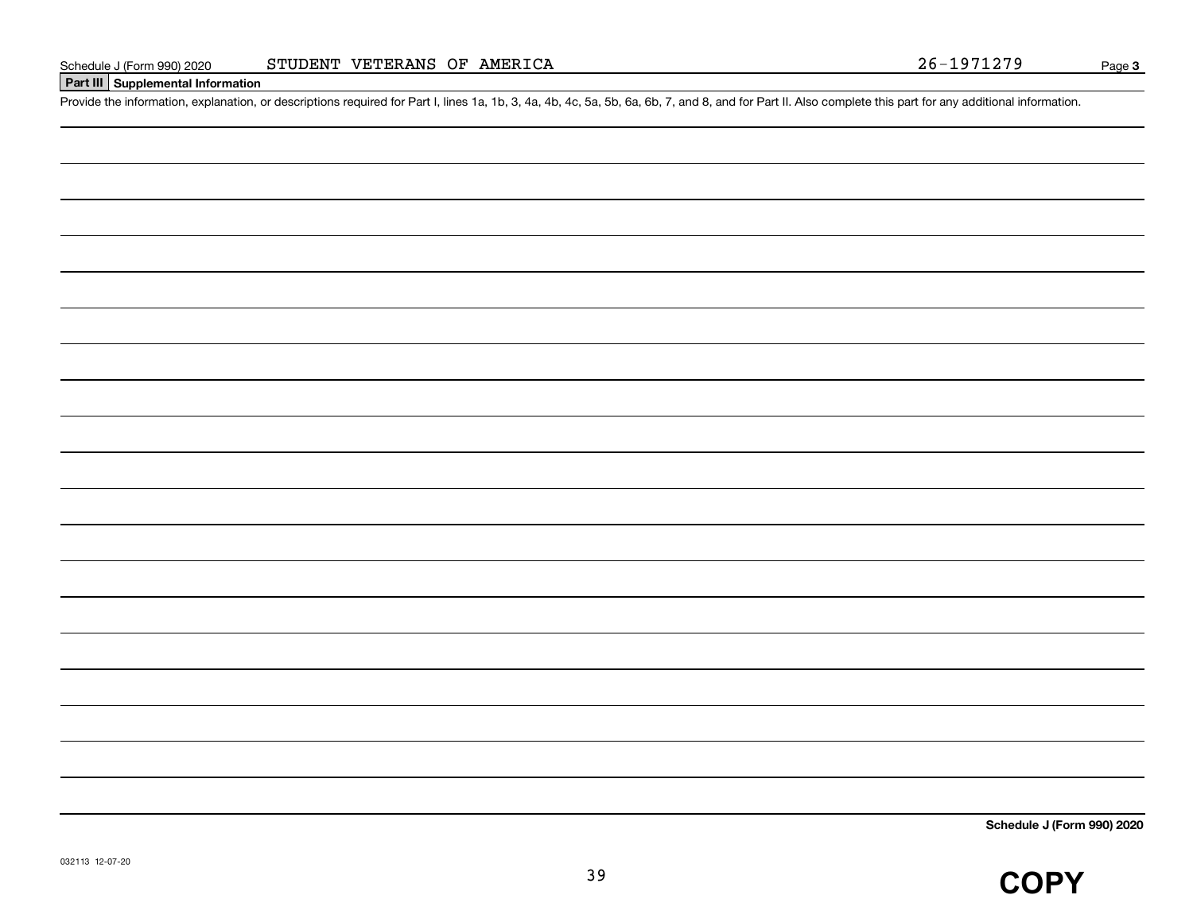## Part III Supplemental Information

Provide the information, explanation, or descriptions required for Part I, lines 1a, 1b, 3, 4a, 4b, 4c, 5a, 5b, 6a, 6b, 7, and 8, and for Part II. Also complete this part for any additional information.

032113 12-07-20

**COPY**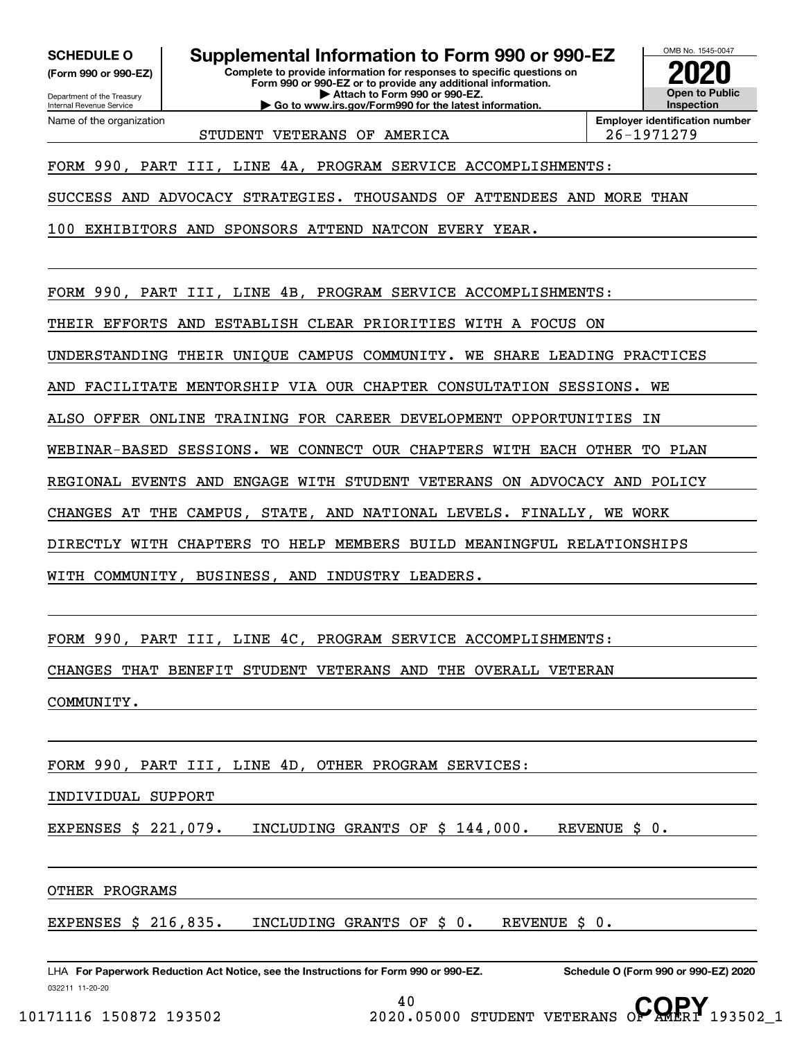**SCHEDULE O**
**(Form 990 or 990-EZ)**

Department of the Treasury
Internal Revenue Service

# Supplemental Information to Form 990 or 990-EZ

**Complete to provide information for responses to specific questions on Form 990 or 990-EZ or to provide any additional information.**
**▶ Attach to Form 990 or 990-EZ.**
**▶ Go to www.irs.gov/Form990 for the latest information.**

OMB No. 1545-0047
**2020**
**Open to Public Inspection**

| Name of the organization | Employer identification number |
|---|---|
| STUDENT VETERANS OF AMERICA | 26-1971279 |

FORM 990, PART III, LINE 4A, PROGRAM SERVICE ACCOMPLISHMENTS:

SUCCESS AND ADVOCACY STRATEGIES. THOUSANDS OF ATTENDEES AND MORE THAN 100 EXHIBITORS AND SPONSORS ATTEND NATCON EVERY YEAR.

FORM 990, PART III, LINE 4B, PROGRAM SERVICE ACCOMPLISHMENTS:

THEIR EFFORTS AND ESTABLISH CLEAR PRIORITIES WITH A FOCUS ON UNDERSTANDING THEIR UNIQUE CAMPUS COMMUNITY. WE SHARE LEADING PRACTICES AND FACILITATE MENTORSHIP VIA OUR CHAPTER CONSULTATION SESSIONS. WE ALSO OFFER ONLINE TRAINING FOR CAREER DEVELOPMENT OPPORTUNITIES IN WEBINAR-BASED SESSIONS. WE CONNECT OUR CHAPTERS WITH EACH OTHER TO PLAN REGIONAL EVENTS AND ENGAGE WITH STUDENT VETERANS ON ADVOCACY AND POLICY CHANGES AT THE CAMPUS, STATE, AND NATIONAL LEVELS. FINALLY, WE WORK DIRECTLY WITH CHAPTERS TO HELP MEMBERS BUILD MEANINGFUL RELATIONSHIPS WITH COMMUNITY, BUSINESS, AND INDUSTRY LEADERS.

FORM 990, PART III, LINE 4C, PROGRAM SERVICE ACCOMPLISHMENTS:

CHANGES THAT BENEFIT STUDENT VETERANS AND THE OVERALL VETERAN COMMUNITY.

FORM 990, PART III, LINE 4D, OTHER PROGRAM SERVICES:

INDIVIDUAL SUPPORT

EXPENSES $ 221,079. INCLUDING GRANTS OF $ 144,000. REVENUE $ 0.

OTHER PROGRAMS

EXPENSES $ 216,835. INCLUDING GRANTS OF $ 0. REVENUE $ 0.

LHA **For Paperwork Reduction Act Notice, see the Instructions for Form 990 or 990-EZ.** **Schedule O (Form 990 or 990-EZ) 2020**

032211 11-20-20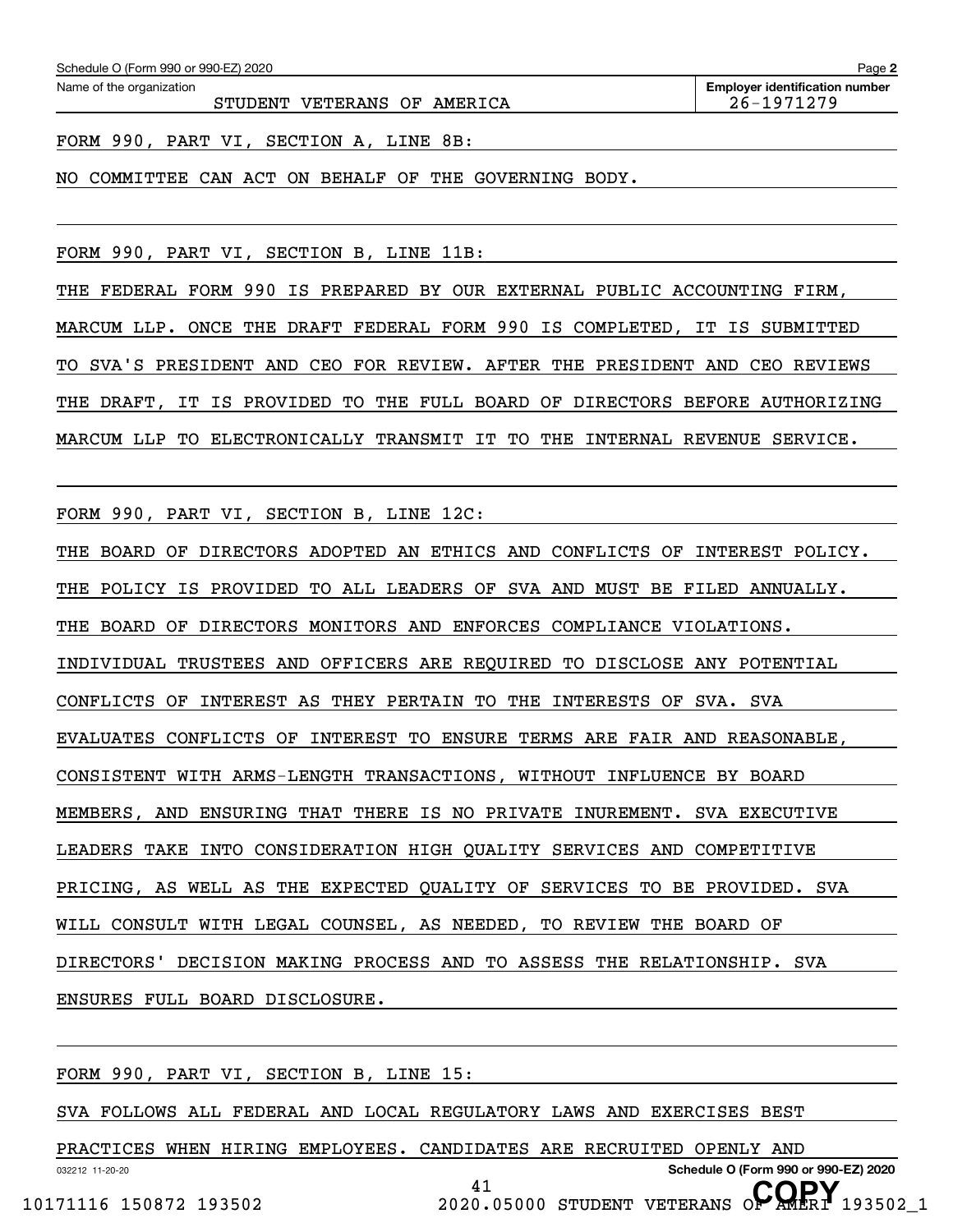Schedule O (Form 990 or 990-EZ) 2020

Name of the organization: STUDENT VETERANS OF AMERICA

Employer identification number: 26-1971279

FORM 990, PART VI, SECTION A, LINE 8B:

NO COMMITTEE CAN ACT ON BEHALF OF THE GOVERNING BODY.

FORM 990, PART VI, SECTION B, LINE 11B:

THE FEDERAL FORM 990 IS PREPARED BY OUR EXTERNAL PUBLIC ACCOUNTING FIRM, MARCUM LLP. ONCE THE DRAFT FEDERAL FORM 990 IS COMPLETED, IT IS SUBMITTED TO SVA'S PRESIDENT AND CEO FOR REVIEW. AFTER THE PRESIDENT AND CEO REVIEWS THE DRAFT, IT IS PROVIDED TO THE FULL BOARD OF DIRECTORS BEFORE AUTHORIZING MARCUM LLP TO ELECTRONICALLY TRANSMIT IT TO THE INTERNAL REVENUE SERVICE.

FORM 990, PART VI, SECTION B, LINE 12C:

THE BOARD OF DIRECTORS ADOPTED AN ETHICS AND CONFLICTS OF INTEREST POLICY. THE POLICY IS PROVIDED TO ALL LEADERS OF SVA AND MUST BE FILED ANNUALLY. THE BOARD OF DIRECTORS MONITORS AND ENFORCES COMPLIANCE VIOLATIONS. INDIVIDUAL TRUSTEES AND OFFICERS ARE REQUIRED TO DISCLOSE ANY POTENTIAL CONFLICTS OF INTEREST AS THEY PERTAIN TO THE INTERESTS OF SVA. SVA EVALUATES CONFLICTS OF INTEREST TO ENSURE TERMS ARE FAIR AND REASONABLE, CONSISTENT WITH ARMS-LENGTH TRANSACTIONS, WITHOUT INFLUENCE BY BOARD MEMBERS, AND ENSURING THAT THERE IS NO PRIVATE INUREMENT. SVA EXECUTIVE LEADERS TAKE INTO CONSIDERATION HIGH QUALITY SERVICES AND COMPETITIVE PRICING, AS WELL AS THE EXPECTED QUALITY OF SERVICES TO BE PROVIDED. SVA WILL CONSULT WITH LEGAL COUNSEL, AS NEEDED, TO REVIEW THE BOARD OF DIRECTORS' DECISION MAKING PROCESS AND TO ASSESS THE RELATIONSHIP. SVA ENSURES FULL BOARD DISCLOSURE.

FORM 990, PART VI, SECTION B, LINE 15:

SVA FOLLOWS ALL FEDERAL AND LOCAL REGULATORY LAWS AND EXERCISES BEST PRACTICES WHEN HIRING EMPLOYEES. CANDIDATES ARE RECRUITED OPENLY AND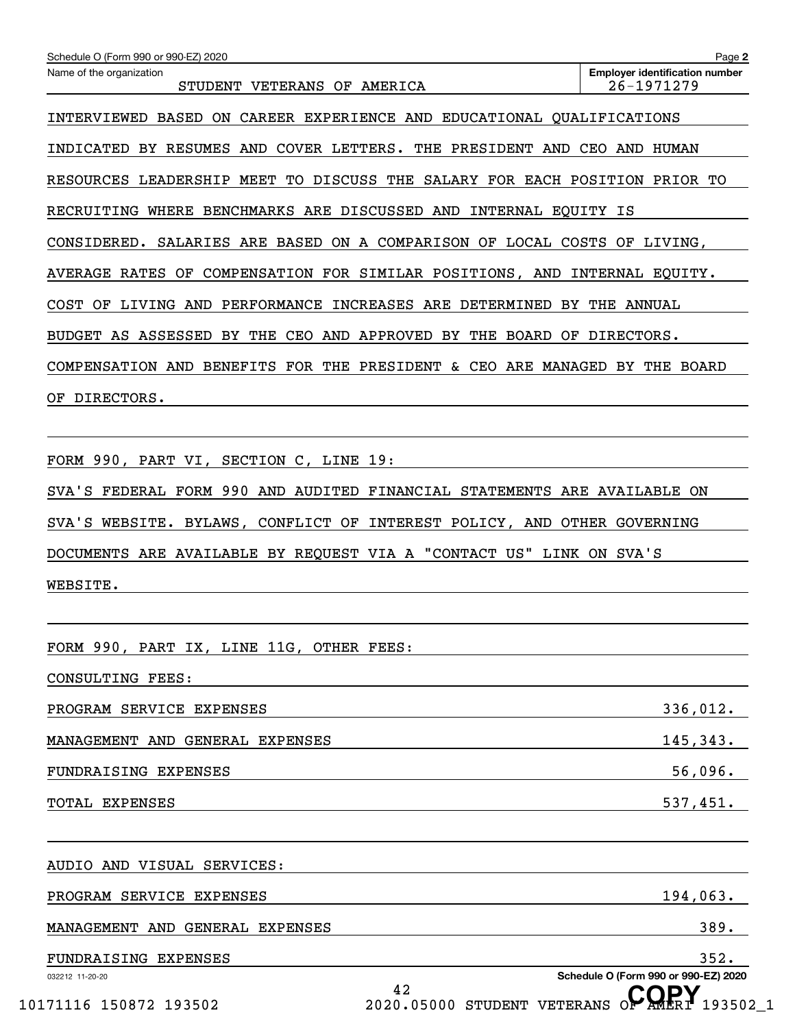Schedule O (Form 990 or 990-EZ) 2020

Name of the organization: STUDENT VETERANS OF AMERICA

Employer identification number: 26-1971279

INTERVIEWED BASED ON CAREER EXPERIENCE AND EDUCATIONAL QUALIFICATIONS INDICATED BY RESUMES AND COVER LETTERS. THE PRESIDENT AND CEO AND HUMAN RESOURCES LEADERSHIP MEET TO DISCUSS THE SALARY FOR EACH POSITION PRIOR TO RECRUITING WHERE BENCHMARKS ARE DISCUSSED AND INTERNAL EQUITY IS CONSIDERED. SALARIES ARE BASED ON A COMPARISON OF LOCAL COSTS OF LIVING, AVERAGE RATES OF COMPENSATION FOR SIMILAR POSITIONS, AND INTERNAL EQUITY. COST OF LIVING AND PERFORMANCE INCREASES ARE DETERMINED BY THE ANNUAL BUDGET AS ASSESSED BY THE CEO AND APPROVED BY THE BOARD OF DIRECTORS. COMPENSATION AND BENEFITS FOR THE PRESIDENT & CEO ARE MANAGED BY THE BOARD OF DIRECTORS.

FORM 990, PART VI, SECTION C, LINE 19:

SVA'S FEDERAL FORM 990 AND AUDITED FINANCIAL STATEMENTS ARE AVAILABLE ON SVA'S WEBSITE. BYLAWS, CONFLICT OF INTEREST POLICY, AND OTHER GOVERNING DOCUMENTS ARE AVAILABLE BY REQUEST VIA A "CONTACT US" LINK ON SVA'S WEBSITE.

FORM 990, PART IX, LINE 11G, OTHER FEES:

CONSULTING FEES:

| | |
|---|---|
| PROGRAM SERVICE EXPENSES | 336,012. |
| MANAGEMENT AND GENERAL EXPENSES | 145,343. |
| FUNDRAISING EXPENSES | 56,096. |
| TOTAL EXPENSES | 537,451. |

AUDIO AND VISUAL SERVICES:

| | |
|---|---|
| PROGRAM SERVICE EXPENSES | 194,063. |
| MANAGEMENT AND GENERAL EXPENSES | 389. |
| FUNDRAISING EXPENSES | 352. |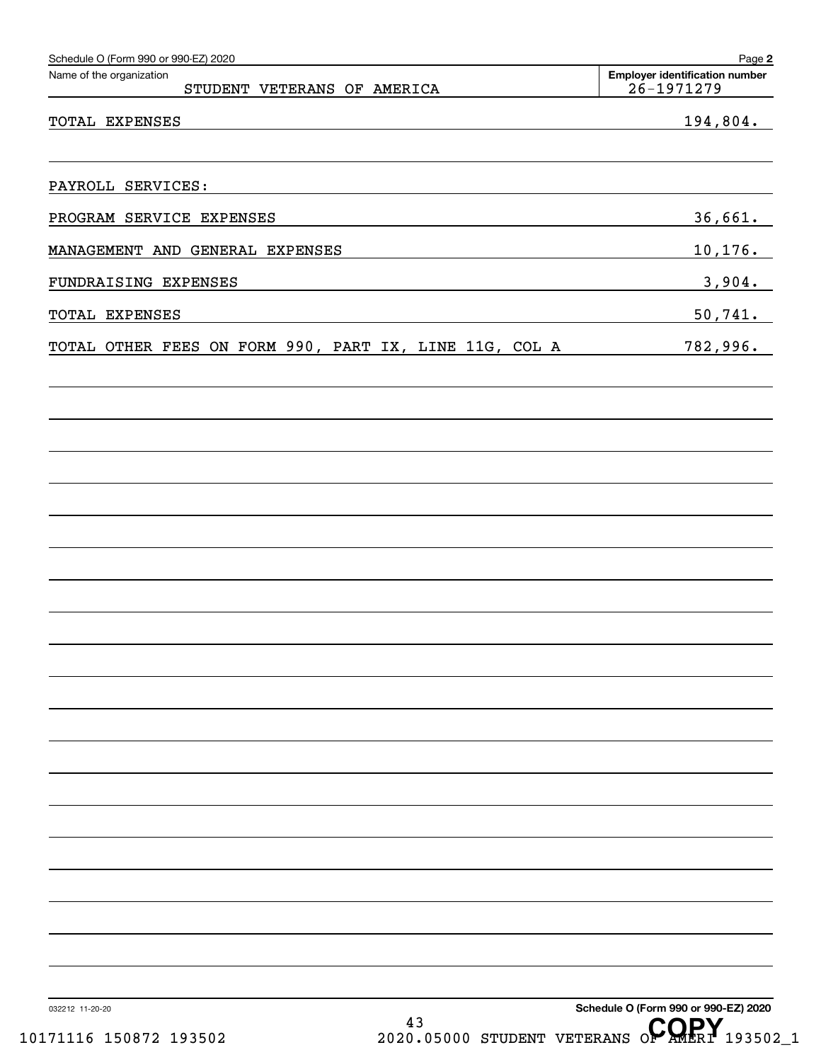Schedule O (Form 990 or 990-EZ) 2020 Page **2**

| Name of the organization | Employer identification number |
| --- | --- |
| STUDENT VETERANS OF AMERICA | 26-1971279 |

| | |
| --- | --- |
| TOTAL EXPENSES | 194,804. |
| | |
| PAYROLL SERVICES: | |
| PROGRAM SERVICE EXPENSES | 36,661. |
| MANAGEMENT AND GENERAL EXPENSES | 10,176. |
| FUNDRAISING EXPENSES | 3,904. |
| TOTAL EXPENSES | 50,741. |
| TOTAL OTHER FEES ON FORM 990, PART IX, LINE 11G, COL A | 782,996. |

032212 11-20-20 **Schedule O (Form 990 or 990-EZ) 2020**